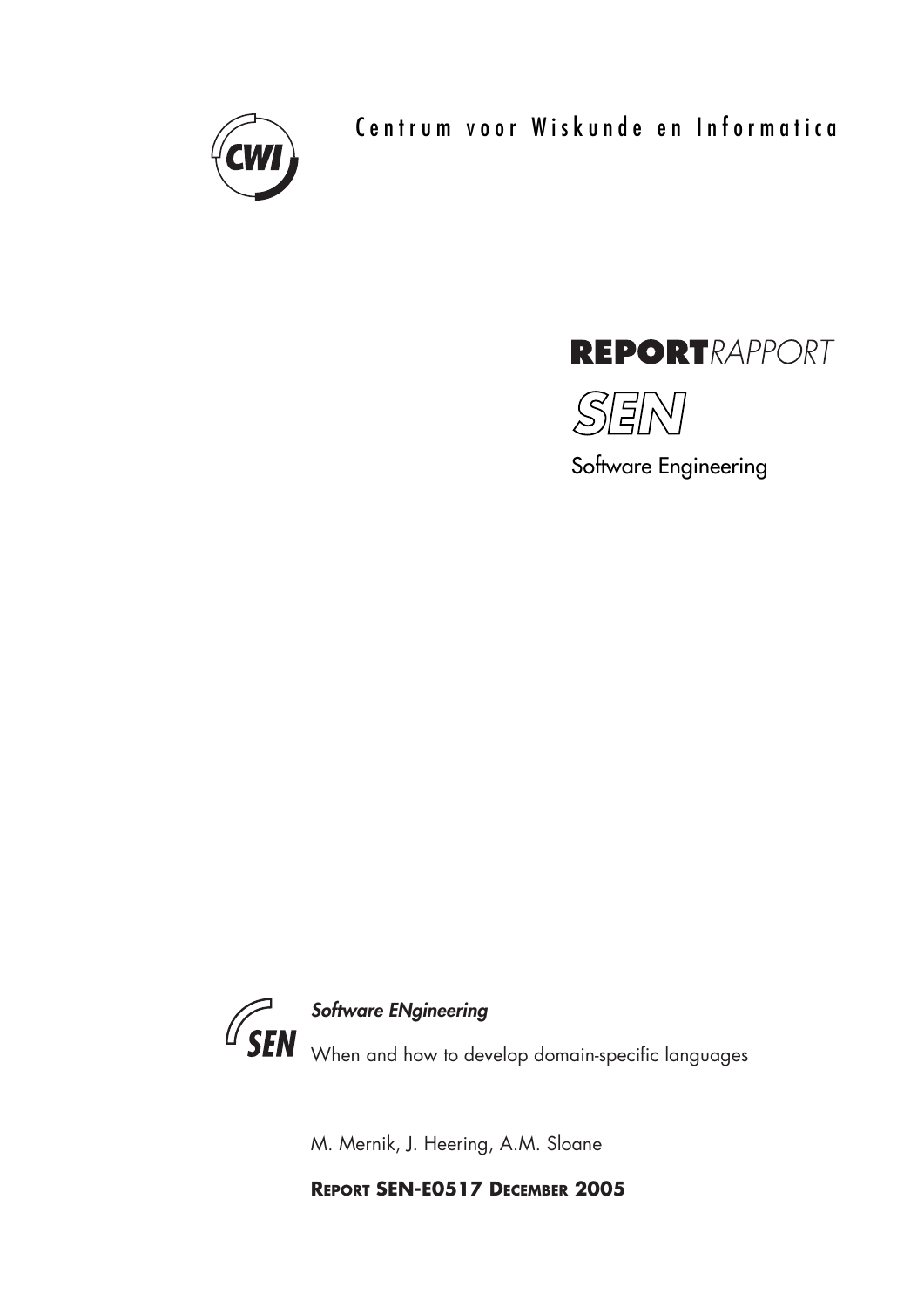Centrum voor Wiskunde en Informatica

**REPORT***RAPPORT*

SEN

Software Engineering

***Software ENgineering***

When and how to develop domain-specific languages

M. Mernik, J. Heering, A.M. Sloane

**REPORT SEN-E0517 DECEMBER 2005**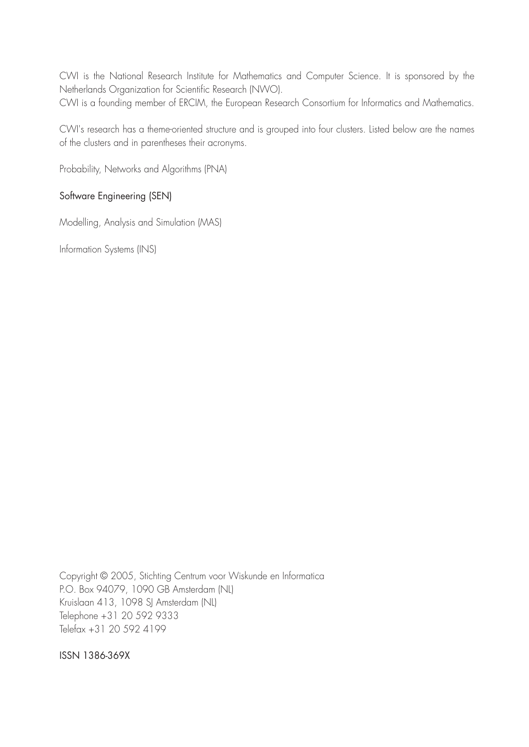CWI is the National Research Institute for Mathematics and Computer Science. It is sponsored by the Netherlands Organization for Scientific Research (NWO).
CWI is a founding member of ERCIM, the European Research Consortium for Informatics and Mathematics.

CWI's research has a theme-oriented structure and is grouped into four clusters. Listed below are the names of the clusters and in parentheses their acronyms.

Probability, Networks and Algorithms (PNA)

Software Engineering (SEN)

Modelling, Analysis and Simulation (MAS)

Information Systems (INS)

Copyright © 2005, Stichting Centrum voor Wiskunde en Informatica
P.O. Box 94079, 1090 GB Amsterdam (NL)
Kruislaan 413, 1098 SJ Amsterdam (NL)
Telephone +31 20 592 9333
Telefax +31 20 592 4199

ISSN 1386-369X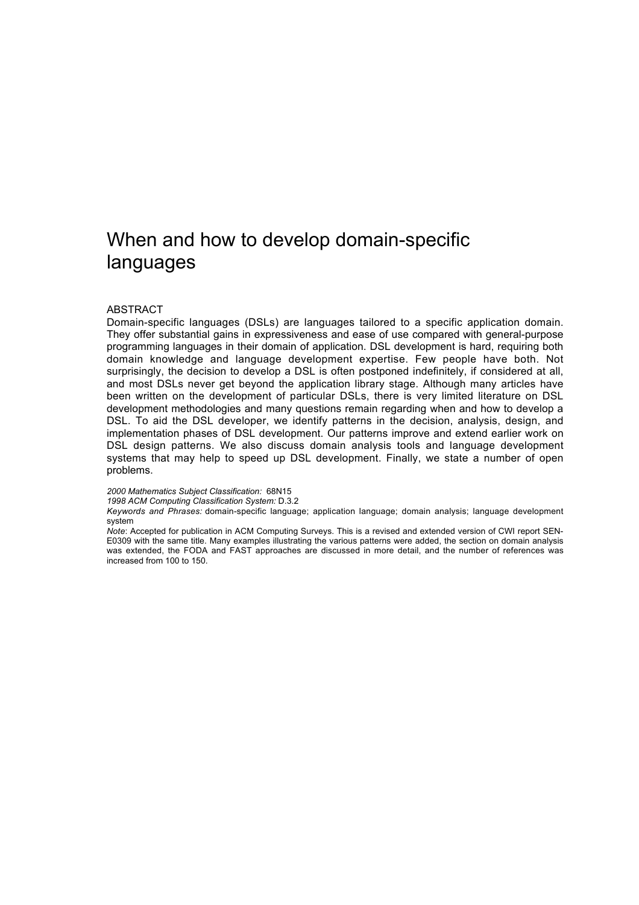# When and how to develop domain-specific languages

ABSTRACT

Domain-specific languages (DSLs) are languages tailored to a specific application domain. They offer substantial gains in expressiveness and ease of use compared with general-purpose programming languages in their domain of application. DSL development is hard, requiring both domain knowledge and language development expertise. Few people have both. Not surprisingly, the decision to develop a DSL is often postponed indefinitely, if considered at all, and most DSLs never get beyond the application library stage. Although many articles have been written on the development of particular DSLs, there is very limited literature on DSL development methodologies and many questions remain regarding when and how to develop a DSL. To aid the DSL developer, we identify patterns in the decision, analysis, design, and implementation phases of DSL development. Our patterns improve and extend earlier work on DSL design patterns. We also discuss domain analysis tools and language development systems that may help to speed up DSL development. Finally, we state a number of open problems.

*2000 Mathematics Subject Classification:* 68N15

*1998 ACM Computing Classification System:* D.3.2

*Keywords and Phrases:* domain-specific language; application language; domain analysis; language development system

*Note*: Accepted for publication in ACM Computing Surveys. This is a revised and extended version of CWI report SEN-E0309 with the same title. Many examples illustrating the various patterns were added, the section on domain analysis was extended, the FODA and FAST approaches are discussed in more detail, and the number of references was increased from 100 to 150.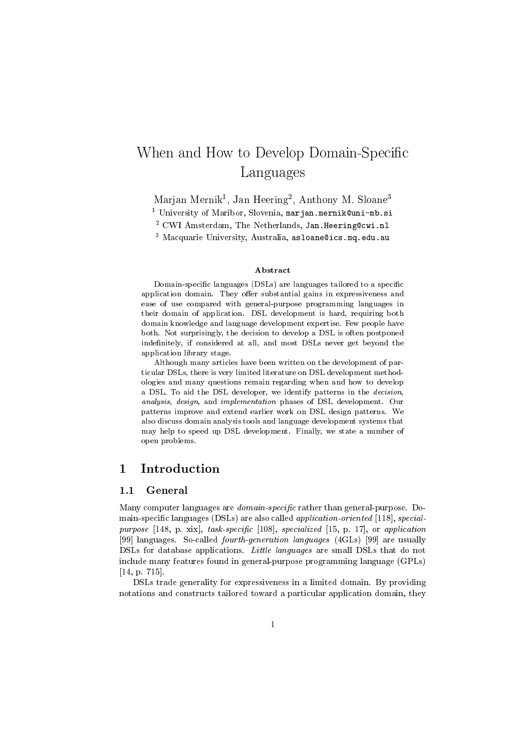# When and How to Develop Domain-Specific Languages

Marjan Mernik[1], Jan Heering[2], Anthony M. Sloane[3]

[1] University of Maribor, Slovenia, `marjan.mernik@uni-mb.si`

[2] CWI Amsterdam, The Netherlands, `Jan.Heering@cwi.nl`

[3] Macquarie University, Australia, `asloane@ics.mq.edu.au`

**Abstract**

Domain-specific languages (DSLs) are languages tailored to a specific application domain. They offer substantial gains in expressiveness and ease of use compared with general-purpose programming languages in their domain of application. DSL development is hard, requiring both domain knowledge and language development expertise. Few people have both. Not surprisingly, the decision to develop a DSL is often postponed indefinitely, if considered at all, and most DSLs never get beyond the application library stage.

Although many articles have been written on the development of particular DSLs, there is very limited literature on DSL development methodologies and many questions remain regarding when and how to develop a DSL. To aid the DSL developer, we identify patterns in the *decision*, *analysis*, *design*, and *implementation* phases of DSL development. Our patterns improve and extend earlier work on DSL design patterns. We also discuss domain analysis tools and language development systems that may help to speed up DSL development. Finally, we state a number of open problems.

## 1 Introduction

### 1.1 General

Many computer languages are *domain-specific* rather than general-purpose. Domain-specific languages (DSLs) are also called *application-oriented* [118], *special-purpose* [148, p. xix], *task-specific* [108], *specialized* [15, p. 17], or *application* [99] languages. So-called *fourth-generation languages* (4GLs) [99] are usually DSLs for database applications. *Little languages* are small DSLs that do not include many features found in general-purpose programming language (GPLs) [14, p. 715].

DSLs trade generality for expressiveness in a limited domain. By providing notations and constructs tailored toward a particular application domain, they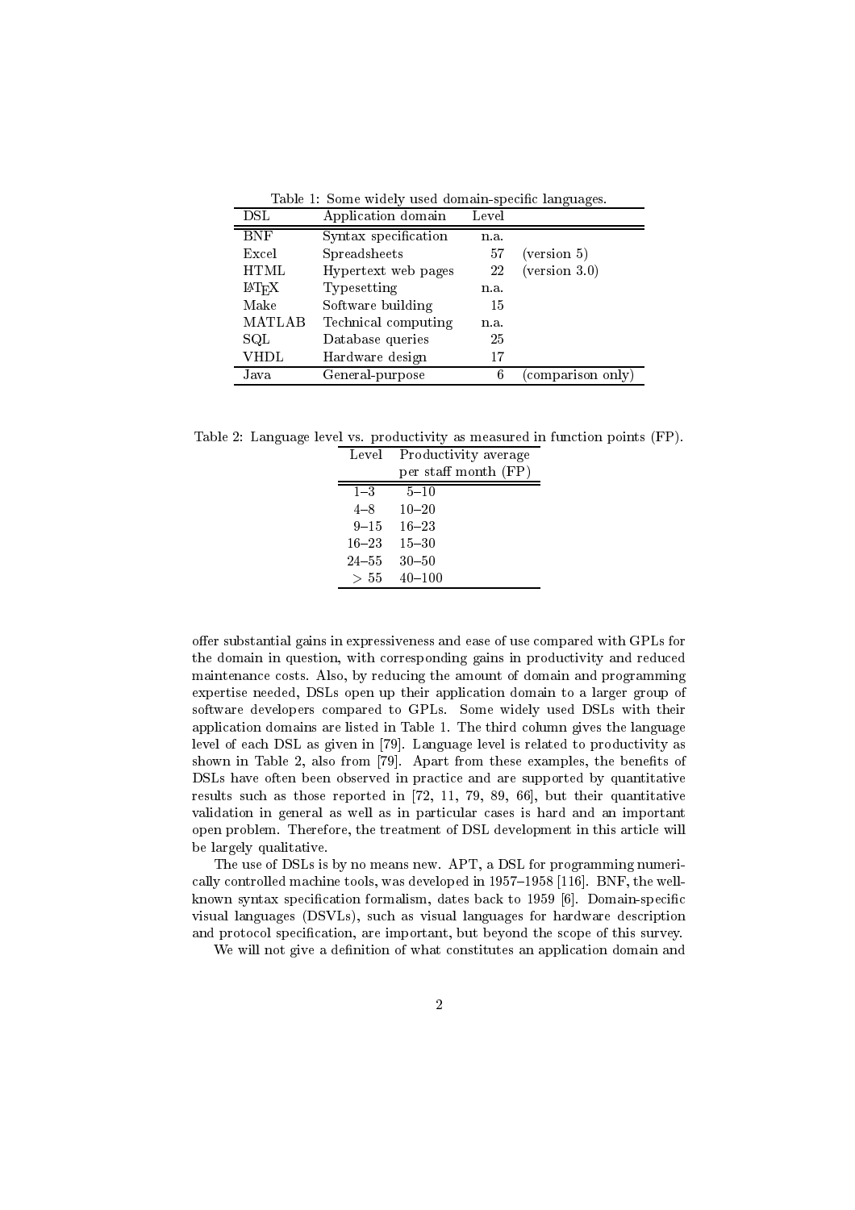Table 1: Some widely used domain-specific languages.

| DSL | Application domain | Level | |
|---|---|---|---|
| BNF | Syntax specification | n.a. | |
| Excel | Spreadsheets | 57 | (version 5) |
| HTML | Hypertext web pages | 22 | (version 3.0) |
| LaTeX | Typesetting | n.a. | |
| Make | Software building | 15 | |
| MATLAB | Technical computing | n.a. | |
| SQL | Database queries | 25 | |
| VHDL | Hardware design | 17 | |
| Java | General-purpose | 6 | (comparison only) |

Table 2: Language level vs. productivity as measured in function points (FP).

| Level | Productivity average per staff month (FP) |
|---|---|
| 1–3 | 5–10 |
| 4–8 | 10–20 |
| 9–15 | 16–23 |
| 16–23 | 15–30 |
| 24–55 | 30–50 |
| $> 55$ | 40–100 |

offer substantial gains in expressiveness and ease of use compared with GPLs for the domain in question, with corresponding gains in productivity and reduced maintenance costs. Also, by reducing the amount of domain and programming expertise needed, DSLs open up their application domain to a larger group of software developers compared to GPLs. Some widely used DSLs with their application domains are listed in Table 1. The third column gives the language level of each DSL as given in [79]. Language level is related to productivity as shown in Table 2, also from [79]. Apart from these examples, the benefits of DSLs have often been observed in practice and are supported by quantitative results such as those reported in [72, 11, 79, 89, 66], but their quantitative validation in general as well as in particular cases is hard and an important open problem. Therefore, the treatment of DSL development in this article will be largely qualitative.

The use of DSLs is by no means new. APT, a DSL for programming numerically controlled machine tools, was developed in 1957–1958 [116]. BNF, the well-known syntax specification formalism, dates back to 1959 [6]. Domain-specific visual languages (DSVLs), such as visual languages for hardware description and protocol specification, are important, but beyond the scope of this survey.

We will not give a definition of what constitutes an application domain and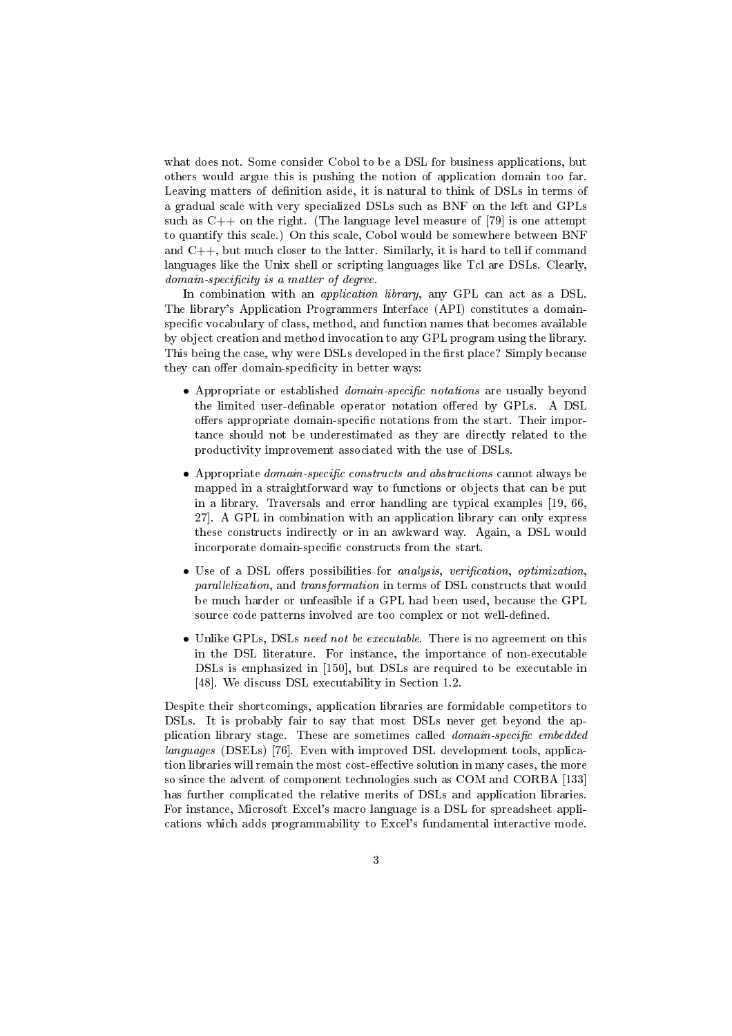what does not. Some consider Cobol to be a DSL for business applications, but others would argue this is pushing the notion of application domain too far. Leaving matters of definition aside, it is natural to think of DSLs in terms of a gradual scale with very specialized DSLs such as BNF on the left and GPLs such as C++ on the right. (The language level measure of [79] is one attempt to quantify this scale.) On this scale, Cobol would be somewhere between BNF and C++, but much closer to the latter. Similarly, it is hard to tell if command languages like the Unix shell or scripting languages like Tcl are DSLs. Clearly, *domain-specificity is a matter of degree.*

In combination with an *application library*, any GPL can act as a DSL. The library's Application Programmers Interface (API) constitutes a domain-specific vocabulary of class, method, and function names that becomes available by object creation and method invocation to any GPL program using the library. This being the case, why were DSLs developed in the first place? Simply because they can offer domain-specificity in better ways:

- Appropriate or established *domain-specific notations* are usually beyond the limited user-definable operator notation offered by GPLs. A DSL offers appropriate domain-specific notations from the start. Their importance should not be underestimated as they are directly related to the productivity improvement associated with the use of DSLs.
- Appropriate *domain-specific constructs and abstractions* cannot always be mapped in a straightforward way to functions or objects that can be put in a library. Traversals and error handling are typical examples [19, 66, 27]. A GPL in combination with an application library can only express these constructs indirectly or in an awkward way. Again, a DSL would incorporate domain-specific constructs from the start.
- Use of a DSL offers possibilities for *analysis*, *verification*, *optimization*, *parallelization*, and *transformation* in terms of DSL constructs that would be much harder or unfeasible if a GPL had been used, because the GPL source code patterns involved are too complex or not well-defined.
- Unlike GPLs, DSLs *need not be executable*. There is no agreement on this in the DSL literature. For instance, the importance of non-executable DSLs is emphasized in [150], but DSLs are required to be executable in [48]. We discuss DSL executability in Section 1.2.

Despite their shortcomings, application libraries are formidable competitors to DSLs. It is probably fair to say that most DSLs never get beyond the application library stage. These are sometimes called *domain-specific embedded languages* (DSELs) [76]. Even with improved DSL development tools, application libraries will remain the most cost-effective solution in many cases, the more so since the advent of component technologies such as COM and CORBA [133] has further complicated the relative merits of DSLs and application libraries. For instance, Microsoft Excel's macro language is a DSL for spreadsheet applications which adds programmability to Excel's fundamental interactive mode.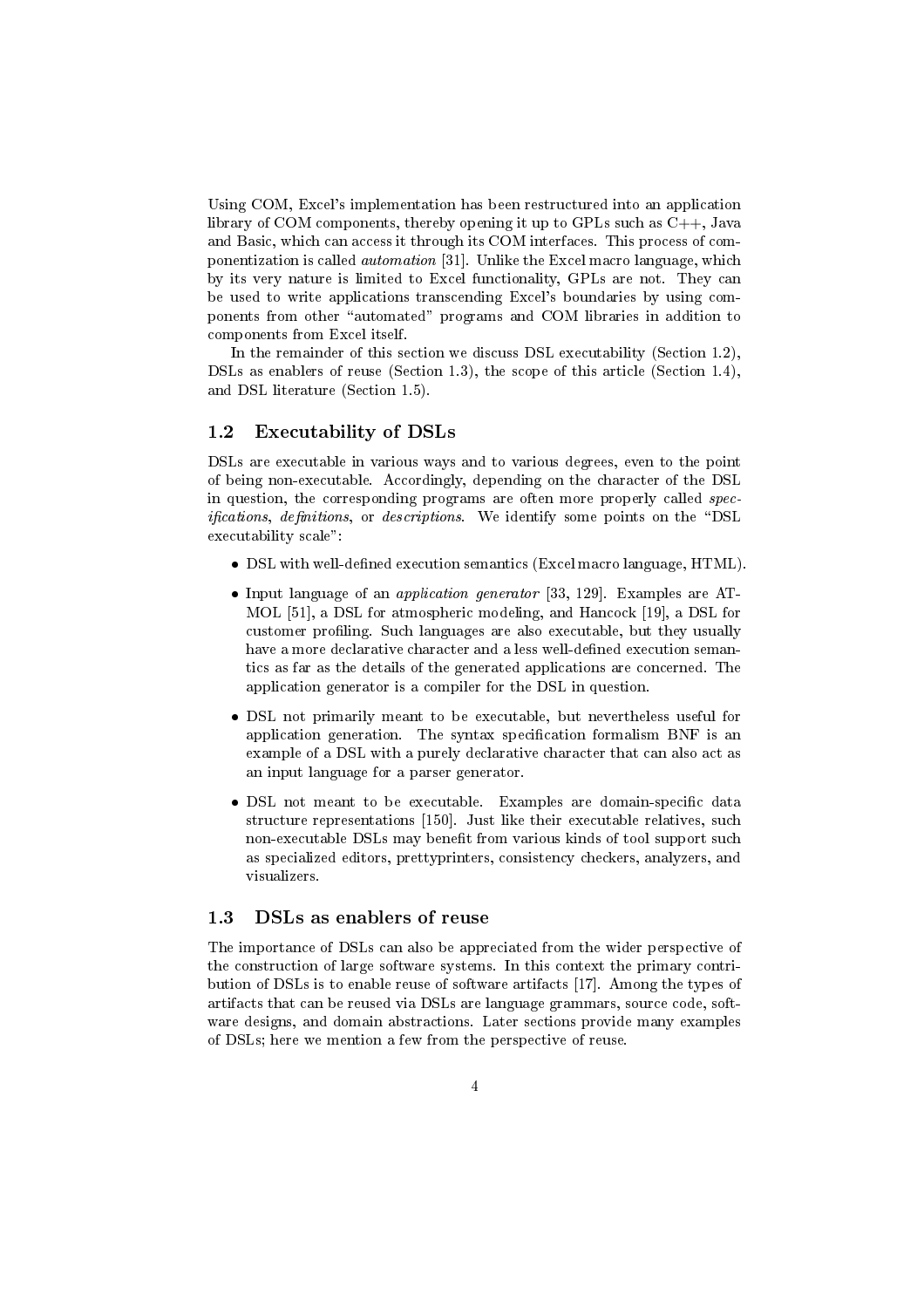Using COM, Excel's implementation has been restructured into an application library of COM components, thereby opening it up to GPLs such as C++, Java and Basic, which can access it through its COM interfaces. This process of componentization is called *automation* [31]. Unlike the Excel macro language, which by its very nature is limited to Excel functionality, GPLs are not. They can be used to write applications transcending Excel's boundaries by using components from other "automated" programs and COM libraries in addition to components from Excel itself.

In the remainder of this section we discuss DSL executability (Section 1.2), DSLs as enablers of reuse (Section 1.3), the scope of this article (Section 1.4), and DSL literature (Section 1.5).

## 1.2 Executability of DSLs

DSLs are executable in various ways and to various degrees, even to the point of being non-executable. Accordingly, depending on the character of the DSL in question, the corresponding programs are often more properly called *specifications*, *definitions*, or *descriptions*. We identify some points on the "DSL executability scale":

- DSL with well-defined execution semantics (Excel macro language, HTML).
- Input language of an *application generator* [33, 129]. Examples are ATMOL [51], a DSL for atmospheric modeling, and Hancock [19], a DSL for customer profiling. Such languages are also executable, but they usually have a more declarative character and a less well-defined execution semantics as far as the details of the generated applications are concerned. The application generator is a compiler for the DSL in question.
- DSL not primarily meant to be executable, but nevertheless useful for application generation. The syntax specification formalism BNF is an example of a DSL with a purely declarative character that can also act as an input language for a parser generator.
- DSL not meant to be executable. Examples are domain-specific data structure representations [150]. Just like their executable relatives, such non-executable DSLs may benefit from various kinds of tool support such as specialized editors, prettyprinters, consistency checkers, analyzers, and visualizers.

## 1.3 DSLs as enablers of reuse

The importance of DSLs can also be appreciated from the wider perspective of the construction of large software systems. In this context the primary contribution of DSLs is to enable reuse of software artifacts [17]. Among the types of artifacts that can be reused via DSLs are language grammars, source code, software designs, and domain abstractions. Later sections provide many examples of DSLs; here we mention a few from the perspective of reuse.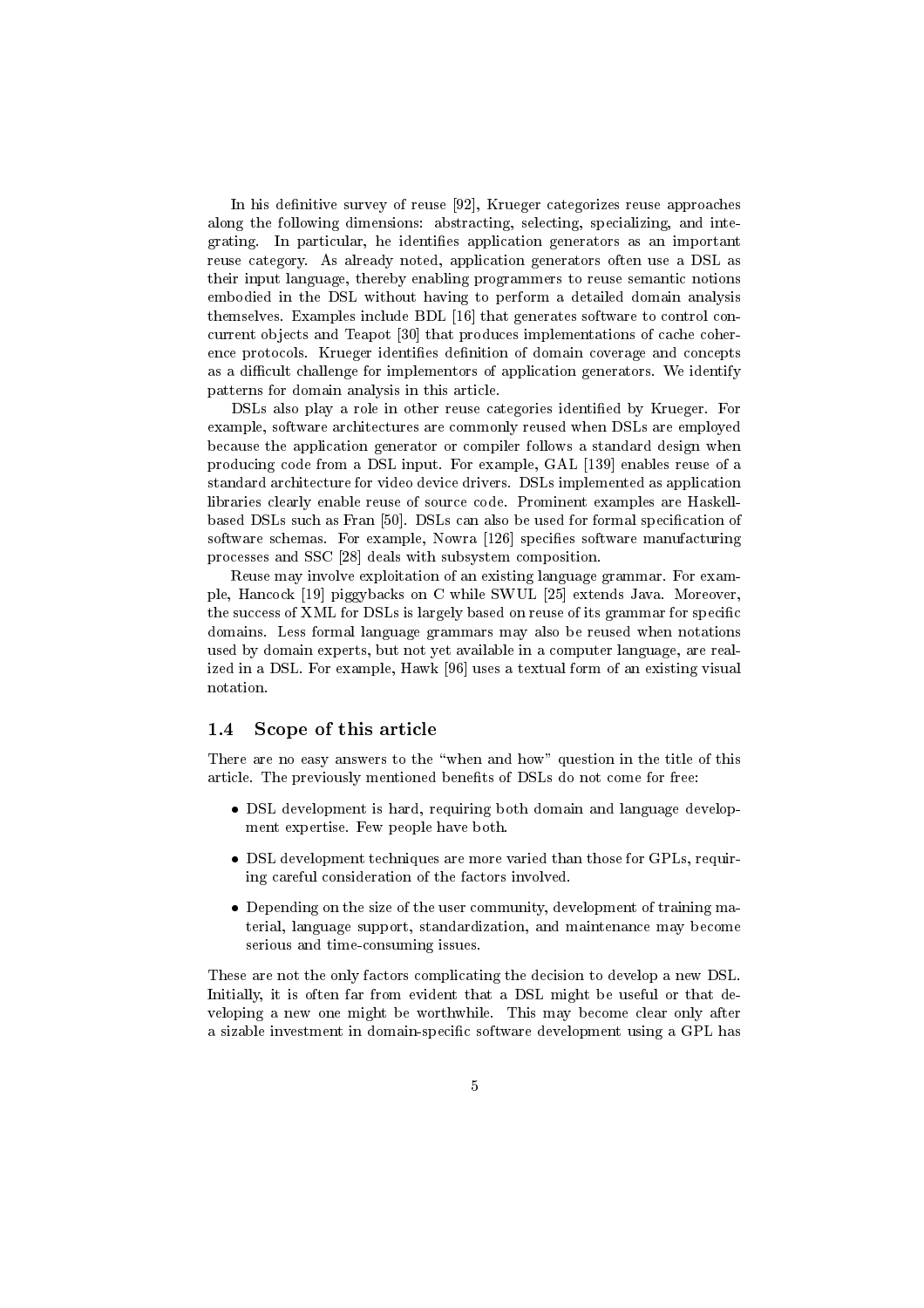In his definitive survey of reuse [92], Krueger categorizes reuse approaches along the following dimensions: abstracting, selecting, specializing, and integrating. In particular, he identifies application generators as an important reuse category. As already noted, application generators often use a DSL as their input language, thereby enabling programmers to reuse semantic notions embodied in the DSL without having to perform a detailed domain analysis themselves. Examples include BDL [16] that generates software to control concurrent objects and Teapot [30] that produces implementations of cache coherence protocols. Krueger identifies definition of domain coverage and concepts as a difficult challenge for implementors of application generators. We identify patterns for domain analysis in this article.

DSLs also play a role in other reuse categories identified by Krueger. For example, software architectures are commonly reused when DSLs are employed because the application generator or compiler follows a standard design when producing code from a DSL input. For example, GAL [139] enables reuse of a standard architecture for video device drivers. DSLs implemented as application libraries clearly enable reuse of source code. Prominent examples are Haskell-based DSLs such as Fran [50]. DSLs can also be used for formal specification of software schemas. For example, Nowra [126] specifies software manufacturing processes and SSC [28] deals with subsystem composition.

Reuse may involve exploitation of an existing language grammar. For example, Hancock [19] piggybacks on C while SWUL [25] extends Java. Moreover, the success of XML for DSLs is largely based on reuse of its grammar for specific domains. Less formal language grammars may also be reused when notations used by domain experts, but not yet available in a computer language, are realized in a DSL. For example, Hawk [96] uses a textual form of an existing visual notation.

### 1.4 Scope of this article

There are no easy answers to the "when and how" question in the title of this article. The previously mentioned benefits of DSLs do not come for free:

- DSL development is hard, requiring both domain and language development expertise. Few people have both.
- DSL development techniques are more varied than those for GPLs, requiring careful consideration of the factors involved.
- Depending on the size of the user community, development of training material, language support, standardization, and maintenance may become serious and time-consuming issues.

These are not the only factors complicating the decision to develop a new DSL. Initially, it is often far from evident that a DSL might be useful or that developing a new one might be worthwhile. This may become clear only after a sizable investment in domain-specific software development using a GPL has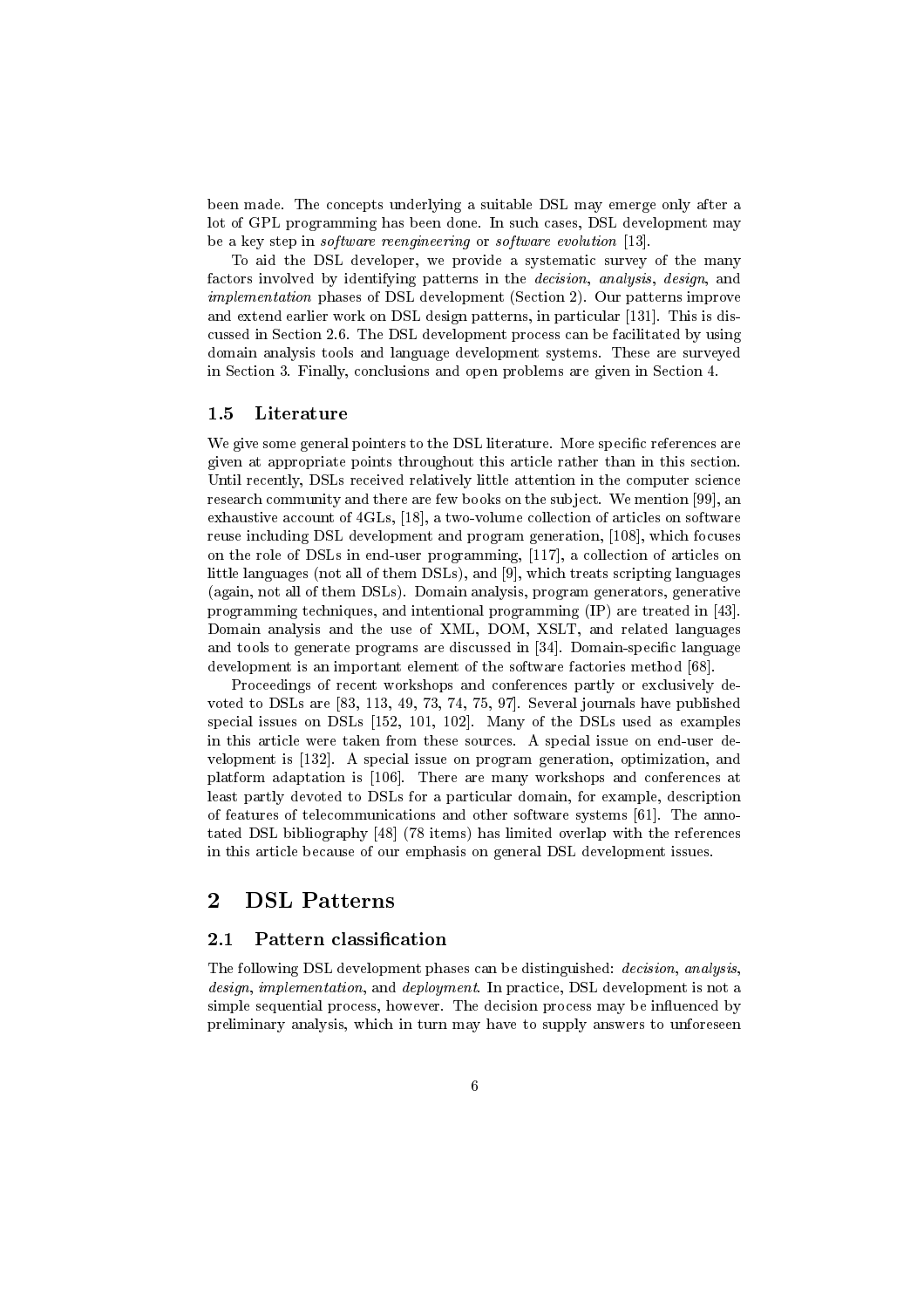been made. The concepts underlying a suitable DSL may emerge only after a lot of GPL programming has been done. In such cases, DSL development may be a key step in *software reengineering* or *software evolution* [13].

To aid the DSL developer, we provide a systematic survey of the many factors involved by identifying patterns in the *decision*, *analysis*, *design*, and *implementation* phases of DSL development (Section 2). Our patterns improve and extend earlier work on DSL design patterns, in particular [131]. This is discussed in Section 2.6. The DSL development process can be facilitated by using domain analysis tools and language development systems. These are surveyed in Section 3. Finally, conclusions and open problems are given in Section 4.

### 1.5 Literature

We give some general pointers to the DSL literature. More specific references are given at appropriate points throughout this article rather than in this section. Until recently, DSLs received relatively little attention in the computer science research community and there are few books on the subject. We mention [99], an exhaustive account of 4GLs, [18], a two-volume collection of articles on software reuse including DSL development and program generation, [108], which focuses on the role of DSLs in end-user programming, [117], a collection of articles on little languages (not all of them DSLs), and [9], which treats scripting languages (again, not all of them DSLs). Domain analysis, program generators, generative programming techniques, and intentional programming (IP) are treated in [43]. Domain analysis and the use of XML, DOM, XSLT, and related languages and tools to generate programs are discussed in [34]. Domain-specific language development is an important element of the software factories method [68].

Proceedings of recent workshops and conferences partly or exclusively devoted to DSLs are [83, 113, 49, 73, 74, 75, 97]. Several journals have published special issues on DSLs [152, 101, 102]. Many of the DSLs used as examples in this article were taken from these sources. A special issue on end-user development is [132]. A special issue on program generation, optimization, and platform adaptation is [106]. There are many workshops and conferences at least partly devoted to DSLs for a particular domain, for example, description of features of telecommunications and other software systems [61]. The annotated DSL bibliography [48] (78 items) has limited overlap with the references in this article because of our emphasis on general DSL development issues.

## 2 DSL Patterns

### 2.1 Pattern classification

The following DSL development phases can be distinguished: *decision*, *analysis*, *design*, *implementation*, and *deployment*. In practice, DSL development is not a simple sequential process, however. The decision process may be influenced by preliminary analysis, which in turn may have to supply answers to unforeseen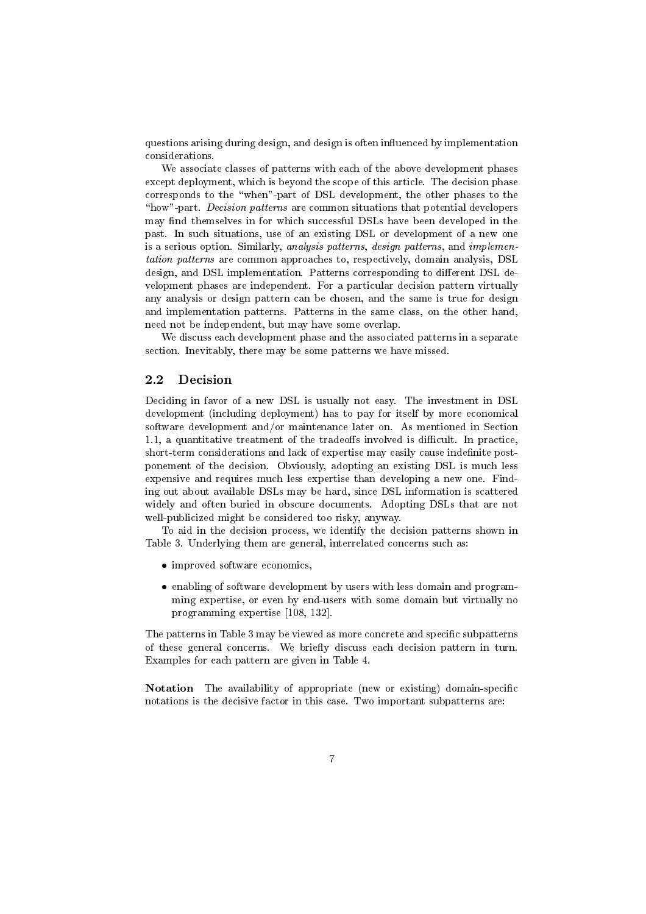questions arising during design, and design is often influenced by implementation considerations.

We associate classes of patterns with each of the above development phases except deployment, which is beyond the scope of this article. The decision phase corresponds to the "when"-part of DSL development, the other phases to the "how"-part. *Decision patterns* are common situations that potential developers may find themselves in for which successful DSLs have been developed in the past. In such situations, use of an existing DSL or development of a new one is a serious option. Similarly, *analysis patterns*, *design patterns*, and *implementation patterns* are common approaches to, respectively, domain analysis, DSL design, and DSL implementation. Patterns corresponding to different DSL development phases are independent. For a particular decision pattern virtually any analysis or design pattern can be chosen, and the same is true for design and implementation patterns. Patterns in the same class, on the other hand, need not be independent, but may have some overlap.

We discuss each development phase and the associated patterns in a separate section. Inevitably, there may be some patterns we have missed.

## 2.2 Decision

Deciding in favor of a new DSL is usually not easy. The investment in DSL development (including deployment) has to pay for itself by more economical software development and/or maintenance later on. As mentioned in Section 1.1, a quantitative treatment of the tradeoffs involved is difficult. In practice, short-term considerations and lack of expertise may easily cause indefinite postponement of the decision. Obviously, adopting an existing DSL is much less expensive and requires much less expertise than developing a new one. Finding out about available DSLs may be hard, since DSL information is scattered widely and often buried in obscure documents. Adopting DSLs that are not well-publicized might be considered too risky, anyway.

To aid in the decision process, we identify the decision patterns shown in Table 3. Underlying them are general, interrelated concerns such as:

- improved software economics,
- enabling of software development by users with less domain and programming expertise, or even by end-users with some domain but virtually no programming expertise [108, 132].

The patterns in Table 3 may be viewed as more concrete and specific subpatterns of these general concerns. We briefly discuss each decision pattern in turn. Examples for each pattern are given in Table 4.

**Notation** The availability of appropriate (new or existing) domain-specific notations is the decisive factor in this case. Two important subpatterns are: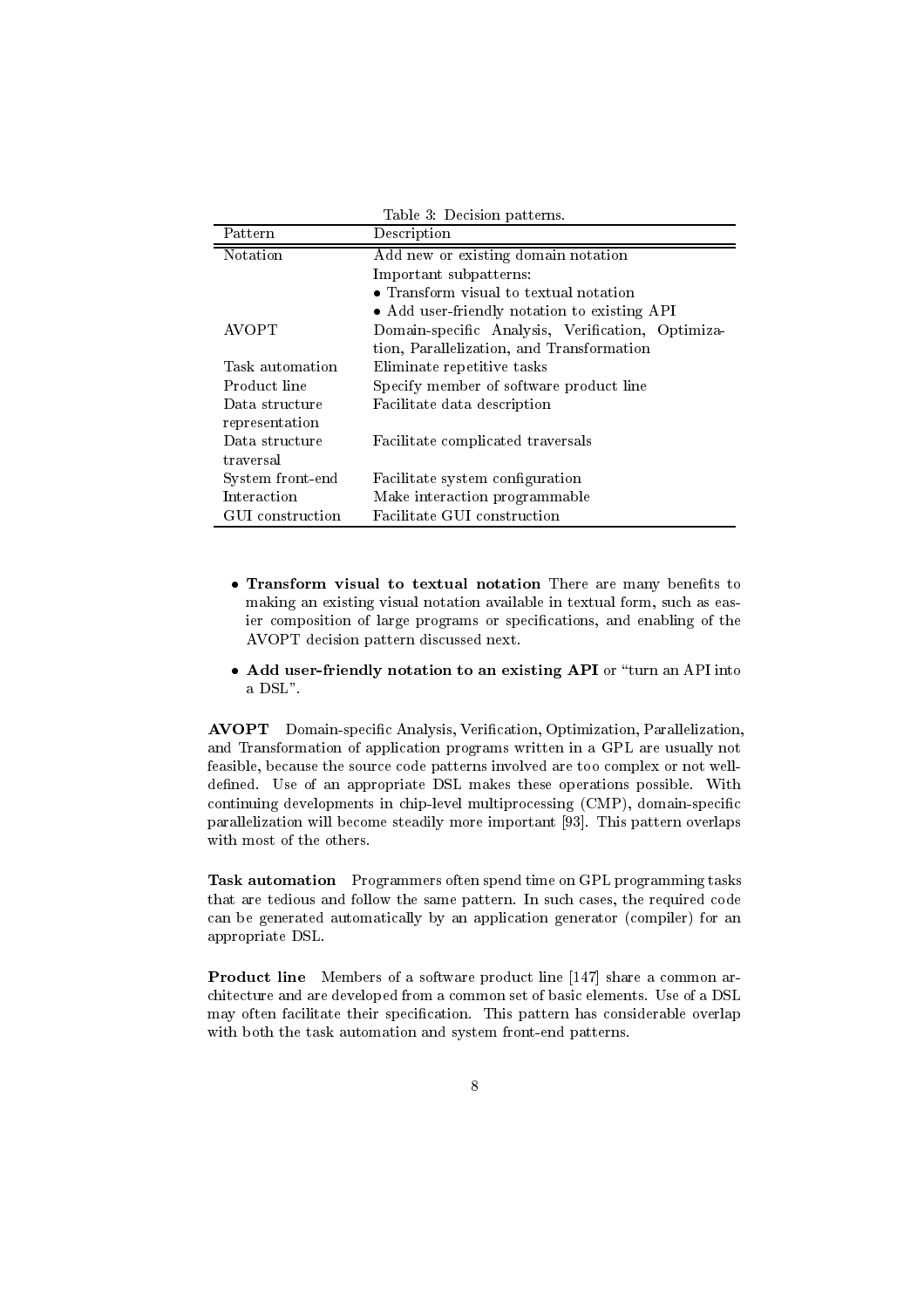Table 3: Decision patterns.

| Pattern | Description |
|---|---|
| Notation | Add new or existing domain notation<br>Important subpatterns:<br>• Transform visual to textual notation<br>• Add user-friendly notation to existing API |
| AVOPT | Domain-specific Analysis, Verification, Optimization, Parallelization, and Transformation |
| Task automation | Eliminate repetitive tasks |
| Product line | Specify member of software product line |
| Data structure representation | Facilitate data description |
| Data structure traversal | Facilitate complicated traversals |
| System front-end | Facilitate system configuration |
| Interaction | Make interaction programmable |
| GUI construction | Facilitate GUI construction |

- **Transform visual to textual notation** There are many benefits to making an existing visual notation available in textual form, such as easier composition of large programs or specifications, and enabling of the AVOPT decision pattern discussed next.
- **Add user-friendly notation to an existing API** or "turn an API into a DSL".

**AVOPT** Domain-specific Analysis, Verification, Optimization, Parallelization, and Transformation of application programs written in a GPL are usually not feasible, because the source code patterns involved are too complex or not well-defined. Use of an appropriate DSL makes these operations possible. With continuing developments in chip-level multiprocessing (CMP), domain-specific parallelization will become steadily more important [93]. This pattern overlaps with most of the others.

**Task automation** Programmers often spend time on GPL programming tasks that are tedious and follow the same pattern. In such cases, the required code can be generated automatically by an application generator (compiler) for an appropriate DSL.

**Product line** Members of a software product line [147] share a common architecture and are developed from a common set of basic elements. Use of a DSL may often facilitate their specification. This pattern has considerable overlap with both the task automation and system front-end patterns.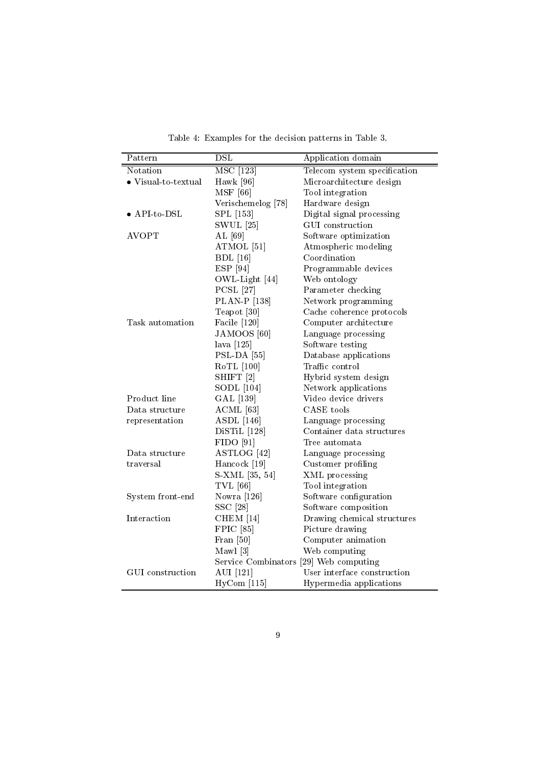Table 4: Examples for the decision patterns in Table 3.

| Pattern | DSL | Application domain |
|---|---|---|
| Notation | MSC [123] | Telecom system specification |
| • Visual-to-textual | Hawk [96] | Microarchitecture design |
| | MSF [66] | Tool integration |
| | Verischemelog [78] | Hardware design |
| • API-to-DSL | SPL [153] | Digital signal processing |
| | SWUL [25] | GUI construction |
| AVOPT | AL [69] | Software optimization |
| | ATMOL [51] | Atmospheric modeling |
| | BDL [16] | Coordination |
| | ESP [94] | Programmable devices |
| | OWL-Light [44] | Web ontology |
| | PCSL [27] | Parameter checking |
| | PLAN-P [138] | Network programming |
| | Teapot [30] | Cache coherence protocols |
| Task automation | Facile [120] | Computer architecture |
| | JAMOOS [60] | Language processing |
| | lava [125] | Software testing |
| | PSL-DA [55] | Database applications |
| | RoTL [100] | Traffic control |
| | SHIFT [2] | Hybrid system design |
| | SODL [104] | Network applications |
| Product line | GAL [139] | Video device drivers |
| Data structure representation | ACML [63] | CASE tools |
| | ASDL [146] | Language processing |
| | DiSTiL [128] | Container data structures |
| | FIDO [91] | Tree automata |
| Data structure traversal | ASTLOG [42] | Language processing |
| | Hancock [19] | Customer profiling |
| | S-XML [35, 54] | XML processing |
| | TVL [66] | Tool integration |
| System front-end | Nowra [126] | Software configuration |
| | SSC [28] | Software composition |
| Interaction | CHEM [14] | Drawing chemical structures |
| | FPIC [85] | Picture drawing |
| | Fran [50] | Computer animation |
| | Mawl [3] | Web computing |
| | Service Combinators [29] | Web computing |
| GUI construction | AUI [121] | User interface construction |
| | HyCom [115] | Hypermedia applications |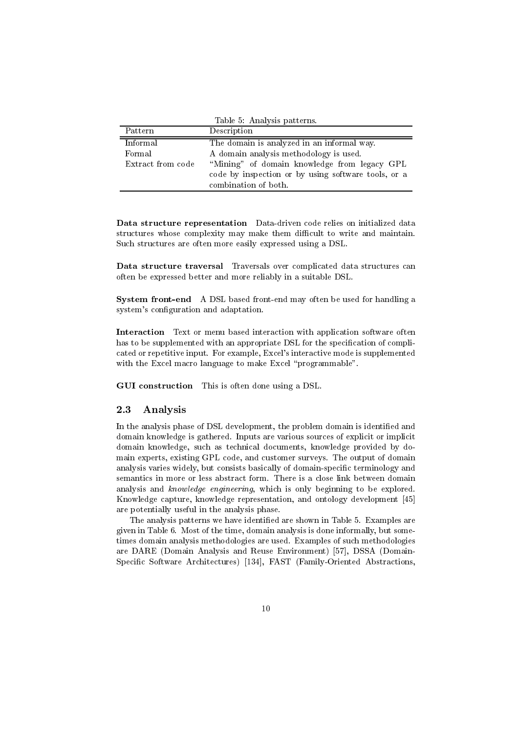Table 5: Analysis patterns.

| Pattern | Description |
|---|---|
| Informal | The domain is analyzed in an informal way. |
| Formal | A domain analysis methodology is used. |
| Extract from code | "Mining" of domain knowledge from legacy GPL code by inspection or by using software tools, or a combination of both. |

**Data structure representation** Data-driven code relies on initialized data structures whose complexity may make them difficult to write and maintain. Such structures are often more easily expressed using a DSL.

**Data structure traversal** Traversals over complicated data structures can often be expressed better and more reliably in a suitable DSL.

**System front-end** A DSL based front-end may often be used for handling a system's configuration and adaptation.

**Interaction** Text or menu based interaction with application software often has to be supplemented with an appropriate DSL for the specification of complicated or repetitive input. For example, Excel's interactive mode is supplemented with the Excel macro language to make Excel "programmable".

**GUI construction** This is often done using a DSL.

## 2.3 Analysis

In the analysis phase of DSL development, the problem domain is identified and domain knowledge is gathered. Inputs are various sources of explicit or implicit domain knowledge, such as technical documents, knowledge provided by domain experts, existing GPL code, and customer surveys. The output of domain analysis varies widely, but consists basically of domain-specific terminology and semantics in more or less abstract form. There is a close link between domain analysis and *knowledge engineering*, which is only beginning to be explored. Knowledge capture, knowledge representation, and ontology development [45] are potentially useful in the analysis phase.

The analysis patterns we have identified are shown in Table 5. Examples are given in Table 6. Most of the time, domain analysis is done informally, but sometimes domain analysis methodologies are used. Examples of such methodologies are DARE (Domain Analysis and Reuse Environment) [57], DSSA (Domain-Specific Software Architectures) [134], FAST (Family-Oriented Abstractions,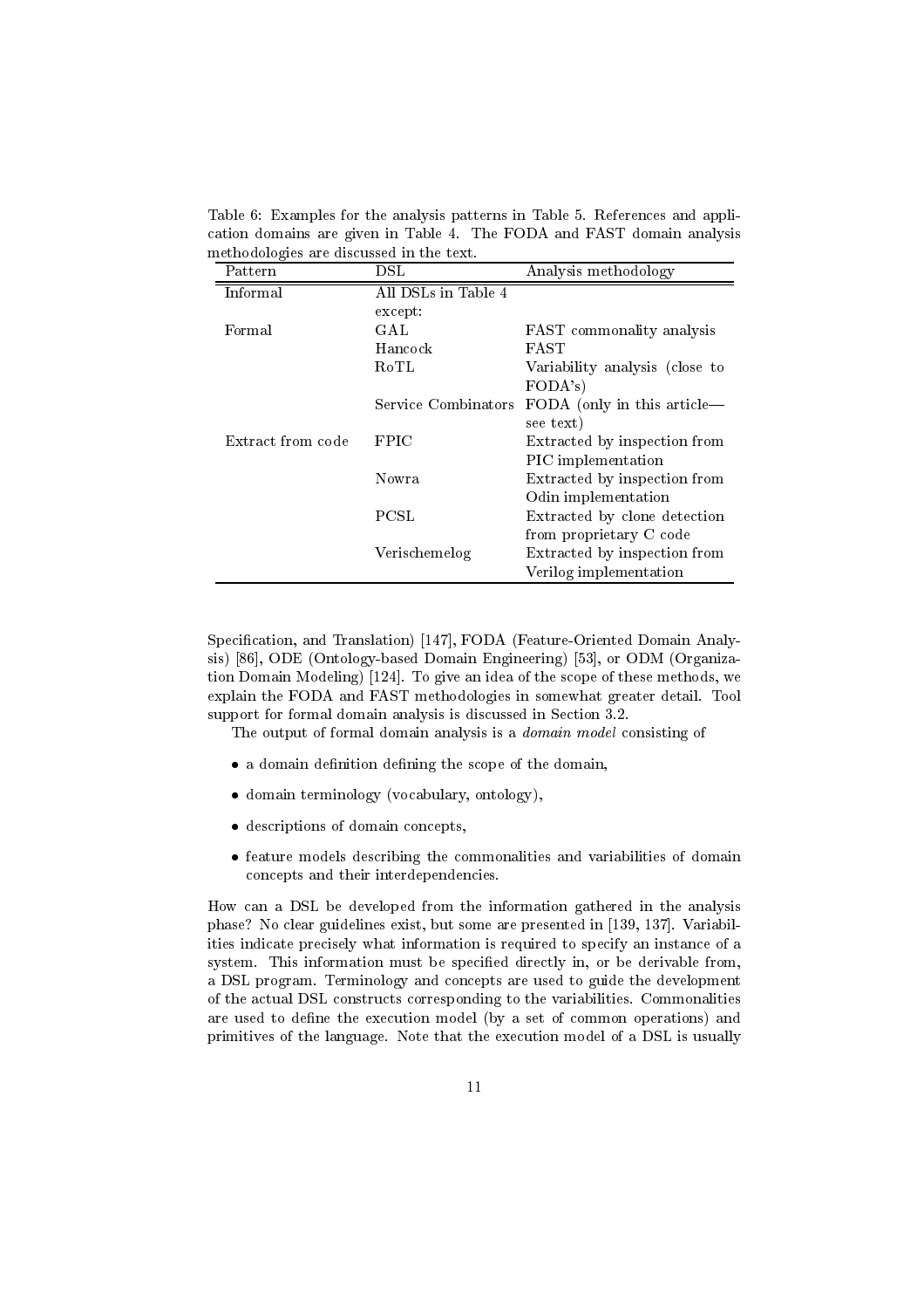Table 6: Examples for the analysis patterns in Table 5. References and application domains are given in Table 4. The FODA and FAST domain analysis methodologies are discussed in the text.

| Pattern | DSL | Analysis methodology |
|---|---|---|
| Informal | All DSLs in Table 4 except: | |
| Formal | GAL | FAST commonality analysis |
| | Hancock | FAST |
| | RoTL | Variability analysis (close to FODA's) |
| | Service Combinators | FODA (only in this article—see text) |
| Extract from code | FPIC | Extracted by inspection from PIC implementation |
| | Nowra | Extracted by inspection from Odin implementation |
| | PCSL | Extracted by clone detection from proprietary C code |
| | Verischemelog | Extracted by inspection from Verilog implementation |

Specification, and Translation) [147], FODA (Feature-Oriented Domain Analysis) [86], ODE (Ontology-based Domain Engineering) [53], or ODM (Organization Domain Modeling) [124]. To give an idea of the scope of these methods, we explain the FODA and FAST methodologies in somewhat greater detail. Tool support for formal domain analysis is discussed in Section 3.2.

The output of formal domain analysis is a *domain model* consisting of

- a domain definition defining the scope of the domain,
- domain terminology (vocabulary, ontology),
- descriptions of domain concepts,
- feature models describing the commonalities and variabilities of domain concepts and their interdependencies.

How can a DSL be developed from the information gathered in the analysis phase? No clear guidelines exist, but some are presented in [139, 137]. Variabilities indicate precisely what information is required to specify an instance of a system. This information must be specified directly in, or be derivable from, a DSL program. Terminology and concepts are used to guide the development of the actual DSL constructs corresponding to the variabilities. Commonalities are used to define the execution model (by a set of common operations) and primitives of the language. Note that the execution model of a DSL is usually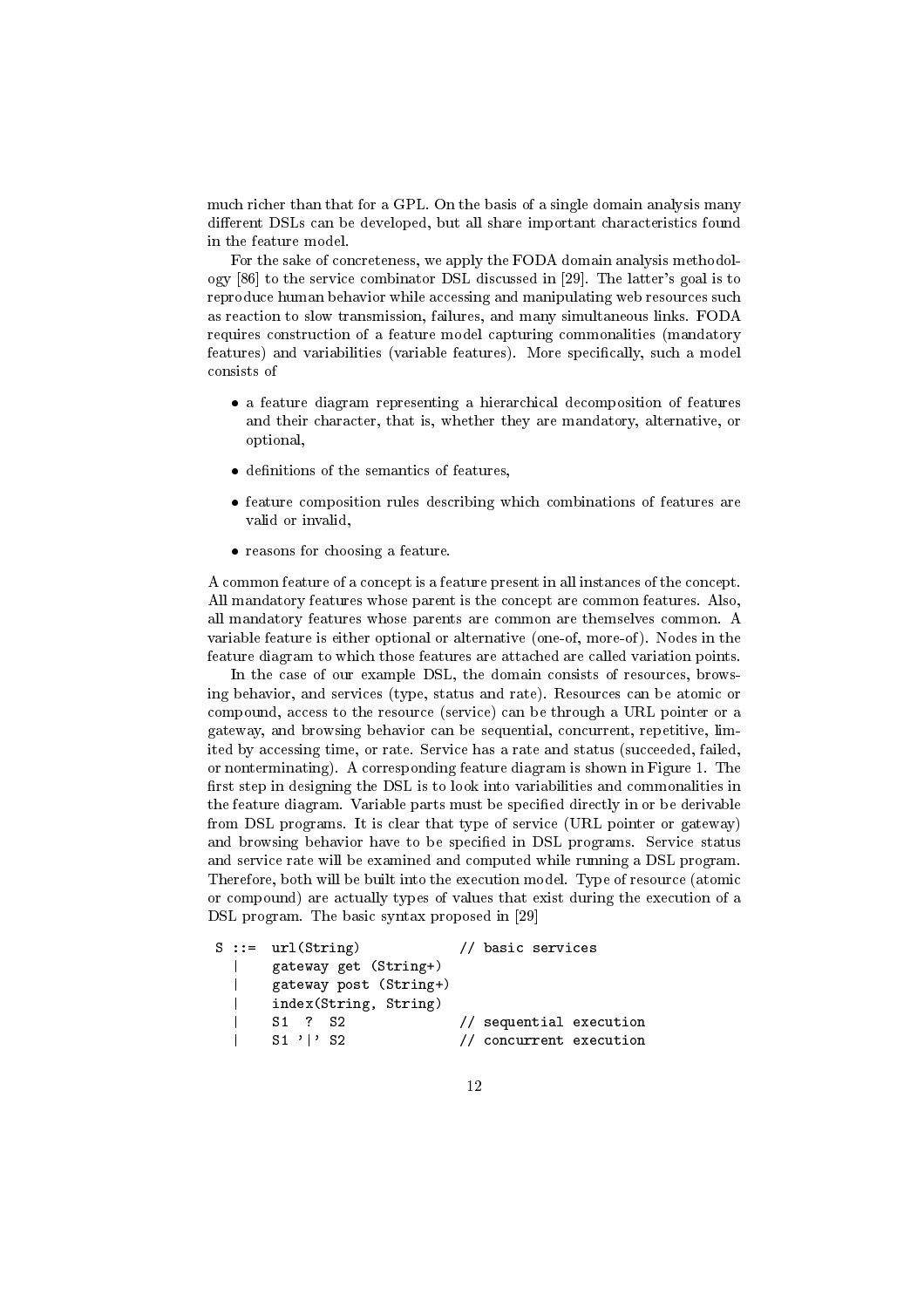much richer than that for a GPL. On the basis of a single domain analysis many different DSLs can be developed, but all share important characteristics found in the feature model.

For the sake of concreteness, we apply the FODA domain analysis methodology [86] to the service combinator DSL discussed in [29]. The latter's goal is to reproduce human behavior while accessing and manipulating web resources such as reaction to slow transmission, failures, and many simultaneous links. FODA requires construction of a feature model capturing commonalities (mandatory features) and variabilities (variable features). More specifically, such a model consists of

- a feature diagram representing a hierarchical decomposition of features and their character, that is, whether they are mandatory, alternative, or optional,
- definitions of the semantics of features,
- feature composition rules describing which combinations of features are valid or invalid,
- reasons for choosing a feature.

A common feature of a concept is a feature present in all instances of the concept. All mandatory features whose parent is the concept are common features. Also, all mandatory features whose parents are common are themselves common. A variable feature is either optional or alternative (one-of, more-of). Nodes in the feature diagram to which those features are attached are called variation points.

In the case of our example DSL, the domain consists of resources, browsing behavior, and services (type, status and rate). Resources can be atomic or compound, access to the resource (service) can be through a URL pointer or a gateway, and browsing behavior can be sequential, concurrent, repetitive, limited by accessing time, or rate. Service has a rate and status (succeeded, failed, or nonterminating). A corresponding feature diagram is shown in Figure 1. The first step in designing the DSL is to look into variabilities and commonalities in the feature diagram. Variable parts must be specified directly in or be derivable from DSL programs. It is clear that type of service (URL pointer or gateway) and browsing behavior have to be specified in DSL programs. Service status and service rate will be examined and computed while running a DSL program. Therefore, both will be built into the execution model. Type of resource (atomic or compound) are actually types of values that exist during the execution of a DSL program. The basic syntax proposed in [29]

```
S ::=  url(String)              // basic services
  |    gateway get (String+)
  |    gateway post (String+)
  |    index(String, String)
  |    S1  ?  S2                // sequential execution
  |    S1 '|' S2                // concurrent execution
```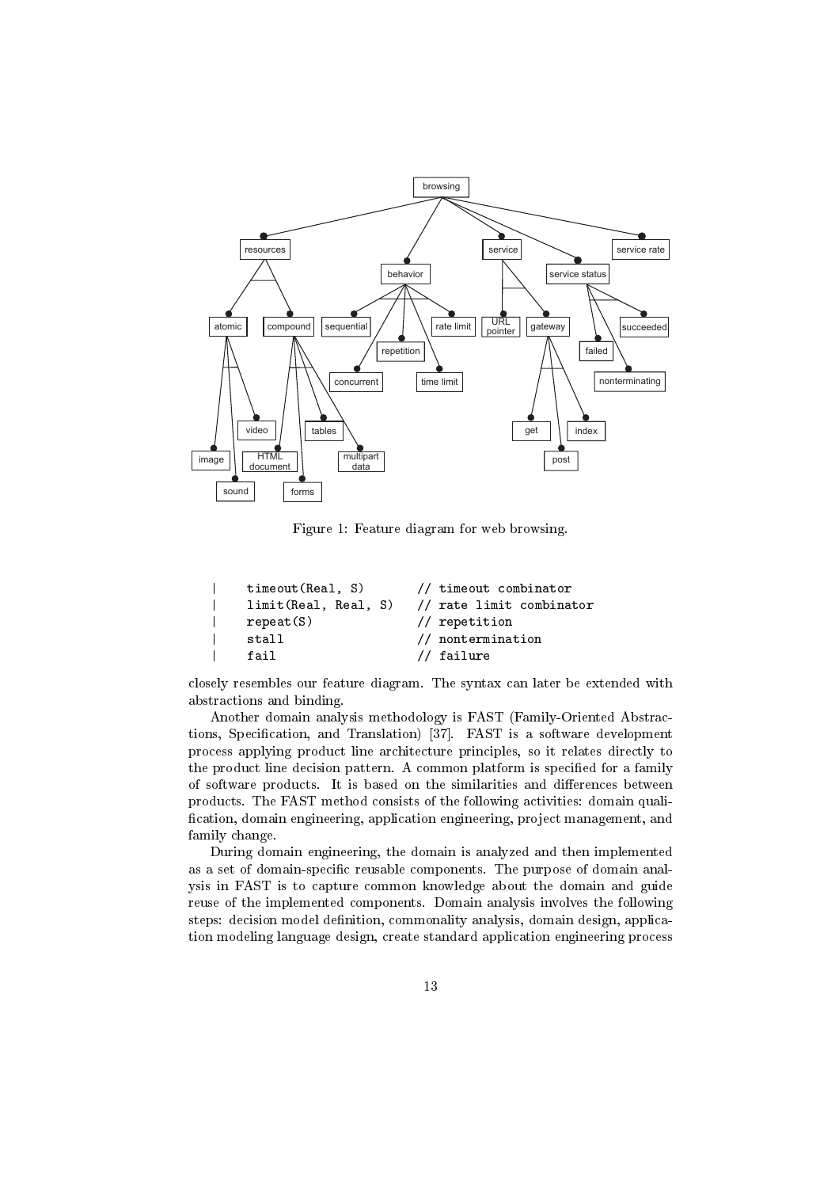Figure 1: Feature diagram for web browsing.

```
|    timeout(Real, S)       // timeout combinator
|    limit(Real, Real, S)   // rate limit combinator
|    repeat(S)              // repetition
|    stall                  // nontermination
|    fail                   // failure
```

closely resembles our feature diagram. The syntax can later be extended with abstractions and binding.

Another domain analysis methodology is FAST (Family-Oriented Abstractions, Specification, and Translation) [37]. FAST is a software development process applying product line architecture principles, so it relates directly to the product line decision pattern. A common platform is specified for a family of software products. It is based on the similarities and differences between products. The FAST method consists of the following activities: domain qualification, domain engineering, application engineering, project management, and family change.

During domain engineering, the domain is analyzed and then implemented as a set of domain-specific reusable components. The purpose of domain analysis in FAST is to capture common knowledge about the domain and guide reuse of the implemented components. Domain analysis involves the following steps: decision model definition, commonality analysis, domain design, application modeling language design, create standard application engineering process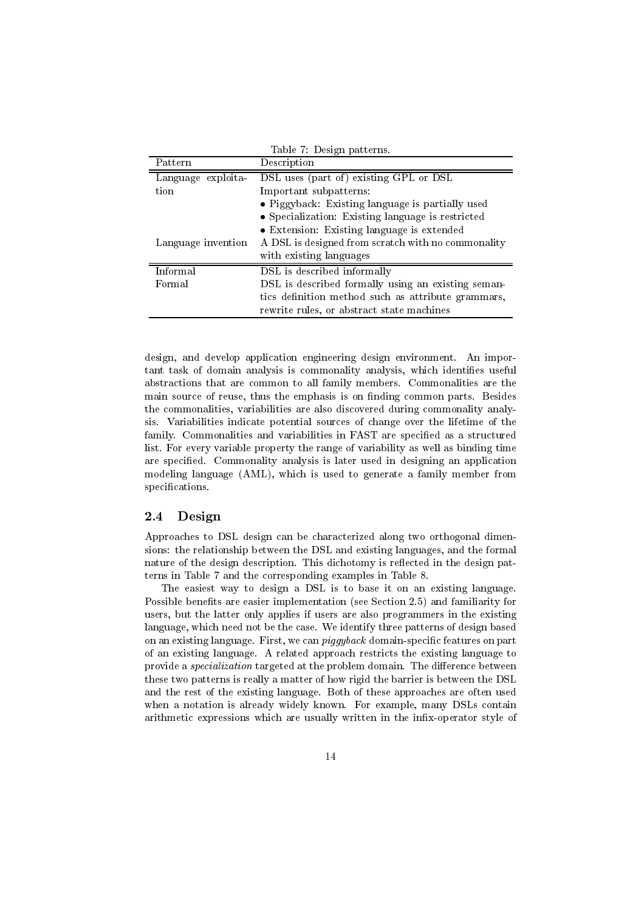Table 7: Design patterns.

| Pattern | Description |
|---|---|
| Language exploitation | DSL uses (part of) existing GPL or DSL<br>Important subpatterns:<br>• Piggyback: Existing language is partially used<br>• Specialization: Existing language is restricted<br>• Extension: Existing language is extended |
| Language invention | A DSL is designed from scratch with no commonality with existing languages |
| Informal | DSL is described informally |
| Formal | DSL is described formally using an existing semantics definition method such as attribute grammars, rewrite rules, or abstract state machines |

design, and develop application engineering design environment. An important task of domain analysis is commonality analysis, which identifies useful abstractions that are common to all family members. Commonalities are the main source of reuse, thus the emphasis is on finding common parts. Besides the commonalities, variabilities are also discovered during commonality analysis. Variabilities indicate potential sources of change over the lifetime of the family. Commonalities and variabilities in FAST are specified as a structured list. For every variable property the range of variability as well as binding time are specified. Commonality analysis is later used in designing an application modeling language (AML), which is used to generate a family member from specifications.

## 2.4 Design

Approaches to DSL design can be characterized along two orthogonal dimensions: the relationship between the DSL and existing languages, and the formal nature of the design description. This dichotomy is reflected in the design patterns in Table 7 and the corresponding examples in Table 8.

The easiest way to design a DSL is to base it on an existing language. Possible benefits are easier implementation (see Section 2.5) and familiarity for users, but the latter only applies if users are also programmers in the existing language, which need not be the case. We identify three patterns of design based on an existing language. First, we can *piggyback* domain-specific features on part of an existing language. A related approach restricts the existing language to provide a *specialization* targeted at the problem domain. The difference between these two patterns is really a matter of how rigid the barrier is between the DSL and the rest of the existing language. Both of these approaches are often used when a notation is already widely known. For example, many DSLs contain arithmetic expressions which are usually written in the infix-operator style of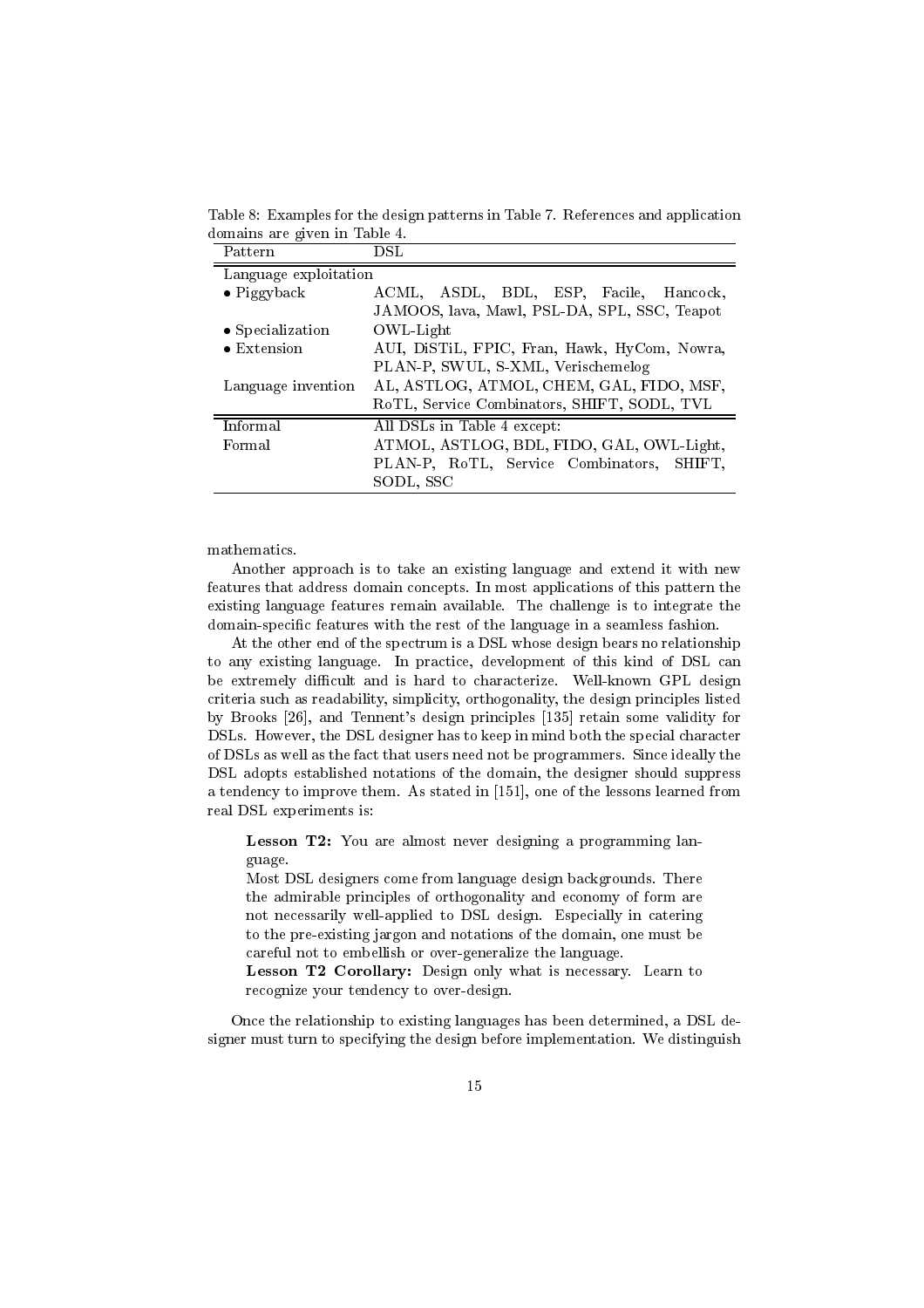Table 8: Examples for the design patterns in Table 7. References and application domains are given in Table 4.

| Pattern | DSL |
|---|---|
| Language exploitation | |
| • Piggyback | ACML, ASDL, BDL, ESP, Facile, Hancock, JAMOOS, lava, Mawl, PSL-DA, SPL, SSC, Teapot |
| • Specialization | OWL-Light |
| • Extension | AUI, DiSTiL, FPIC, Fran, Hawk, HyCom, Nowra, PLAN-P, SWUL, S-XML, Verischemelog |
| Language invention | AL, ASTLOG, ATMOL, CHEM, GAL, FIDO, MSF, RoTL, Service Combinators, SHIFT, SODL, TVL |
| Informal | All DSLs in Table 4 except: |
| Formal | ATMOL, ASTLOG, BDL, FIDO, GAL, OWL-Light, PLAN-P, RoTL, Service Combinators, SHIFT, SODL, SSC |

mathematics.

Another approach is to take an existing language and extend it with new features that address domain concepts. In most applications of this pattern the existing language features remain available. The challenge is to integrate the domain-specific features with the rest of the language in a seamless fashion.

At the other end of the spectrum is a DSL whose design bears no relationship to any existing language. In practice, development of this kind of DSL can be extremely difficult and is hard to characterize. Well-known GPL design criteria such as readability, simplicity, orthogonality, the design principles listed by Brooks [26], and Tennent's design principles [135] retain some validity for DSLs. However, the DSL designer has to keep in mind both the special character of DSLs as well as the fact that users need not be programmers. Since ideally the DSL adopts established notations of the domain, the designer should suppress a tendency to improve them. As stated in [151], one of the lessons learned from real DSL experiments is:

> **Lesson T2:** You are almost never designing a programming language.
>
> Most DSL designers come from language design backgrounds. There the admirable principles of orthogonality and economy of form are not necessarily well-applied to DSL design. Especially in catering to the pre-existing jargon and notations of the domain, one must be careful not to embellish or over-generalize the language.
>
> **Lesson T2 Corollary:** Design only what is necessary. Learn to recognize your tendency to over-design.

Once the relationship to existing languages has been determined, a DSL designer must turn to specifying the design before implementation. We distinguish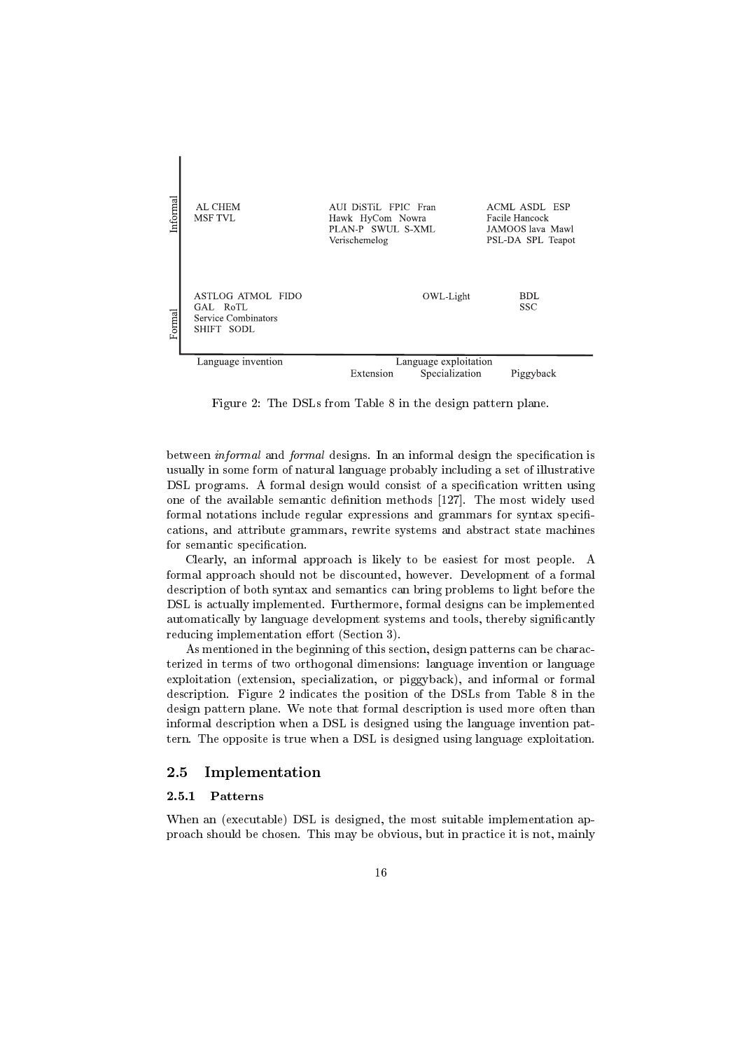| | Language invention | Extension | Specialization | Piggyback |
|---|---|---|---|---|
| Informal | AL CHEM MSF TVL | AUI DiSTiL FPIC Fran Hawk HyCom Nowra PLAN-P SWUL S-XML Verischemelog | | ACML ASDL ESP Facile Hancock JAMOOS lava Mawl PSL-DA SPL Teapot |
| Formal | ASTLOG ATMOL FIDO GAL RoTL Service Combinators SHIFT SODL | | OWL-Light | BDL SSC |

Figure 2: The DSLs from Table 8 in the design pattern plane.

between *informal* and *formal* designs. In an informal design the specification is usually in some form of natural language probably including a set of illustrative DSL programs. A formal design would consist of a specification written using one of the available semantic definition methods [127]. The most widely used formal notations include regular expressions and grammars for syntax specifications, and attribute grammars, rewrite systems and abstract state machines for semantic specification.

Clearly, an informal approach is likely to be easiest for most people. A formal approach should not be discounted, however. Development of a formal description of both syntax and semantics can bring problems to light before the DSL is actually implemented. Furthermore, formal designs can be implemented automatically by language development systems and tools, thereby significantly reducing implementation effort (Section 3).

As mentioned in the beginning of this section, design patterns can be characterized in terms of two orthogonal dimensions: language invention or language exploitation (extension, specialization, or piggyback), and informal or formal description. Figure 2 indicates the position of the DSLs from Table 8 in the design pattern plane. We note that formal description is used more often than informal description when a DSL is designed using the language invention pattern. The opposite is true when a DSL is designed using language exploitation.

## 2.5 Implementation

### 2.5.1 Patterns

When an (executable) DSL is designed, the most suitable implementation approach should be chosen. This may be obvious, but in practice it is not, mainly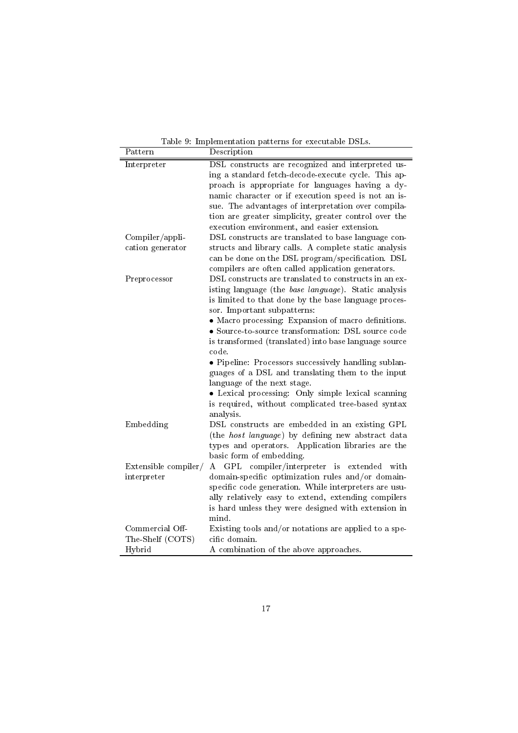Table 9: Implementation patterns for executable DSLs.

| Pattern | Description |
|---|---|
| Interpreter | DSL constructs are recognized and interpreted using a standard fetch-decode-execute cycle. This approach is appropriate for languages having a dynamic character or if execution speed is not an issue. The advantages of interpretation over compilation are greater simplicity, greater control over the execution environment, and easier extension. |
| Compiler/application generator | DSL constructs are translated to base language constructs and library calls. A complete static analysis can be done on the DSL program/specification. DSL compilers are often called application generators. |
| Preprocessor | DSL constructs are translated to constructs in an existing language (the *base language*). Static analysis is limited to that done by the base language processor. Important subpatterns: <br>• Macro processing: Expansion of macro definitions. <br>• Source-to-source transformation: DSL source code is transformed (translated) into base language source code. <br>• Pipeline: Processors successively handling sublanguages of a DSL and translating them to the input language of the next stage. <br>• Lexical processing: Only simple lexical scanning is required, without complicated tree-based syntax analysis. |
| Embedding | DSL constructs are embedded in an existing GPL (the *host language*) by defining new abstract data types and operators. Application libraries are the basic form of embedding. |
| Extensible compiler/interpreter | A GPL compiler/interpreter is extended with domain-specific optimization rules and/or domain-specific code generation. While interpreters are usually relatively easy to extend, extending compilers is hard unless they were designed with extension in mind. |
| Commercial Off-The-Shelf (COTS) | Existing tools and/or notations are applied to a specific domain. |
| Hybrid | A combination of the above approaches. |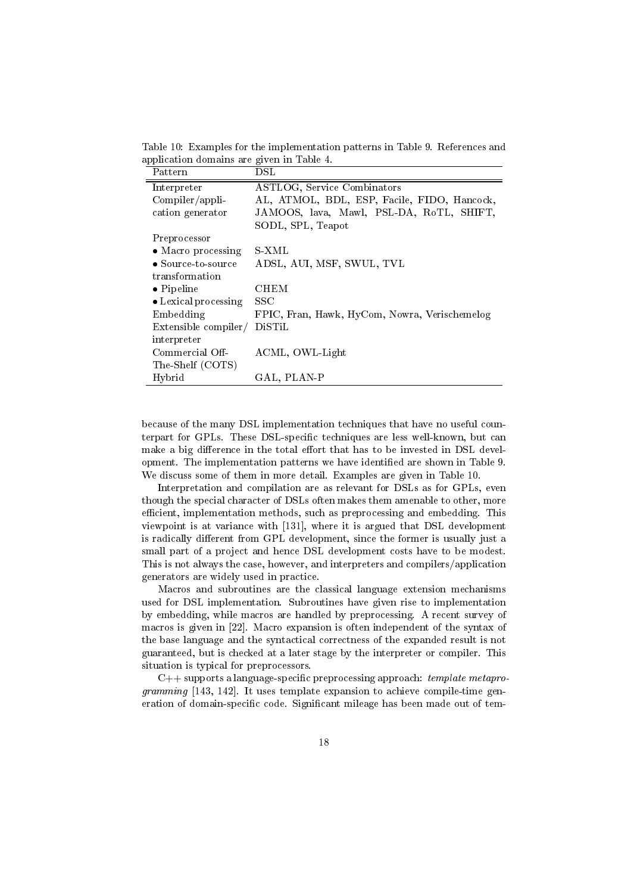Table 10: Examples for the implementation patterns in Table 9. References and application domains are given in Table 4.

| Pattern | DSL |
|---|---|
| Interpreter | ASTLOG, Service Combinators |
| Compiler/application generator | AL, ATMOL, BDL, ESP, Facile, FIDO, Hancock, JAMOOS, lava, Mawl, PSL-DA, RoTL, SHIFT, SODL, SPL, Teapot |
| Preprocessor | |
| • Macro processing | S-XML |
| • Source-to-source transformation | ADSL, AUI, MSF, SWUL, TVL |
| • Pipeline | CHEM |
| • Lexical processing | SSC |
| Embedding | FPIC, Fran, Hawk, HyCom, Nowra, Verischemelog |
| Extensible compiler/ interpreter | DiSTiL |
| Commercial Off-The-Shelf (COTS) | ACML, OWL-Light |
| Hybrid | GAL, PLAN-P |

because of the many DSL implementation techniques that have no useful counterpart for GPLs. These DSL-specific techniques are less well-known, but can make a big difference in the total effort that has to be invested in DSL development. The implementation patterns we have identified are shown in Table 9. We discuss some of them in more detail. Examples are given in Table 10.

Interpretation and compilation are as relevant for DSLs as for GPLs, even though the special character of DSLs often makes them amenable to other, more efficient, implementation methods, such as preprocessing and embedding. This viewpoint is at variance with [131], where it is argued that DSL development is radically different from GPL development, since the former is usually just a small part of a project and hence DSL development costs have to be modest. This is not always the case, however, and interpreters and compilers/application generators are widely used in practice.

Macros and subroutines are the classical language extension mechanisms used for DSL implementation. Subroutines have given rise to implementation by embedding, while macros are handled by preprocessing. A recent survey of macros is given in [22]. Macro expansion is often independent of the syntax of the base language and the syntactical correctness of the expanded result is not guaranteed, but is checked at a later stage by the interpreter or compiler. This situation is typical for preprocessors.

C++ supports a language-specific preprocessing approach: *template metaprogramming* [143, 142]. It uses template expansion to achieve compile-time generation of domain-specific code. Significant mileage has been made out of tem-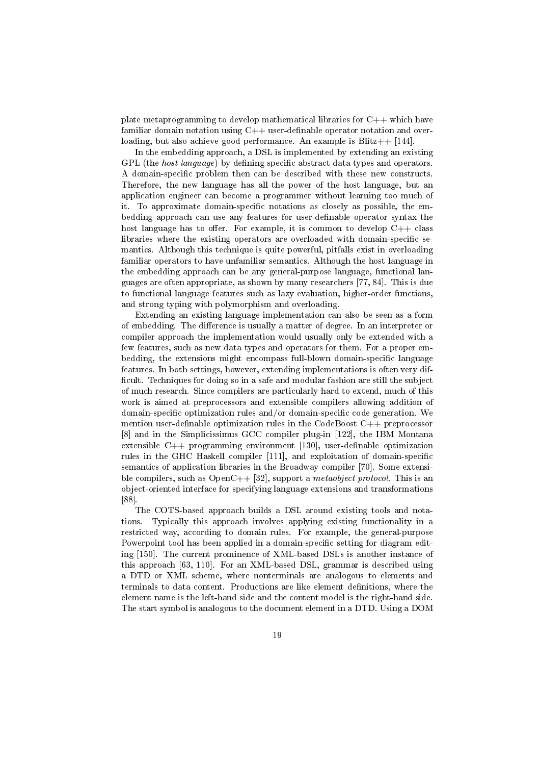plate metaprogramming to develop mathematical libraries for C++ which have familiar domain notation using C++ user-definable operator notation and overloading, but also achieve good performance. An example is Blitz++ [144].

In the embedding approach, a DSL is implemented by extending an existing GPL (the *host language*) by defining specific abstract data types and operators. A domain-specific problem then can be described with these new constructs. Therefore, the new language has all the power of the host language, but an application engineer can become a programmer without learning too much of it. To approximate domain-specific notations as closely as possible, the embedding approach can use any features for user-definable operator syntax the host language has to offer. For example, it is common to develop C++ class libraries where the existing operators are overloaded with domain-specific semantics. Although this technique is quite powerful, pitfalls exist in overloading familiar operators to have unfamiliar semantics. Although the host language in the embedding approach can be any general-purpose language, functional languages are often appropriate, as shown by many researchers [77, 84]. This is due to functional language features such as lazy evaluation, higher-order functions, and strong typing with polymorphism and overloading.

Extending an existing language implementation can also be seen as a form of embedding. The difference is usually a matter of degree. In an interpreter or compiler approach the implementation would usually only be extended with a few features, such as new data types and operators for them. For a proper embedding, the extensions might encompass full-blown domain-specific language features. In both settings, however, extending implementations is often very difficult. Techniques for doing so in a safe and modular fashion are still the subject of much research. Since compilers are particularly hard to extend, much of this work is aimed at preprocessors and extensible compilers allowing addition of domain-specific optimization rules and/or domain-specific code generation. We mention user-definable optimization rules in the CodeBoost C++ preprocessor [8] and in the Simplicissimus GCC compiler plug-in [122], the IBM Montana extensible C++ programming environment [130], user-definable optimization rules in the GHC Haskell compiler [111], and exploitation of domain-specific semantics of application libraries in the Broadway compiler [70]. Some extensible compilers, such as OpenC++ [32], support a *metaobject protocol*. This is an object-oriented interface for specifying language extensions and transformations [88].

The COTS-based approach builds a DSL around existing tools and notations. Typically this approach involves applying existing functionality in a restricted way, according to domain rules. For example, the general-purpose Powerpoint tool has been applied in a domain-specific setting for diagram editing [150]. The current prominence of XML-based DSLs is another instance of this approach [63, 110]. For an XML-based DSL, grammar is described using a DTD or XML scheme, where nonterminals are analogous to elements and terminals to data content. Productions are like element definitions, where the element name is the left-hand side and the content model is the right-hand side. The start symbol is analogous to the document element in a DTD. Using a DOM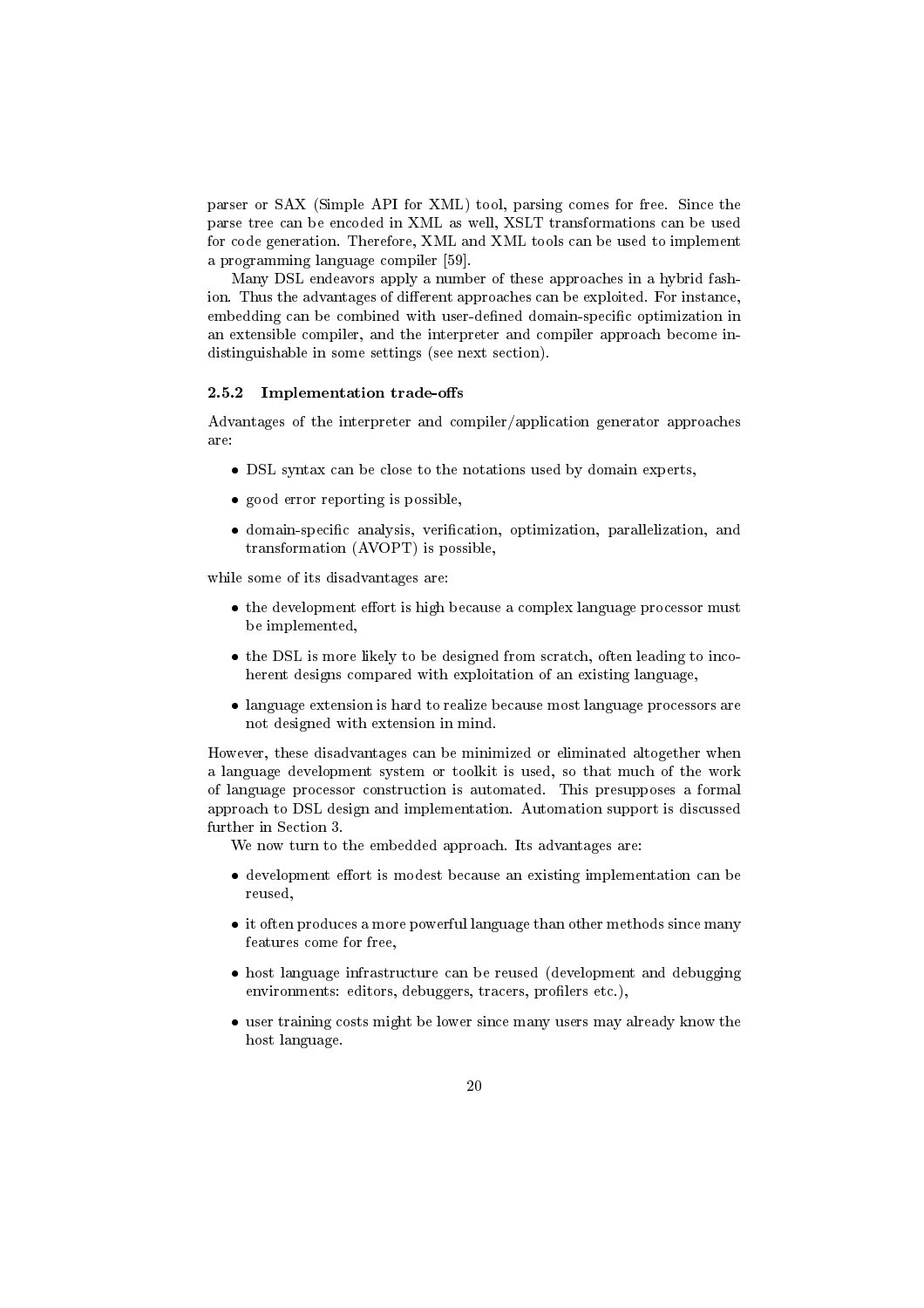parser or SAX (Simple API for XML) tool, parsing comes for free. Since the parse tree can be encoded in XML as well, XSLT transformations can be used for code generation. Therefore, XML and XML tools can be used to implement a programming language compiler [59].

Many DSL endeavors apply a number of these approaches in a hybrid fashion. Thus the advantages of different approaches can be exploited. For instance, embedding can be combined with user-defined domain-specific optimization in an extensible compiler, and the interpreter and compiler approach become indistinguishable in some settings (see next section).

### 2.5.2 Implementation trade-offs

Advantages of the interpreter and compiler/application generator approaches are:

- DSL syntax can be close to the notations used by domain experts,
- good error reporting is possible,
- domain-specific analysis, verification, optimization, parallelization, and transformation (AVOPT) is possible,

while some of its disadvantages are:

- the development effort is high because a complex language processor must be implemented,
- the DSL is more likely to be designed from scratch, often leading to incoherent designs compared with exploitation of an existing language,
- language extension is hard to realize because most language processors are not designed with extension in mind.

However, these disadvantages can be minimized or eliminated altogether when a language development system or toolkit is used, so that much of the work of language processor construction is automated. This presupposes a formal approach to DSL design and implementation. Automation support is discussed further in Section 3.

We now turn to the embedded approach. Its advantages are:

- development effort is modest because an existing implementation can be reused,
- it often produces a more powerful language than other methods since many features come for free,
- host language infrastructure can be reused (development and debugging environments: editors, debuggers, tracers, profilers etc.),
- user training costs might be lower since many users may already know the host language.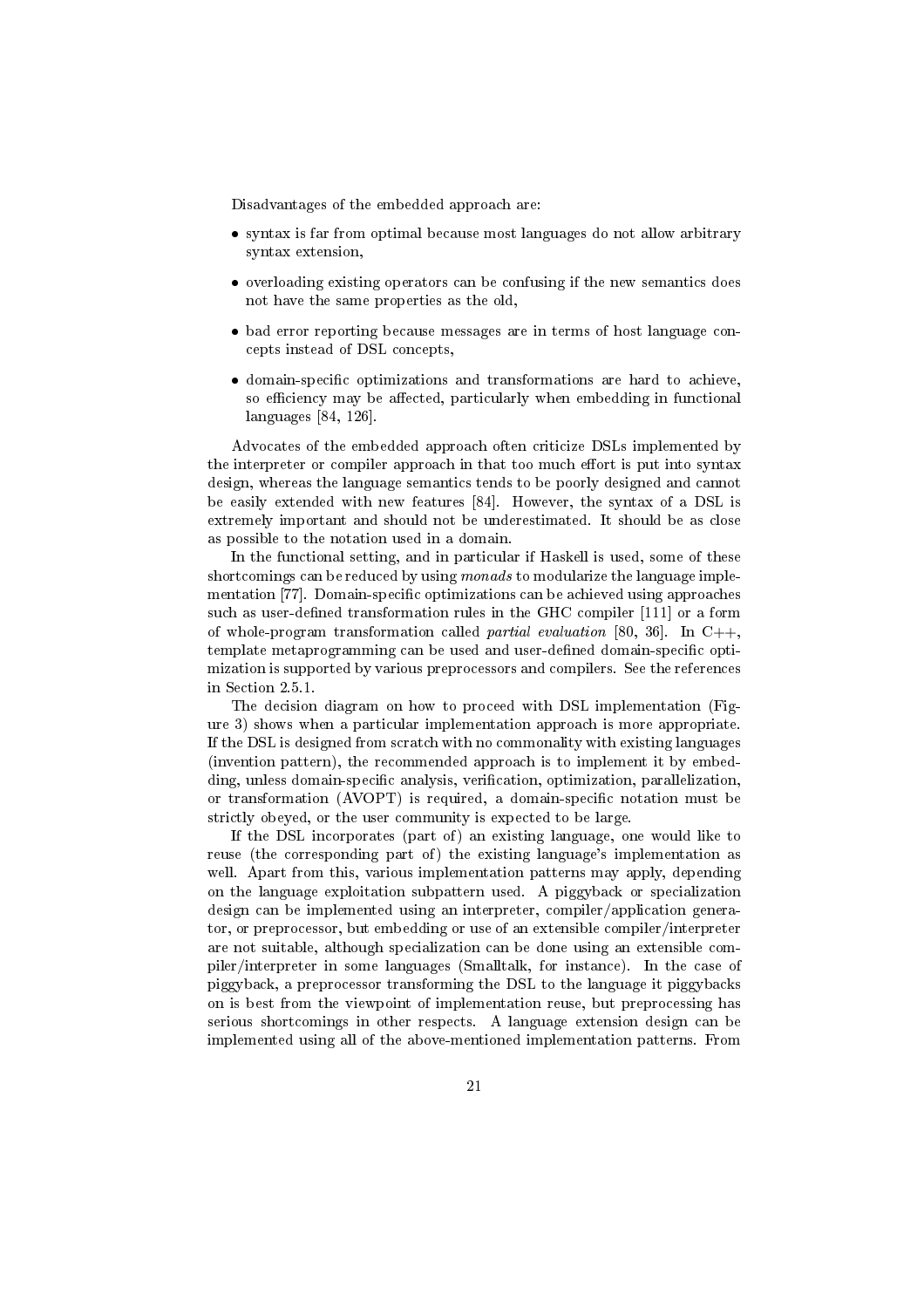Disadvantages of the embedded approach are:

- syntax is far from optimal because most languages do not allow arbitrary syntax extension,
- overloading existing operators can be confusing if the new semantics does not have the same properties as the old,
- bad error reporting because messages are in terms of host language concepts instead of DSL concepts,
- domain-specific optimizations and transformations are hard to achieve, so efficiency may be affected, particularly when embedding in functional languages [84, 126].

Advocates of the embedded approach often criticize DSLs implemented by the interpreter or compiler approach in that too much effort is put into syntax design, whereas the language semantics tends to be poorly designed and cannot be easily extended with new features [84]. However, the syntax of a DSL is extremely important and should not be underestimated. It should be as close as possible to the notation used in a domain.

In the functional setting, and in particular if Haskell is used, some of these shortcomings can be reduced by using *monads* to modularize the language implementation [77]. Domain-specific optimizations can be achieved using approaches such as user-defined transformation rules in the GHC compiler [111] or a form of whole-program transformation called *partial evaluation* [80, 36]. In C++, template metaprogramming can be used and user-defined domain-specific optimization is supported by various preprocessors and compilers. See the references in Section 2.5.1.

The decision diagram on how to proceed with DSL implementation (Figure 3) shows when a particular implementation approach is more appropriate. If the DSL is designed from scratch with no commonality with existing languages (invention pattern), the recommended approach is to implement it by embedding, unless domain-specific analysis, verification, optimization, parallelization, or transformation (AVOPT) is required, a domain-specific notation must be strictly obeyed, or the user community is expected to be large.

If the DSL incorporates (part of) an existing language, one would like to reuse (the corresponding part of) the existing language's implementation as well. Apart from this, various implementation patterns may apply, depending on the language exploitation subpattern used. A piggyback or specialization design can be implemented using an interpreter, compiler/application generator, or preprocessor, but embedding or use of an extensible compiler/interpreter are not suitable, although specialization can be done using an extensible compiler/interpreter in some languages (Smalltalk, for instance). In the case of piggyback, a preprocessor transforming the DSL to the language it piggybacks on is best from the viewpoint of implementation reuse, but preprocessing has serious shortcomings in other respects. A language extension design can be implemented using all of the above-mentioned implementation patterns. From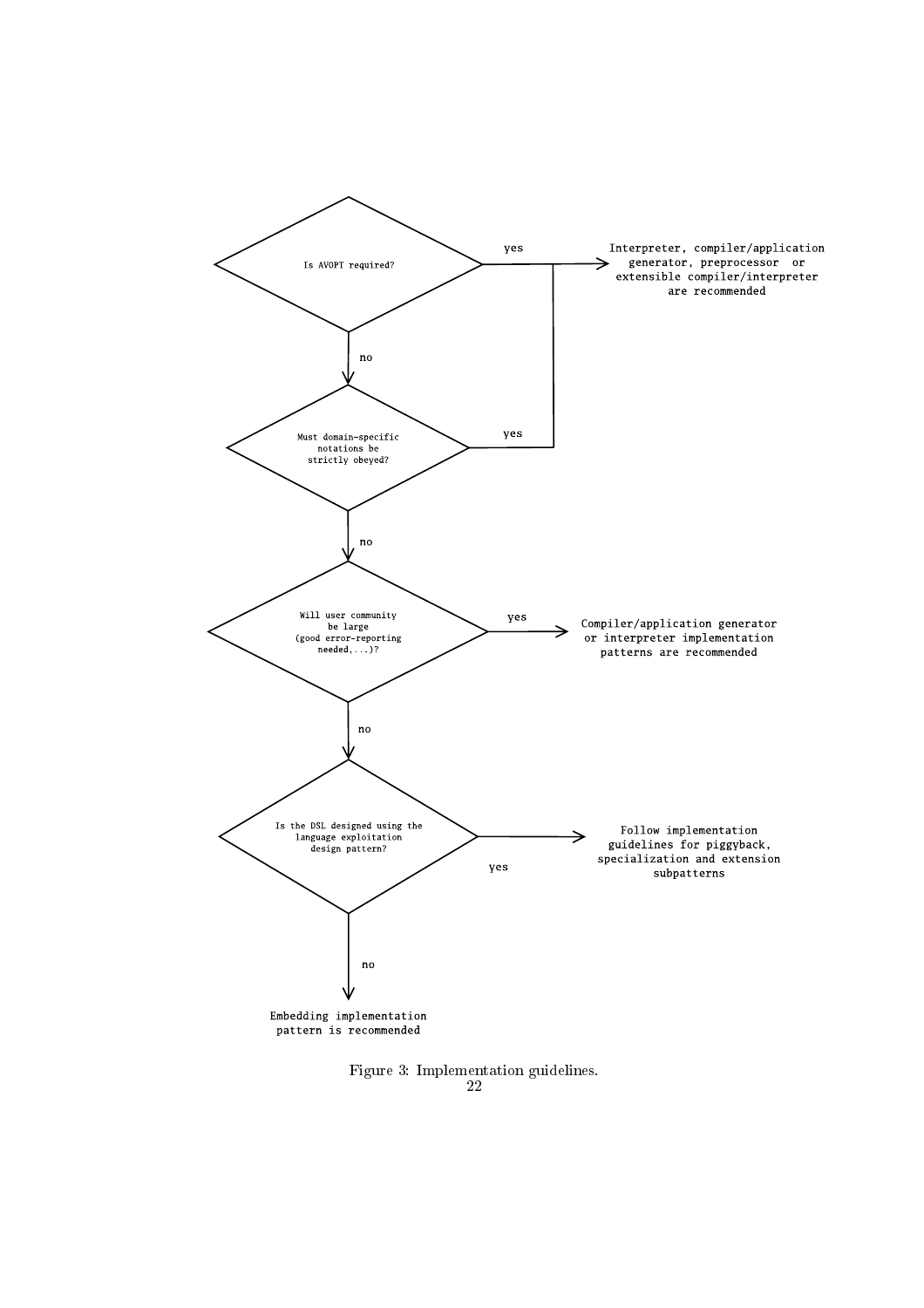Is AVOPT required?

- yes → Interpreter, compiler/application generator, preprocessor or extensible compiler/interpreter are recommended
- no → Must domain-specific notations be strictly obeyed?
  - yes → Interpreter, compiler/application generator, preprocessor or extensible compiler/interpreter are recommended
  - no → Will user community be large (good error-reporting needed,...)?
    - yes → Compiler/application generator or interpreter implementation patterns are recommended
    - no → Is the DSL designed using the language exploitation design pattern?
      - yes → Follow implementation guidelines for piggyback, specialization and extension subpatterns
      - no → Embedding implementation pattern is recommended

Figure 3: Implementation guidelines.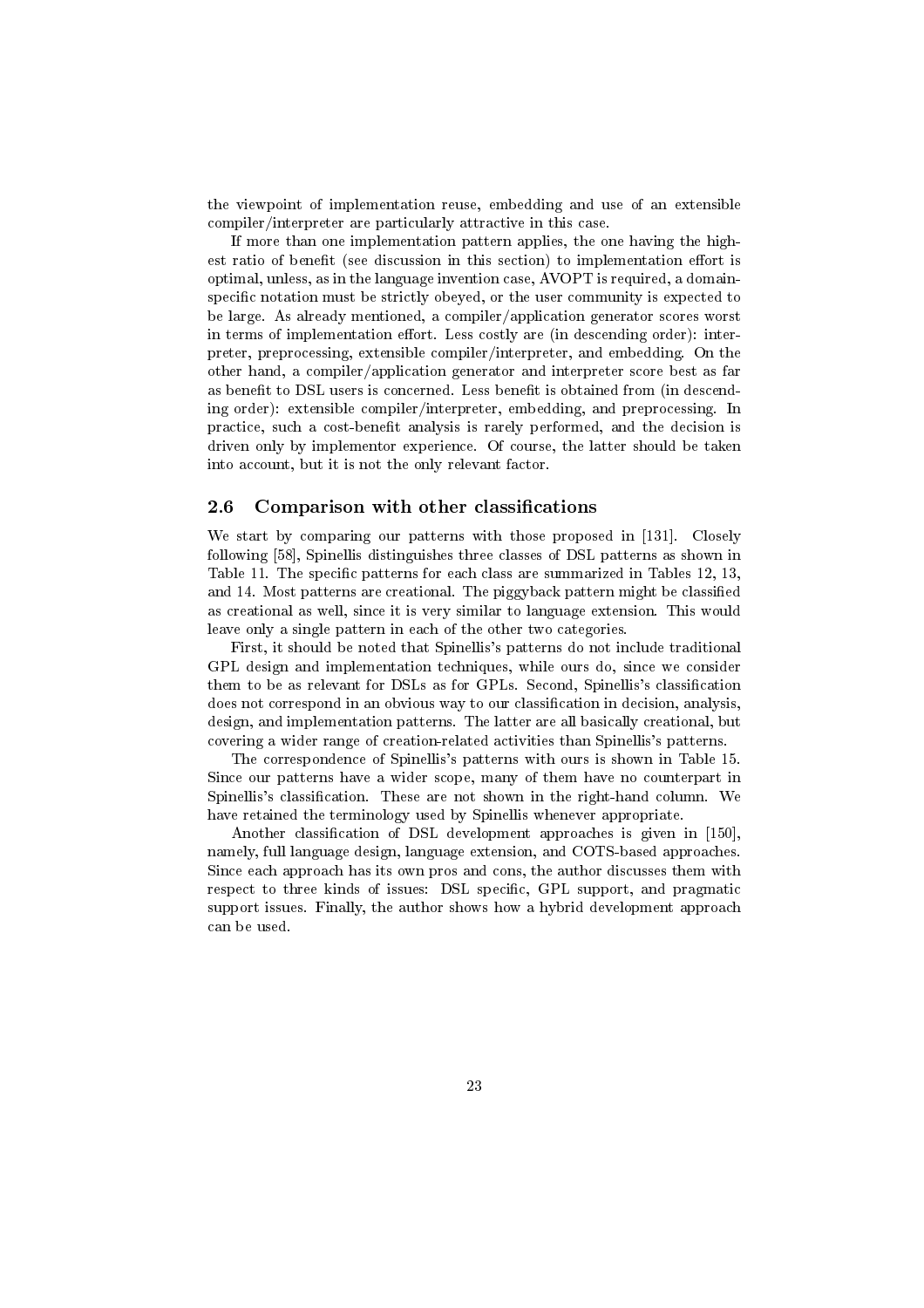the viewpoint of implementation reuse, embedding and use of an extensible compiler/interpreter are particularly attractive in this case.

If more than one implementation pattern applies, the one having the highest ratio of benefit (see discussion in this section) to implementation effort is optimal, unless, as in the language invention case, AVOPT is required, a domain-specific notation must be strictly obeyed, or the user community is expected to be large. As already mentioned, a compiler/application generator scores worst in terms of implementation effort. Less costly are (in descending order): interpreter, preprocessing, extensible compiler/interpreter, and embedding. On the other hand, a compiler/application generator and interpreter score best as far as benefit to DSL users is concerned. Less benefit is obtained from (in descending order): extensible compiler/interpreter, embedding, and preprocessing. In practice, such a cost-benefit analysis is rarely performed, and the decision is driven only by implementor experience. Of course, the latter should be taken into account, but it is not the only relevant factor.

## 2.6 Comparison with other classifications

We start by comparing our patterns with those proposed in [131]. Closely following [58], Spinellis distinguishes three classes of DSL patterns as shown in Table 11. The specific patterns for each class are summarized in Tables 12, 13, and 14. Most patterns are creational. The piggyback pattern might be classified as creational as well, since it is very similar to language extension. This would leave only a single pattern in each of the other two categories.

First, it should be noted that Spinellis's patterns do not include traditional GPL design and implementation techniques, while ours do, since we consider them to be as relevant for DSLs as for GPLs. Second, Spinellis's classification does not correspond in an obvious way to our classification in decision, analysis, design, and implementation patterns. The latter are all basically creational, but covering a wider range of creation-related activities than Spinellis's patterns.

The correspondence of Spinellis's patterns with ours is shown in Table 15. Since our patterns have a wider scope, many of them have no counterpart in Spinellis's classification. These are not shown in the right-hand column. We have retained the terminology used by Spinellis whenever appropriate.

Another classification of DSL development approaches is given in [150], namely, full language design, language extension, and COTS-based approaches. Since each approach has its own pros and cons, the author discusses them with respect to three kinds of issues: DSL specific, GPL support, and pragmatic support issues. Finally, the author shows how a hybrid development approach can be used.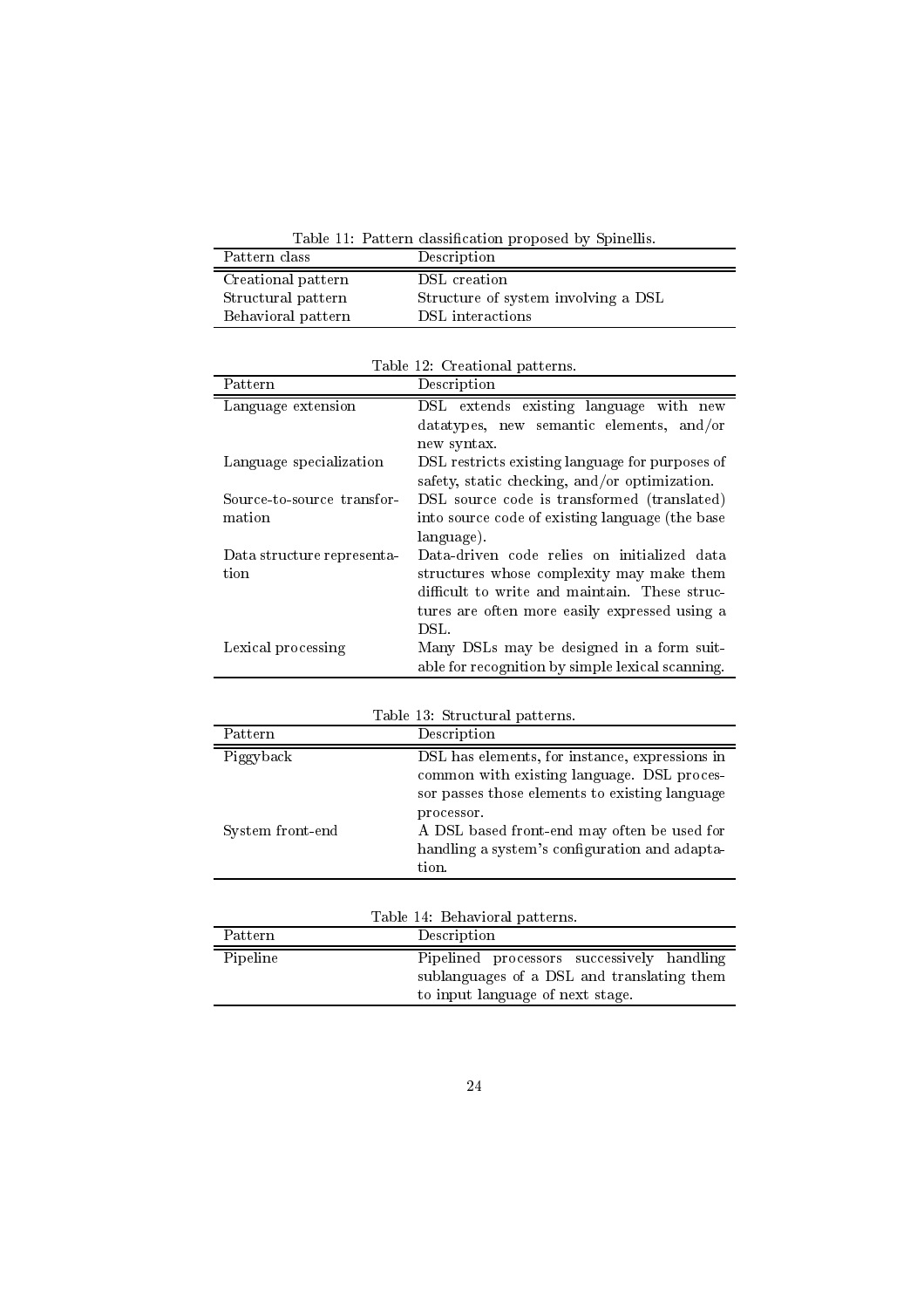Table 11: Pattern classification proposed by Spinellis.

| Pattern class | Description |
|---|---|
| Creational pattern | DSL creation |
| Structural pattern | Structure of system involving a DSL |
| Behavioral pattern | DSL interactions |

Table 12: Creational patterns.

| Pattern | Description |
|---|---|
| Language extension | DSL extends existing language with new datatypes, new semantic elements, and/or new syntax. |
| Language specialization | DSL restricts existing language for purposes of safety, static checking, and/or optimization. |
| Source-to-source transformation | DSL source code is transformed (translated) into source code of existing language (the base language). |
| Data structure representation | Data-driven code relies on initialized data structures whose complexity may make them difficult to write and maintain. These structures are often more easily expressed using a DSL. |
| Lexical processing | Many DSLs may be designed in a form suitable for recognition by simple lexical scanning. |

Table 13: Structural patterns.

| Pattern | Description |
|---|---|
| Piggyback | DSL has elements, for instance, expressions in common with existing language. DSL processor passes those elements to existing language processor. |
| System front-end | A DSL based front-end may often be used for handling a system's configuration and adaptation. |

Table 14: Behavioral patterns.

| Pattern | Description |
|---|---|
| Pipeline | Pipelined processors successively handling sublanguages of a DSL and translating them to input language of next stage. |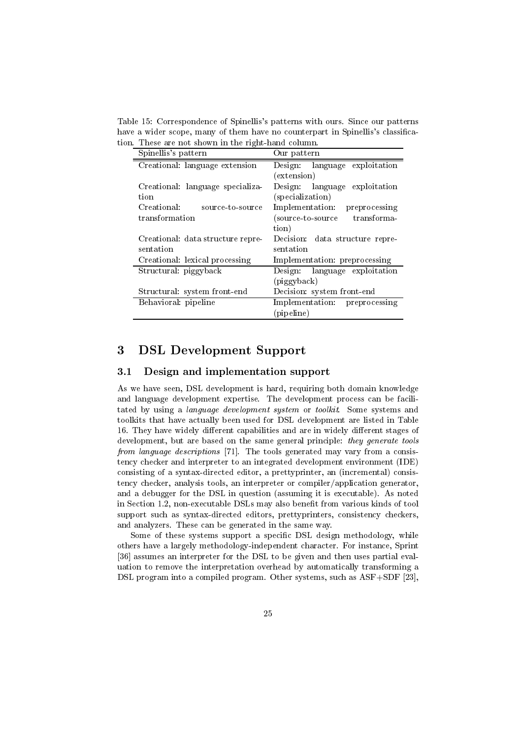Table 15: Correspondence of Spinellis's patterns with ours. Since our patterns have a wider scope, many of them have no counterpart in Spinellis's classification. These are not shown in the right-hand column.

| Spinellis's pattern | Our pattern |
|---|---|
| Creational: language extension | Design: language exploitation (extension) |
| Creational: language specialization | Design: language exploitation (specialization) |
| Creational: source-to-source transformation | Implementation: preprocessing (source-to-source transformation) |
| Creational: data structure representation | Decision: data structure representation |
| Creational: lexical processing | Implementation: preprocessing |
| Structural: piggyback | Design: language exploitation (piggyback) |
| Structural: system front-end | Decision: system front-end |
| Behavioral: pipeline | Implementation: preprocessing (pipeline) |

# 3 DSL Development Support

## 3.1 Design and implementation support

As we have seen, DSL development is hard, requiring both domain knowledge and language development expertise. The development process can be facilitated by using a *language development system* or *toolkit*. Some systems and toolkits that have actually been used for DSL development are listed in Table 16. They have widely different capabilities and are in widely different stages of development, but are based on the same general principle: *they generate tools from language descriptions* [71]. The tools generated may vary from a consistency checker and interpreter to an integrated development environment (IDE) consisting of a syntax-directed editor, a prettyprinter, an (incremental) consistency checker, analysis tools, an interpreter or compiler/application generator, and a debugger for the DSL in question (assuming it is executable). As noted in Section 1.2, non-executable DSLs may also benefit from various kinds of tool support such as syntax-directed editors, prettyprinters, consistency checkers, and analyzers. These can be generated in the same way.

Some of these systems support a specific DSL design methodology, while others have a largely methodology-independent character. For instance, Sprint [36] assumes an interpreter for the DSL to be given and then uses partial evaluation to remove the interpretation overhead by automatically transforming a DSL program into a compiled program. Other systems, such as ASF+SDF [23],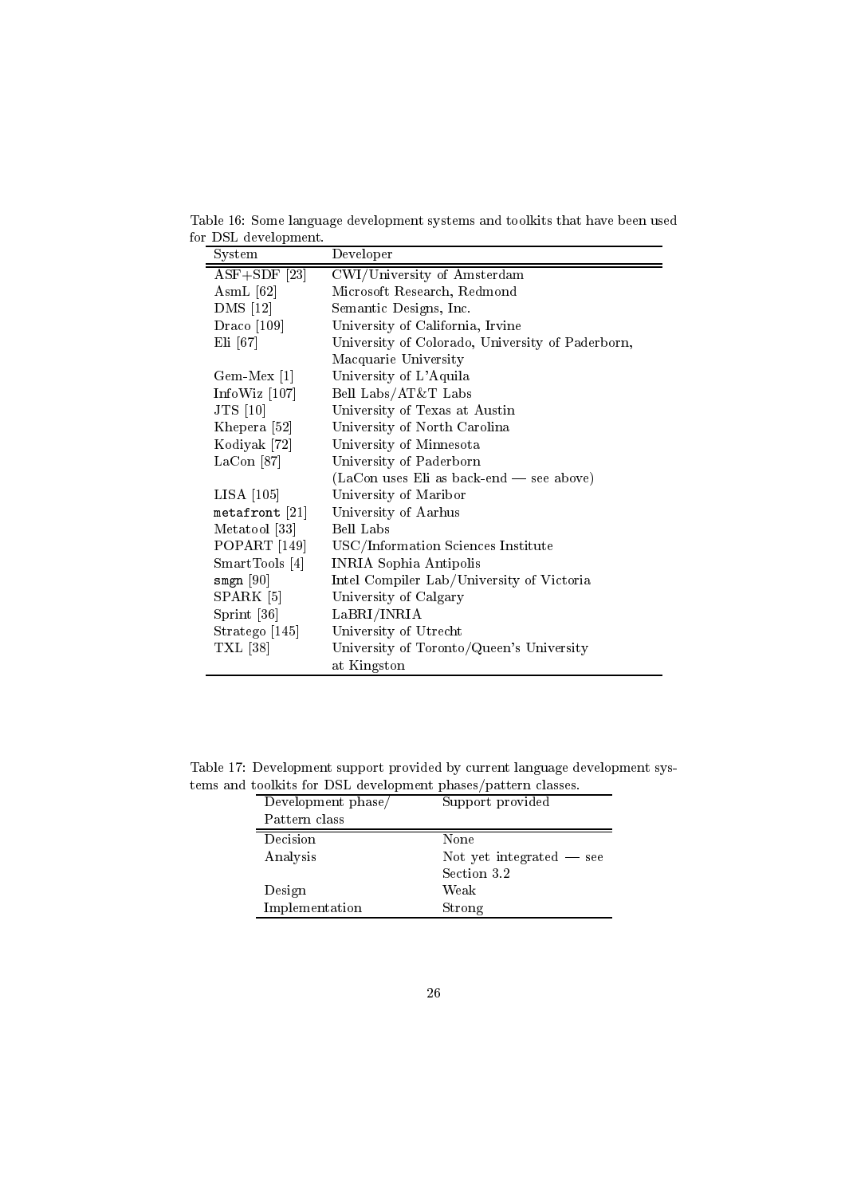Table 16: Some language development systems and toolkits that have been used for DSL development.

| System | Developer |
|---|---|
| ASF+SDF [23] | CWI/University of Amsterdam |
| AsmL [62] | Microsoft Research, Redmond |
| DMS [12] | Semantic Designs, Inc. |
| Draco [109] | University of California, Irvine |
| Eli [67] | University of Colorado, University of Paderborn, Macquarie University |
| Gem-Mex [1] | University of L'Aquila |
| InfoWiz [107] | Bell Labs/AT&T Labs |
| JTS [10] | University of Texas at Austin |
| Khepera [52] | University of North Carolina |
| Kodiyak [72] | University of Minnesota |
| LaCon [87] | University of Paderborn (LaCon uses Eli as back-end — see above) |
| LISA [105] | University of Maribor |
| `metafront` [21] | University of Aarhus |
| Metatool [33] | Bell Labs |
| POPART [149] | USC/Information Sciences Institute |
| SmartTools [4] | INRIA Sophia Antipolis |
| `smgn` [90] | Intel Compiler Lab/University of Victoria |
| SPARK [5] | University of Calgary |
| Sprint [36] | LaBRI/INRIA |
| Stratego [145] | University of Utrecht |
| TXL [38] | University of Toronto/Queen's University at Kingston |

Table 17: Development support provided by current language development systems and toolkits for DSL development phases/pattern classes.

| Development phase/ Pattern class | Support provided |
|---|---|
| Decision | None |
| Analysis | Not yet integrated — see Section 3.2 |
| Design | Weak |
| Implementation | Strong |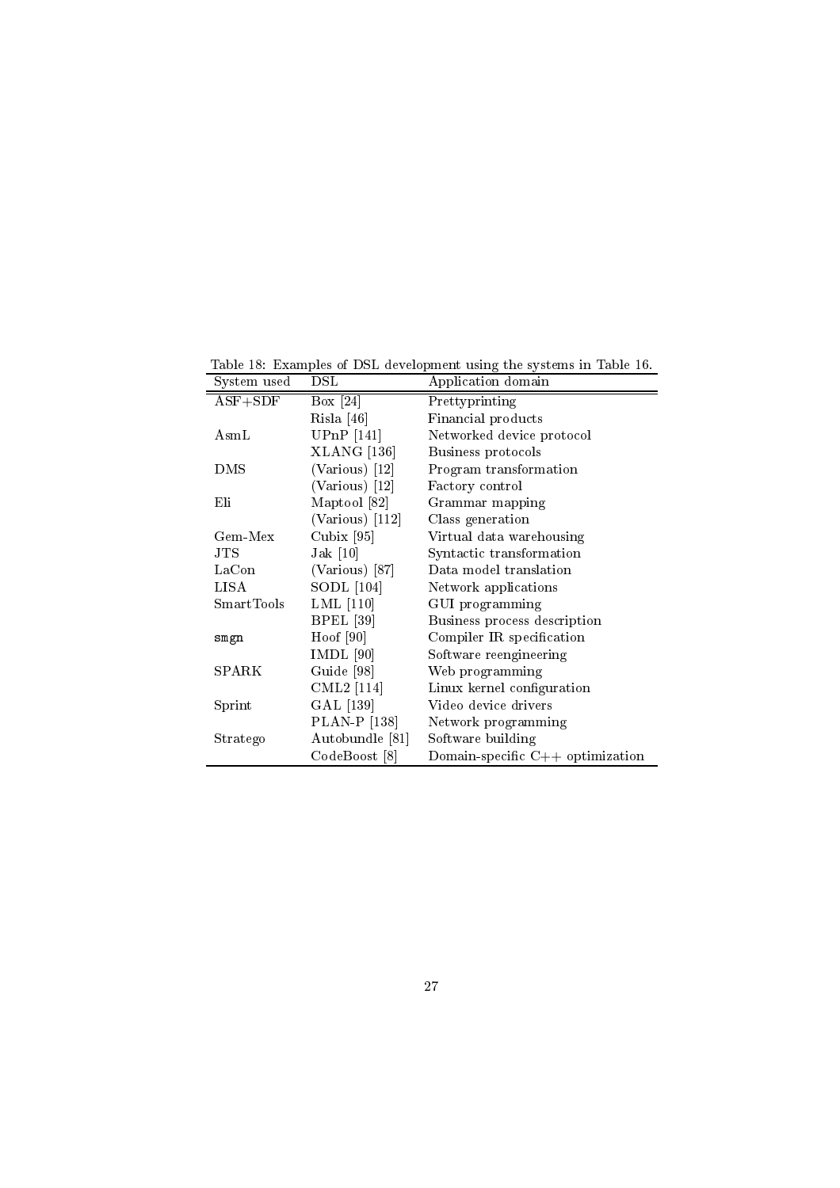Table 18: Examples of DSL development using the systems in Table 16.

| System used | DSL | Application domain |
| --- | --- | --- |
| ASF+SDF | Box [24] | Prettyprinting |
| | Risla [46] | Financial products |
| AsmL | UPnP [141] | Networked device protocol |
| | XLANG [136] | Business protocols |
| DMS | (Various) [12] | Program transformation |
| | (Various) [12] | Factory control |
| Eli | Maptool [82] | Grammar mapping |
| | (Various) [112] | Class generation |
| Gem-Mex | Cubix [95] | Virtual data warehousing |
| JTS | Jak [10] | Syntactic transformation |
| LaCon | (Various) [87] | Data model translation |
| LISA | SODL [104] | Network applications |
| SmartTools | LML [110] | GUI programming |
| | BPEL [39] | Business process description |
| smgn | Hoof [90] | Compiler IR specification |
| | IMDL [90] | Software reengineering |
| SPARK | Guide [98] | Web programming |
| | CML2 [114] | Linux kernel configuration |
| Sprint | GAL [139] | Video device drivers |
| | PLAN-P [138] | Network programming |
| Stratego | Autobundle [81] | Software building |
| | CodeBoost [8] | Domain-specific C++ optimization |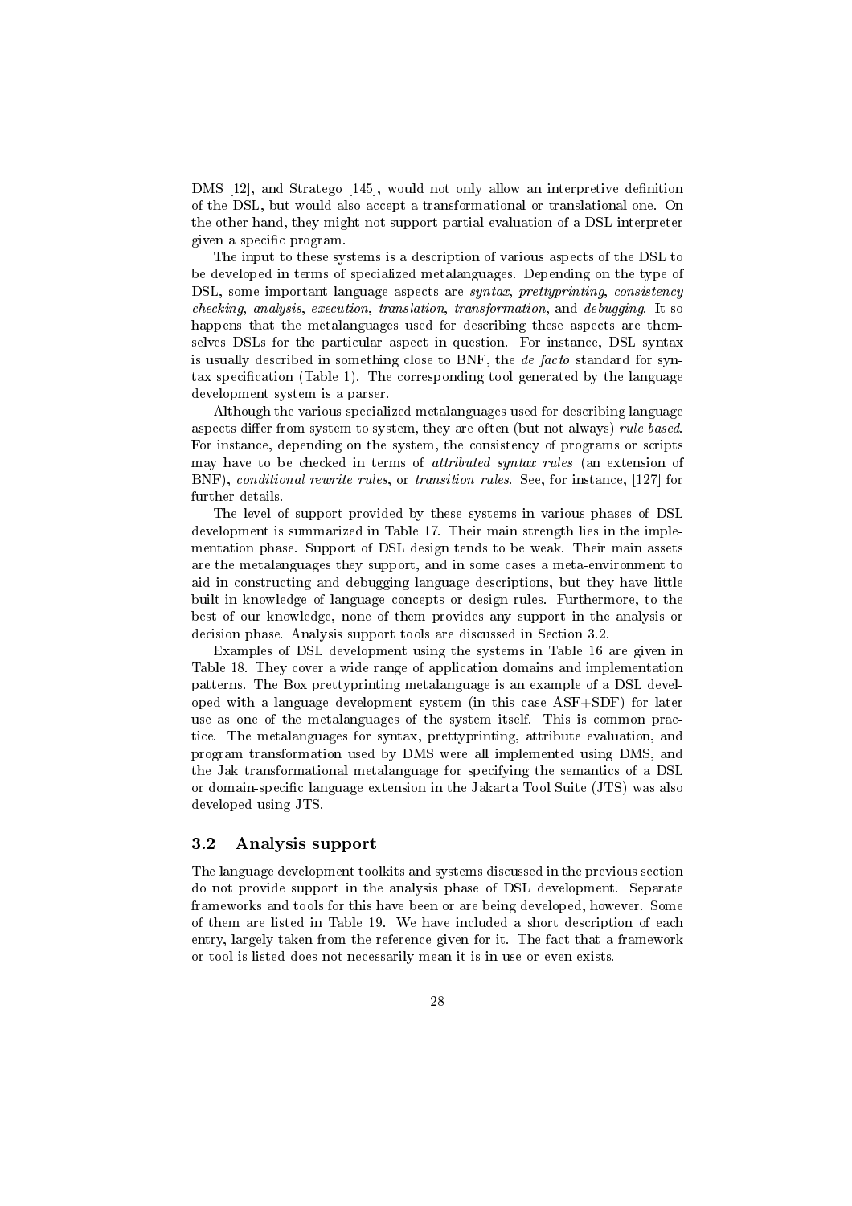DMS [12], and Stratego [145], would not only allow an interpretive definition of the DSL, but would also accept a transformational or translational one. On the other hand, they might not support partial evaluation of a DSL interpreter given a specific program.

The input to these systems is a description of various aspects of the DSL to be developed in terms of specialized metalanguages. Depending on the type of DSL, some important language aspects are *syntax*, *prettyprinting*, *consistency checking*, *analysis*, *execution*, *translation*, *transformation*, and *debugging*. It so happens that the metalanguages used for describing these aspects are themselves DSLs for the particular aspect in question. For instance, DSL syntax is usually described in something close to BNF, the *de facto* standard for syntax specification (Table 1). The corresponding tool generated by the language development system is a parser.

Although the various specialized metalanguages used for describing language aspects differ from system to system, they are often (but not always) *rule based*. For instance, depending on the system, the consistency of programs or scripts may have to be checked in terms of *attributed syntax rules* (an extension of BNF), *conditional rewrite rules*, or *transition rules*. See, for instance, [127] for further details.

The level of support provided by these systems in various phases of DSL development is summarized in Table 17. Their main strength lies in the implementation phase. Support of DSL design tends to be weak. Their main assets are the metalanguages they support, and in some cases a meta-environment to aid in constructing and debugging language descriptions, but they have little built-in knowledge of language concepts or design rules. Furthermore, to the best of our knowledge, none of them provides any support in the analysis or decision phase. Analysis support tools are discussed in Section 3.2.

Examples of DSL development using the systems in Table 16 are given in Table 18. They cover a wide range of application domains and implementation patterns. The Box prettyprinting metalanguage is an example of a DSL developed with a language development system (in this case ASF+SDF) for later use as one of the metalanguages of the system itself. This is common practice. The metalanguages for syntax, prettyprinting, attribute evaluation, and program transformation used by DMS were all implemented using DMS, and the Jak transformational metalanguage for specifying the semantics of a DSL or domain-specific language extension in the Jakarta Tool Suite (JTS) was also developed using JTS.

## 3.2 Analysis support

The language development toolkits and systems discussed in the previous section do not provide support in the analysis phase of DSL development. Separate frameworks and tools for this have been or are being developed, however. Some of them are listed in Table 19. We have included a short description of each entry, largely taken from the reference given for it. The fact that a framework or tool is listed does not necessarily mean it is in use or even exists.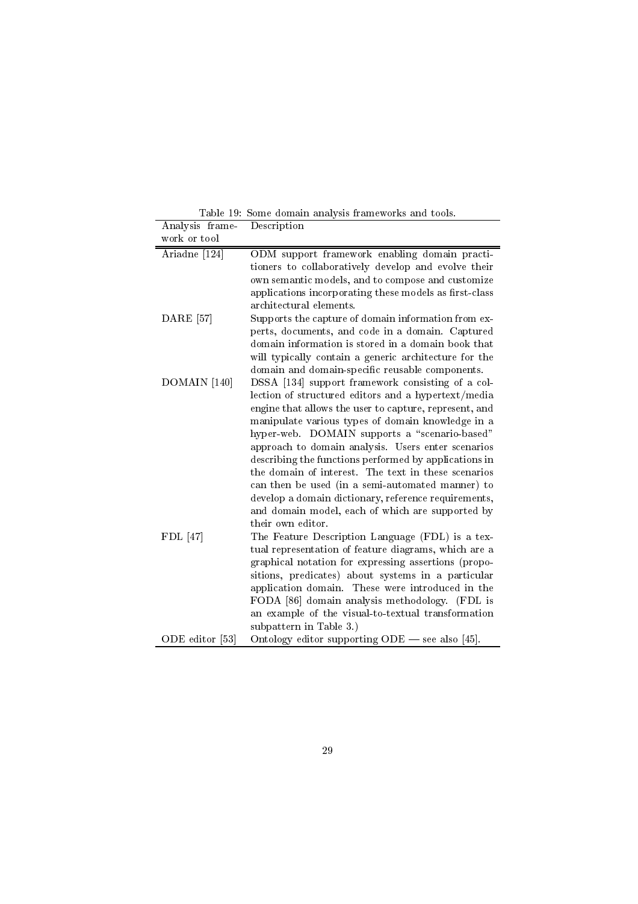Table 19: Some domain analysis frameworks and tools.

| Analysis framework or tool | Description |
|---|---|
| Ariadne [124] | ODM support framework enabling domain practitioners to collaboratively develop and evolve their own semantic models, and to compose and customize applications incorporating these models as first-class architectural elements. |
| DARE [57] | Supports the capture of domain information from experts, documents, and code in a domain. Captured domain information is stored in a domain book that will typically contain a generic architecture for the domain and domain-specific reusable components. |
| DOMAIN [140] | DSSA [134] support framework consisting of a collection of structured editors and a hypertext/media engine that allows the user to capture, represent, and manipulate various types of domain knowledge in a hyper-web. DOMAIN supports a "scenario-based" approach to domain analysis. Users enter scenarios describing the functions performed by applications in the domain of interest. The text in these scenarios can then be used (in a semi-automated manner) to develop a domain dictionary, reference requirements, and domain model, each of which are supported by their own editor. |
| FDL [47] | The Feature Description Language (FDL) is a textual representation of feature diagrams, which are a graphical notation for expressing assertions (propositions, predicates) about systems in a particular application domain. These were introduced in the FODA [86] domain analysis methodology. (FDL is an example of the visual-to-textual transformation subpattern in Table 3.) |
| ODE editor [53] | Ontology editor supporting ODE — see also [45]. |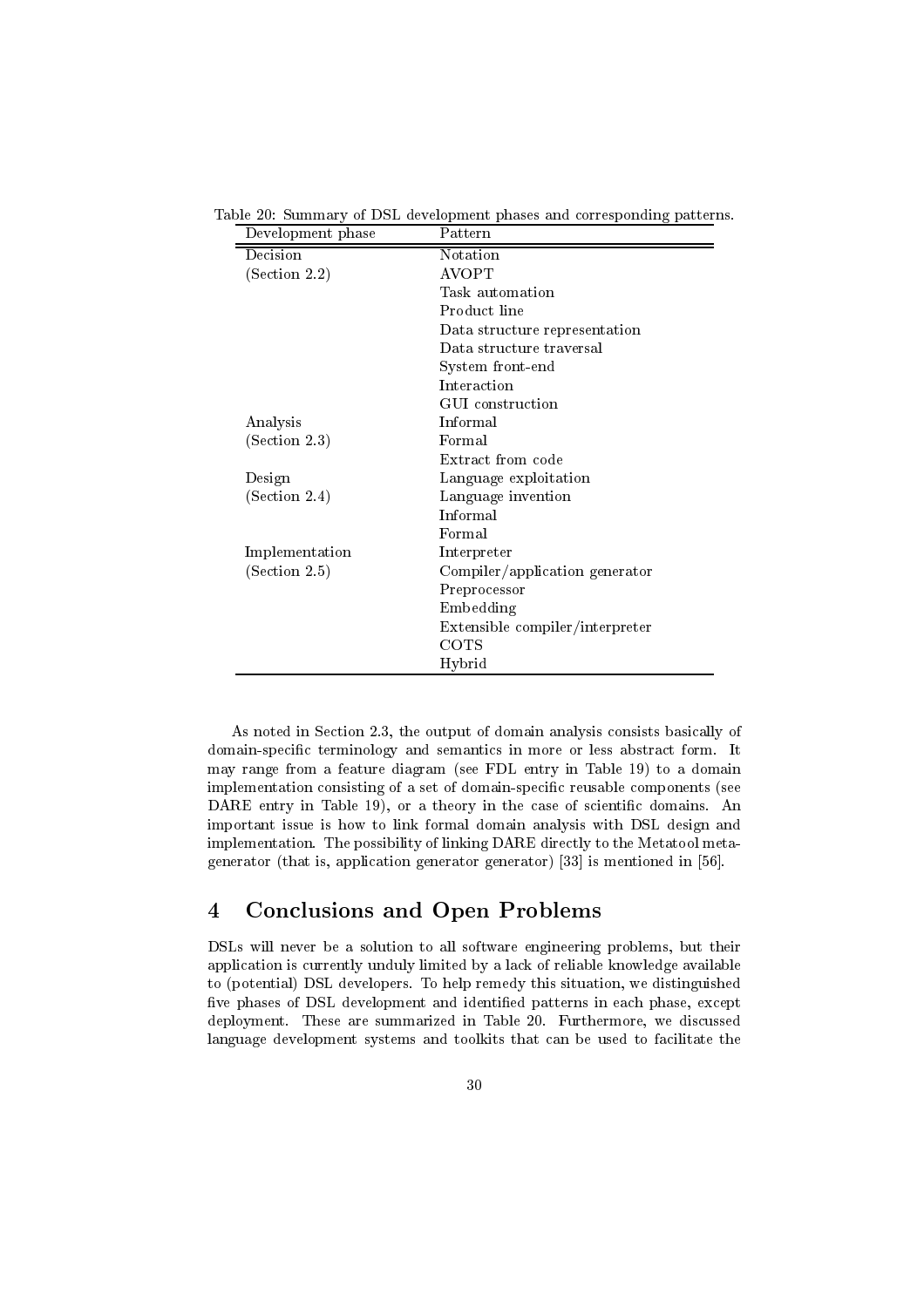Table 20: Summary of DSL development phases and corresponding patterns.

| Development phase | Pattern |
|---|---|
| Decision | Notation |
| (Section 2.2) | AVOPT |
| | Task automation |
| | Product line |
| | Data structure representation |
| | Data structure traversal |
| | System front-end |
| | Interaction |
| | GUI construction |
| Analysis | Informal |
| (Section 2.3) | Formal |
| | Extract from code |
| Design | Language exploitation |
| (Section 2.4) | Language invention |
| | Informal |
| | Formal |
| Implementation | Interpreter |
| (Section 2.5) | Compiler/application generator |
| | Preprocessor |
| | Embedding |
| | Extensible compiler/interpreter |
| | COTS |
| | Hybrid |

As noted in Section 2.3, the output of domain analysis consists basically of domain-specific terminology and semantics in more or less abstract form. It may range from a feature diagram (see FDL entry in Table 19) to a domain implementation consisting of a set of domain-specific reusable components (see DARE entry in Table 19), or a theory in the case of scientific domains. An important issue is how to link formal domain analysis with DSL design and implementation. The possibility of linking DARE directly to the Metatool meta-generator (that is, application generator generator) [33] is mentioned in [56].

## 4 Conclusions and Open Problems

DSLs will never be a solution to all software engineering problems, but their application is currently unduly limited by a lack of reliable knowledge available to (potential) DSL developers. To help remedy this situation, we distinguished five phases of DSL development and identified patterns in each phase, except deployment. These are summarized in Table 20. Furthermore, we discussed language development systems and toolkits that can be used to facilitate the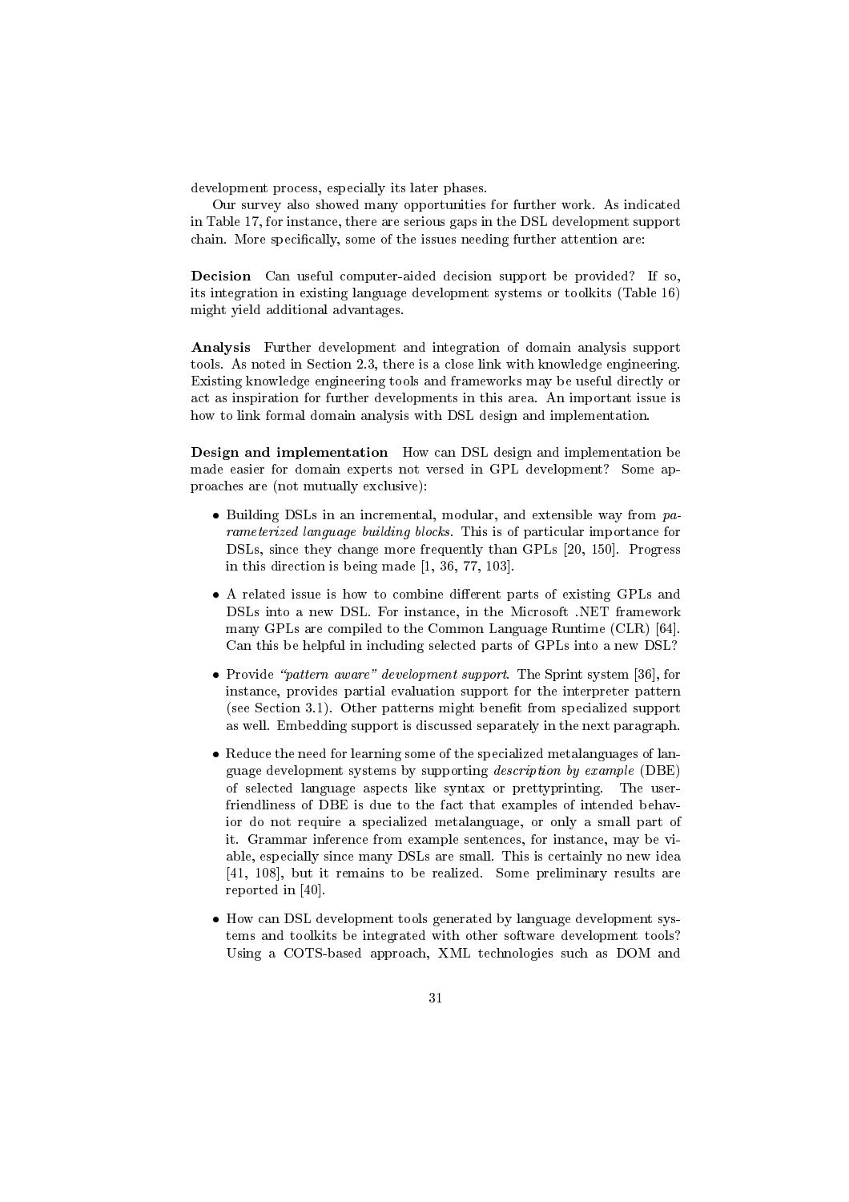development process, especially its later phases.

Our survey also showed many opportunities for further work. As indicated in Table 17, for instance, there are serious gaps in the DSL development support chain. More specifically, some of the issues needing further attention are:

**Decision** Can useful computer-aided decision support be provided? If so, its integration in existing language development systems or toolkits (Table 16) might yield additional advantages.

**Analysis** Further development and integration of domain analysis support tools. As noted in Section 2.3, there is a close link with knowledge engineering. Existing knowledge engineering tools and frameworks may be useful directly or act as inspiration for further developments in this area. An important issue is how to link formal domain analysis with DSL design and implementation.

**Design and implementation** How can DSL design and implementation be made easier for domain experts not versed in GPL development? Some approaches are (not mutually exclusive):

- Building DSLs in an incremental, modular, and extensible way from *parameterized language building blocks*. This is of particular importance for DSLs, since they change more frequently than GPLs [20, 150]. Progress in this direction is being made [1, 36, 77, 103].

- A related issue is how to combine different parts of existing GPLs and DSLs into a new DSL. For instance, in the Microsoft .NET framework many GPLs are compiled to the Common Language Runtime (CLR) [64]. Can this be helpful in including selected parts of GPLs into a new DSL?

- Provide *"pattern aware" development support*. The Sprint system [36], for instance, provides partial evaluation support for the interpreter pattern (see Section 3.1). Other patterns might benefit from specialized support as well. Embedding support is discussed separately in the next paragraph.

- Reduce the need for learning some of the specialized metalanguages of language development systems by supporting *description by example* (DBE) of selected language aspects like syntax or prettyprinting. The user-friendliness of DBE is due to the fact that examples of intended behavior do not require a specialized metalanguage, or only a small part of it. Grammar inference from example sentences, for instance, may be viable, especially since many DSLs are small. This is certainly no new idea [41, 108], but it remains to be realized. Some preliminary results are reported in [40].

- How can DSL development tools generated by language development systems and toolkits be integrated with other software development tools? Using a COTS-based approach, XML technologies such as DOM and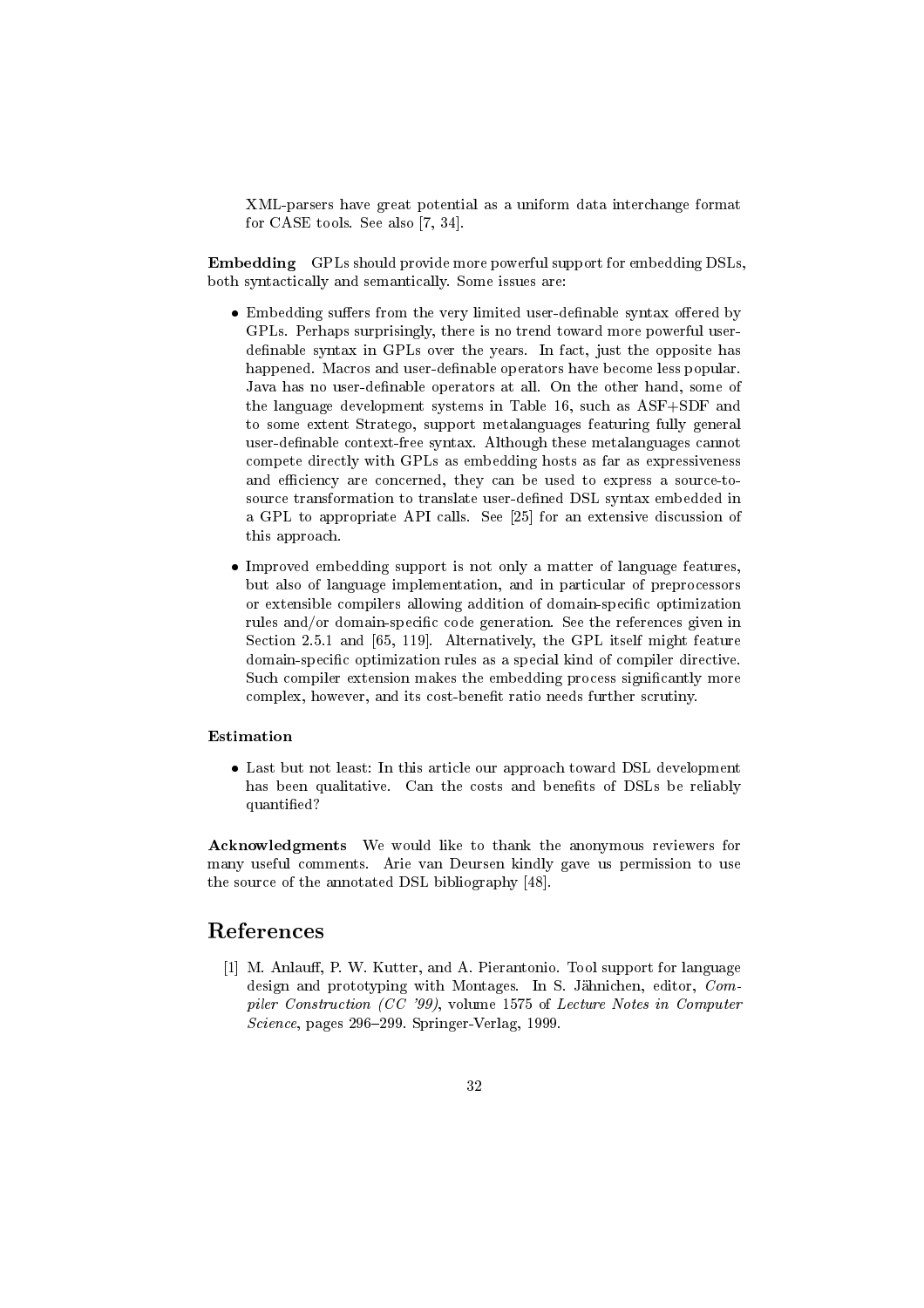XML-parsers have great potential as a uniform data interchange format for CASE tools. See also [7, 34].

**Embedding** GPLs should provide more powerful support for embedding DSLs, both syntactically and semantically. Some issues are:

- Embedding suffers from the very limited user-definable syntax offered by GPLs. Perhaps surprisingly, there is no trend toward more powerful user-definable syntax in GPLs over the years. In fact, just the opposite has happened. Macros and user-definable operators have become less popular. Java has no user-definable operators at all. On the other hand, some of the language development systems in Table 16, such as ASF+SDF and to some extent Stratego, support metalanguages featuring fully general user-definable context-free syntax. Although these metalanguages cannot compete directly with GPLs as embedding hosts as far as expressiveness and efficiency are concerned, they can be used to express a source-to-source transformation to translate user-defined DSL syntax embedded in a GPL to appropriate API calls. See [25] for an extensive discussion of this approach.
- Improved embedding support is not only a matter of language features, but also of language implementation, and in particular of preprocessors or extensible compilers allowing addition of domain-specific optimization rules and/or domain-specific code generation. See the references given in Section 2.5.1 and [65, 119]. Alternatively, the GPL itself might feature domain-specific optimization rules as a special kind of compiler directive. Such compiler extension makes the embedding process significantly more complex, however, and its cost-benefit ratio needs further scrutiny.

**Estimation**

- Last but not least: In this article our approach toward DSL development has been qualitative. Can the costs and benefits of DSLs be reliably quantified?

**Acknowledgments** We would like to thank the anonymous reviewers for many useful comments. Arie van Deursen kindly gave us permission to use the source of the annotated DSL bibliography [48].

# References

[1] M. Anlauff, P. W. Kutter, and A. Pierantonio. Tool support for language design and prototyping with Montages. In S. Jähnichen, editor, *Compiler Construction (CC '99)*, volume 1575 of *Lecture Notes in Computer Science*, pages 296–299. Springer-Verlag, 1999.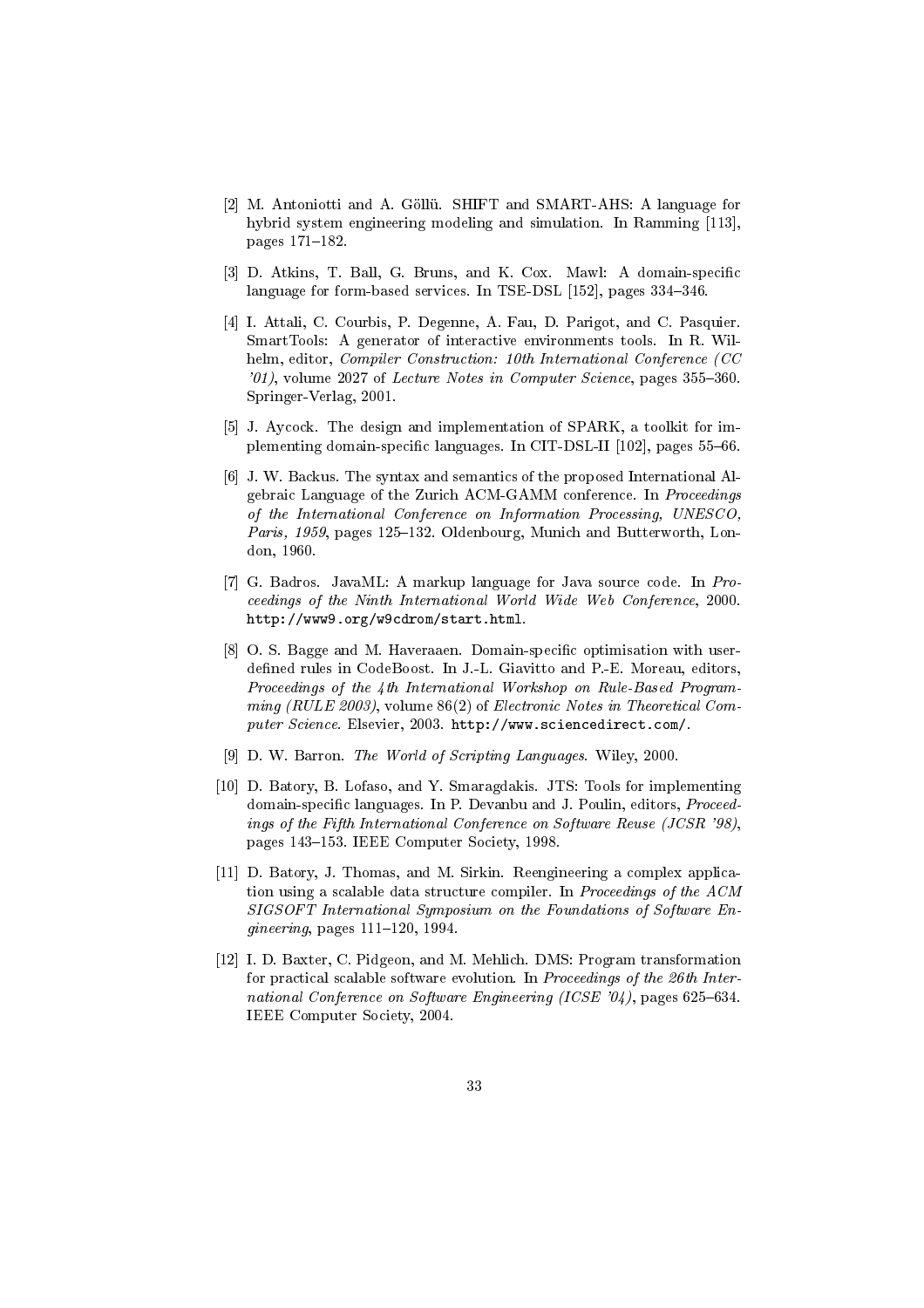[2] M. Antoniotti and A. Göllü. SHIFT and SMART-AHS: A language for hybrid system engineering modeling and simulation. In Ramming [113], pages 171–182.

[3] D. Atkins, T. Ball, G. Bruns, and K. Cox. Mawl: A domain-specific language for form-based services. In TSE-DSL [152], pages 334–346.

[4] I. Attali, C. Courbis, P. Degenne, A. Fau, D. Parigot, and C. Pasquier. SmartTools: A generator of interactive environments tools. In R. Wilhelm, editor, *Compiler Construction: 10th International Conference (CC '01)*, volume 2027 of *Lecture Notes in Computer Science*, pages 355–360. Springer-Verlag, 2001.

[5] J. Aycock. The design and implementation of SPARK, a toolkit for implementing domain-specific languages. In CIT-DSL-II [102], pages 55–66.

[6] J. W. Backus. The syntax and semantics of the proposed International Algebraic Language of the Zurich ACM-GAMM conference. In *Proceedings of the International Conference on Information Processing, UNESCO, Paris, 1959*, pages 125–132. Oldenbourg, Munich and Butterworth, London, 1960.

[7] G. Badros. JavaML: A markup language for Java source code. In *Proceedings of the Ninth International World Wide Web Conference*, 2000. `http://www9.org/w9cdrom/start.html`.

[8] O. S. Bagge and M. Haveraaen. Domain-specific optimisation with user-defined rules in CodeBoost. In J.-L. Giavitto and P.-E. Moreau, editors, *Proceedings of the 4th International Workshop on Rule-Based Programming (RULE 2003)*, volume 86(2) of *Electronic Notes in Theoretical Computer Science*. Elsevier, 2003. `http://www.sciencedirect.com/`.

[9] D. W. Barron. *The World of Scripting Languages*. Wiley, 2000.

[10] D. Batory, B. Lofaso, and Y. Smaragdakis. JTS: Tools for implementing domain-specific languages. In P. Devanbu and J. Poulin, editors, *Proceedings of the Fifth International Conference on Software Reuse (JCSR '98)*, pages 143–153. IEEE Computer Society, 1998.

[11] D. Batory, J. Thomas, and M. Sirkin. Reengineering a complex application using a scalable data structure compiler. In *Proceedings of the ACM SIGSOFT International Symposium on the Foundations of Software Engineering*, pages 111–120, 1994.

[12] I. D. Baxter, C. Pidgeon, and M. Mehlich. DMS: Program transformation for practical scalable software evolution. In *Proceedings of the 26th International Conference on Software Engineering (ICSE '04)*, pages 625–634. IEEE Computer Society, 2004.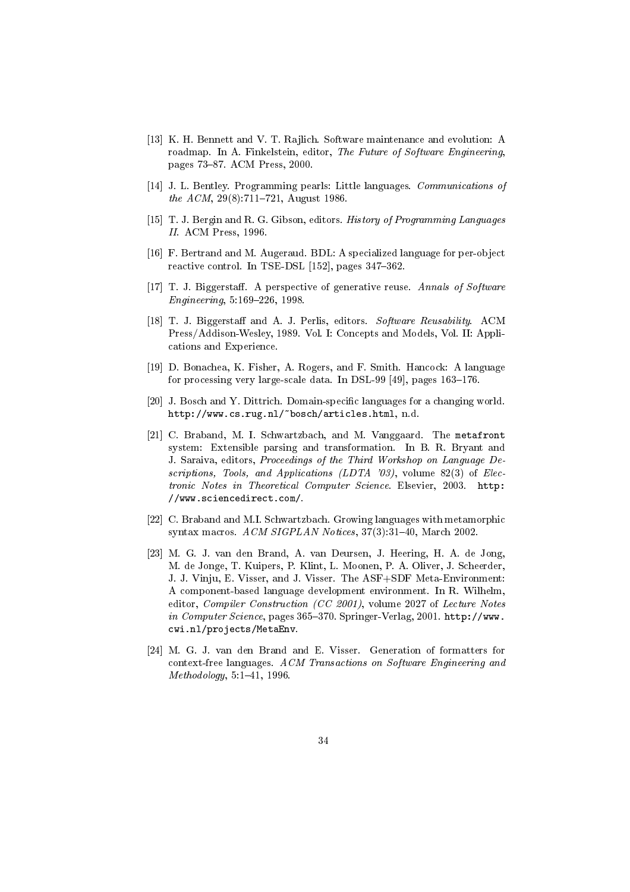[13] K. H. Bennett and V. T. Rajlich. Software maintenance and evolution: A roadmap. In A. Finkelstein, editor, *The Future of Software Engineering*, pages 73–87. ACM Press, 2000.

[14] J. L. Bentley. Programming pearls: Little languages. *Communications of the ACM*, 29(8):711–721, August 1986.

[15] T. J. Bergin and R. G. Gibson, editors. *History of Programming Languages II*. ACM Press, 1996.

[16] F. Bertrand and M. Augeraud. BDL: A specialized language for per-object reactive control. In TSE-DSL [152], pages 347–362.

[17] T. J. Biggerstaff. A perspective of generative reuse. *Annals of Software Engineering*, 5:169–226, 1998.

[18] T. J. Biggerstaff and A. J. Perlis, editors. *Software Reusability*. ACM Press/Addison-Wesley, 1989. Vol. I: Concepts and Models, Vol. II: Applications and Experience.

[19] D. Bonachea, K. Fisher, A. Rogers, and F. Smith. Hancock: A language for processing very large-scale data. In DSL-99 [49], pages 163–176.

[20] J. Bosch and Y. Dittrich. Domain-specific languages for a changing world. `http://www.cs.rug.nl/~bosch/articles.html`, n.d.

[21] C. Braband, M. I. Schwartzbach, and M. Vanggaard. The `metafront` system: Extensible parsing and transformation. In B. R. Bryant and J. Saraiva, editors, *Proceedings of the Third Workshop on Language Descriptions, Tools, and Applications (LDTA '03)*, volume 82(3) of *Electronic Notes in Theoretical Computer Science*. Elsevier, 2003. `http://www.sciencedirect.com/`.

[22] C. Braband and M.I. Schwartzbach. Growing languages with metamorphic syntax macros. *ACM SIGPLAN Notices*, 37(3):31–40, March 2002.

[23] M. G. J. van den Brand, A. van Deursen, J. Heering, H. A. de Jong, M. de Jonge, T. Kuipers, P. Klint, L. Moonen, P. A. Oliver, J. Scheerder, J. J. Vinju, E. Visser, and J. Visser. The ASF+SDF Meta-Environment: A component-based language development environment. In R. Wilhelm, editor, *Compiler Construction (CC 2001)*, volume 2027 of *Lecture Notes in Computer Science*, pages 365–370. Springer-Verlag, 2001. `http://www.cwi.nl/projects/MetaEnv`.

[24] M. G. J. van den Brand and E. Visser. Generation of formatters for context-free languages. *ACM Transactions on Software Engineering and Methodology*, 5:1–41, 1996.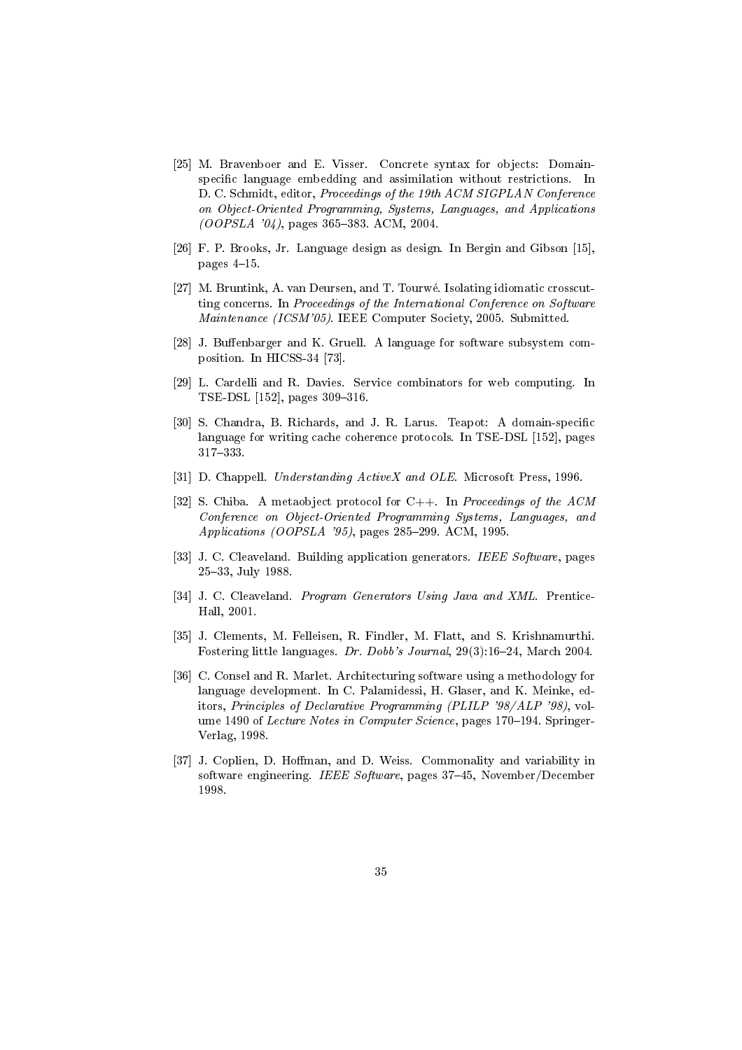[25] M. Bravenboer and E. Visser. Concrete syntax for objects: Domain-specific language embedding and assimilation without restrictions. In D. C. Schmidt, editor, *Proceedings of the 19th ACM SIGPLAN Conference on Object-Oriented Programming, Systems, Languages, and Applications (OOPSLA '04)*, pages 365–383. ACM, 2004.

[26] F. P. Brooks, Jr. Language design as design. In Bergin and Gibson [15], pages 4–15.

[27] M. Bruntink, A. van Deursen, and T. Tourwé. Isolating idiomatic crosscutting concerns. In *Proceedings of the International Conference on Software Maintenance (ICSM'05)*. IEEE Computer Society, 2005. Submitted.

[28] J. Buffenbarger and K. Gruell. A language for software subsystem composition. In HICSS-34 [73].

[29] L. Cardelli and R. Davies. Service combinators for web computing. In TSE-DSL [152], pages 309–316.

[30] S. Chandra, B. Richards, and J. R. Larus. Teapot: A domain-specific language for writing cache coherence protocols. In TSE-DSL [152], pages 317–333.

[31] D. Chappell. *Understanding ActiveX and OLE*. Microsoft Press, 1996.

[32] S. Chiba. A metaobject protocol for C++. In *Proceedings of the ACM Conference on Object-Oriented Programming Systems, Languages, and Applications (OOPSLA '95)*, pages 285–299. ACM, 1995.

[33] J. C. Cleaveland. Building application generators. *IEEE Software*, pages 25–33, July 1988.

[34] J. C. Cleaveland. *Program Generators Using Java and XML*. Prentice-Hall, 2001.

[35] J. Clements, M. Felleisen, R. Findler, M. Flatt, and S. Krishnamurthi. Fostering little languages. *Dr. Dobb's Journal*, 29(3):16–24, March 2004.

[36] C. Consel and R. Marlet. Architecturing software using a methodology for language development. In C. Palamidessi, H. Glaser, and K. Meinke, editors, *Principles of Declarative Programming (PLILP '98/ALP '98)*, volume 1490 of *Lecture Notes in Computer Science*, pages 170–194. Springer-Verlag, 1998.

[37] J. Coplien, D. Hoffman, and D. Weiss. Commonality and variability in software engineering. *IEEE Software*, pages 37–45, November/December 1998.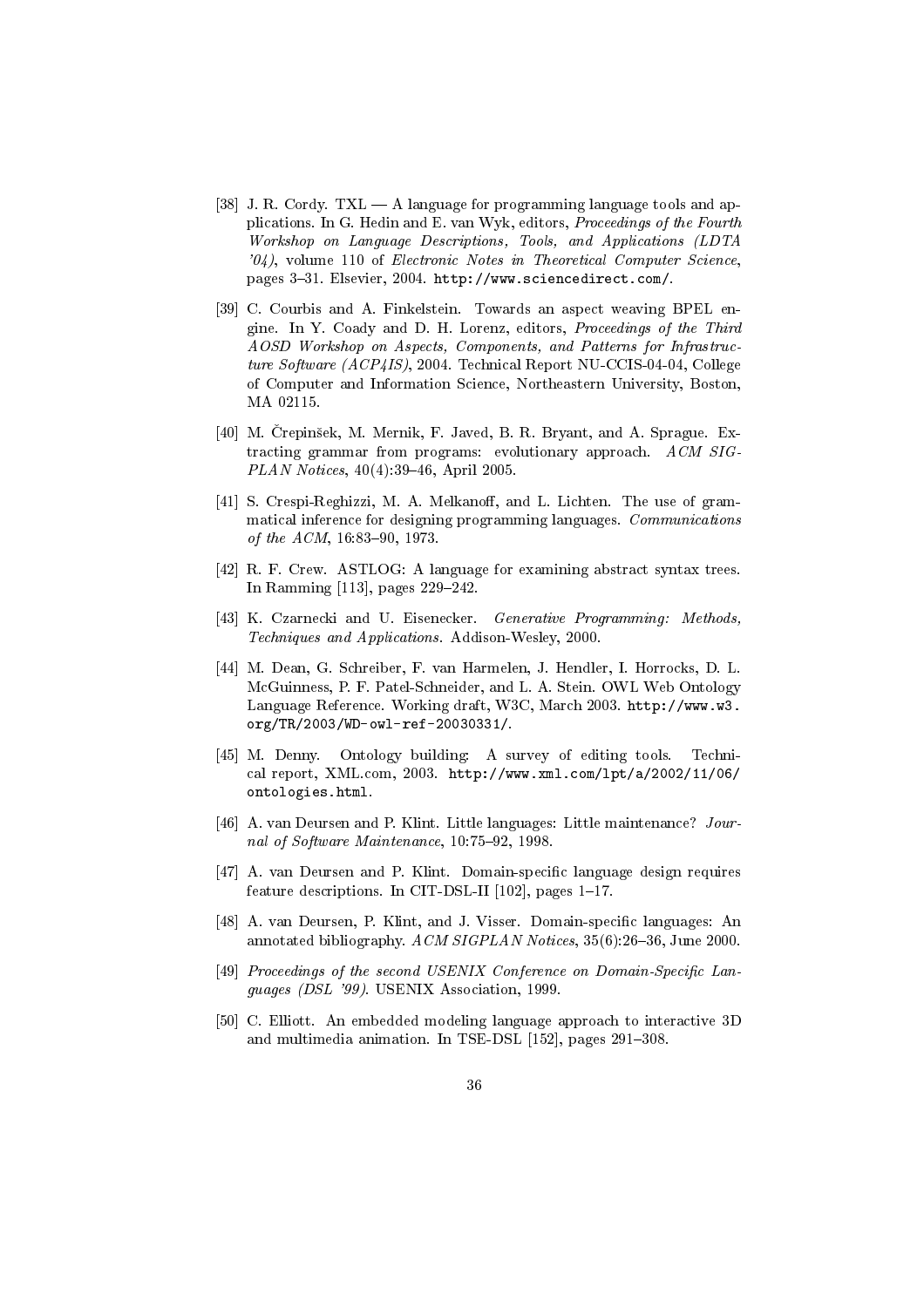[38] J. R. Cordy. TXL — A language for programming language tools and applications. In G. Hedin and E. van Wyk, editors, *Proceedings of the Fourth Workshop on Language Descriptions, Tools, and Applications (LDTA '04)*, volume 110 of *Electronic Notes in Theoretical Computer Science*, pages 3–31. Elsevier, 2004. `http://www.sciencedirect.com/`.

[39] C. Courbis and A. Finkelstein. Towards an aspect weaving BPEL engine. In Y. Coady and D. H. Lorenz, editors, *Proceedings of the Third AOSD Workshop on Aspects, Components, and Patterns for Infrastructure Software (ACP4IS)*, 2004. Technical Report NU-CCIS-04-04, College of Computer and Information Science, Northeastern University, Boston, MA 02115.

[40] M. Črepinšek, M. Mernik, F. Javed, B. R. Bryant, and A. Sprague. Extracting grammar from programs: evolutionary approach. *ACM SIGPLAN Notices*, 40(4):39–46, April 2005.

[41] S. Crespi-Reghizzi, M. A. Melkanoff, and L. Lichten. The use of grammatical inference for designing programming languages. *Communications of the ACM*, 16:83–90, 1973.

[42] R. F. Crew. ASTLOG: A language for examining abstract syntax trees. In Ramming [113], pages 229–242.

[43] K. Czarnecki and U. Eisenecker. *Generative Programming: Methods, Techniques and Applications*. Addison-Wesley, 2000.

[44] M. Dean, G. Schreiber, F. van Harmelen, J. Hendler, I. Horrocks, D. L. McGuinness, P. F. Patel-Schneider, and L. A. Stein. OWL Web Ontology Language Reference. Working draft, W3C, March 2003. `http://www.w3.org/TR/2003/WD-owl-ref-20030331/`.

[45] M. Denny. Ontology building: A survey of editing tools. Technical report, XML.com, 2003. `http://www.xml.com/lpt/a/2002/11/06/ontologies.html`.

[46] A. van Deursen and P. Klint. Little languages: Little maintenance? *Journal of Software Maintenance*, 10:75–92, 1998.

[47] A. van Deursen and P. Klint. Domain-specific language design requires feature descriptions. In CIT-DSL-II [102], pages 1–17.

[48] A. van Deursen, P. Klint, and J. Visser. Domain-specific languages: An annotated bibliography. *ACM SIGPLAN Notices*, 35(6):26–36, June 2000.

[49] *Proceedings of the second USENIX Conference on Domain-Specific Languages (DSL '99)*. USENIX Association, 1999.

[50] C. Elliott. An embedded modeling language approach to interactive 3D and multimedia animation. In TSE-DSL [152], pages 291–308.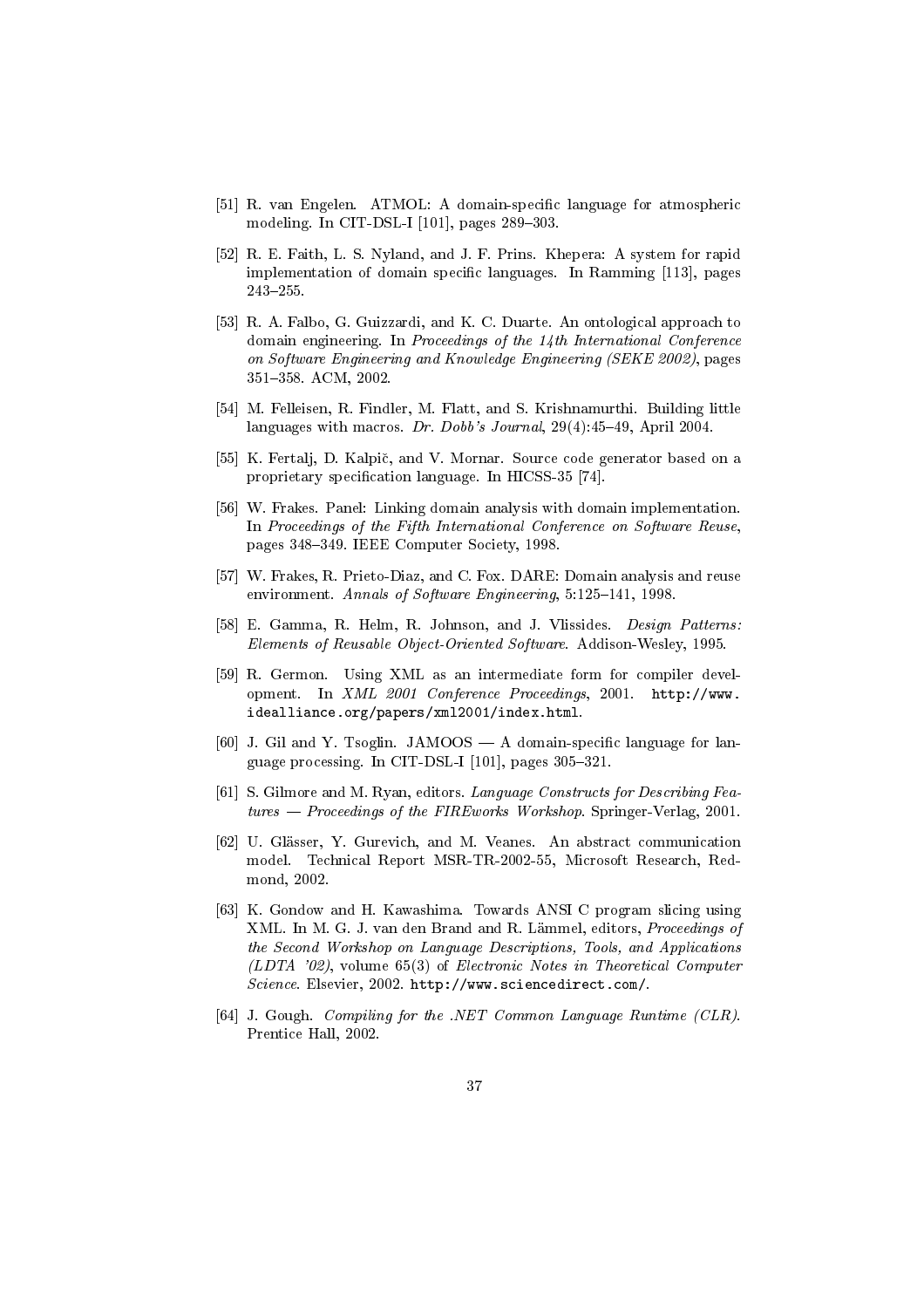[51] R. van Engelen. ATMOL: A domain-specific language for atmospheric modeling. In CIT-DSL-I [101], pages 289–303.

[52] R. E. Faith, L. S. Nyland, and J. F. Prins. Khepera: A system for rapid implementation of domain specific languages. In Ramming [113], pages 243–255.

[53] R. A. Falbo, G. Guizzardi, and K. C. Duarte. An ontological approach to domain engineering. In *Proceedings of the 14th International Conference on Software Engineering and Knowledge Engineering (SEKE 2002)*, pages 351–358. ACM, 2002.

[54] M. Felleisen, R. Findler, M. Flatt, and S. Krishnamurthi. Building little languages with macros. *Dr. Dobb's Journal*, 29(4):45–49, April 2004.

[55] K. Fertalj, D. Kalpič, and V. Mornar. Source code generator based on a proprietary specification language. In HICSS-35 [74].

[56] W. Frakes. Panel: Linking domain analysis with domain implementation. In *Proceedings of the Fifth International Conference on Software Reuse*, pages 348–349. IEEE Computer Society, 1998.

[57] W. Frakes, R. Prieto-Diaz, and C. Fox. DARE: Domain analysis and reuse environment. *Annals of Software Engineering*, 5:125–141, 1998.

[58] E. Gamma, R. Helm, R. Johnson, and J. Vlissides. *Design Patterns: Elements of Reusable Object-Oriented Software*. Addison-Wesley, 1995.

[59] R. Germon. Using XML as an intermediate form for compiler development. In *XML 2001 Conference Proceedings*, 2001. `http://www.idealliance.org/papers/xml2001/index.html`.

[60] J. Gil and Y. Tsoglin. JAMOOS — A domain-specific language for language processing. In CIT-DSL-I [101], pages 305–321.

[61] S. Gilmore and M. Ryan, editors. *Language Constructs for Describing Features — Proceedings of the FIREworks Workshop*. Springer-Verlag, 2001.

[62] U. Glässer, Y. Gurevich, and M. Veanes. An abstract communication model. Technical Report MSR-TR-2002-55, Microsoft Research, Redmond, 2002.

[63] K. Gondow and H. Kawashima. Towards ANSI C program slicing using XML. In M. G. J. van den Brand and R. Lämmel, editors, *Proceedings of the Second Workshop on Language Descriptions, Tools, and Applications (LDTA '02)*, volume 65(3) of *Electronic Notes in Theoretical Computer Science*. Elsevier, 2002. `http://www.sciencedirect.com/`.

[64] J. Gough. *Compiling for the .NET Common Language Runtime (CLR)*. Prentice Hall, 2002.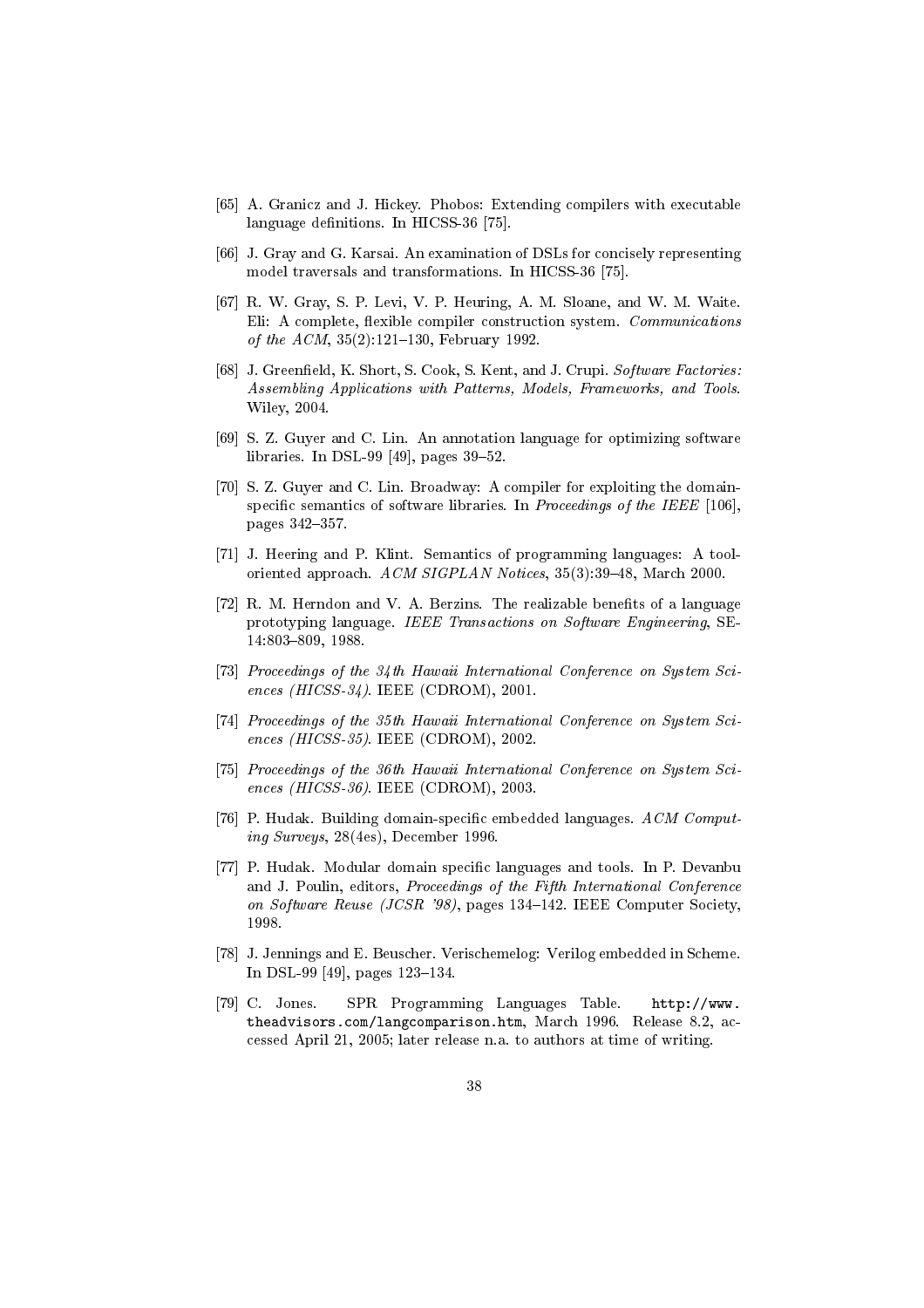[65] A. Granicz and J. Hickey. Phobos: Extending compilers with executable language definitions. In HICSS-36 [75].

[66] J. Gray and G. Karsai. An examination of DSLs for concisely representing model traversals and transformations. In HICSS-36 [75].

[67] R. W. Gray, S. P. Levi, V. P. Heuring, A. M. Sloane, and W. M. Waite. Eli: A complete, flexible compiler construction system. *Communications of the ACM*, 35(2):121–130, February 1992.

[68] J. Greenfield, K. Short, S. Cook, S. Kent, and J. Crupi. *Software Factories: Assembling Applications with Patterns, Models, Frameworks, and Tools.* Wiley, 2004.

[69] S. Z. Guyer and C. Lin. An annotation language for optimizing software libraries. In DSL-99 [49], pages 39–52.

[70] S. Z. Guyer and C. Lin. Broadway: A compiler for exploiting the domain-specific semantics of software libraries. In *Proceedings of the IEEE* [106], pages 342–357.

[71] J. Heering and P. Klint. Semantics of programming languages: A tool-oriented approach. *ACM SIGPLAN Notices*, 35(3):39–48, March 2000.

[72] R. M. Herndon and V. A. Berzins. The realizable benefits of a language prototyping language. *IEEE Transactions on Software Engineering*, SE-14:803–809, 1988.

[73] *Proceedings of the 34th Hawaii International Conference on System Sciences (HICSS-34)*. IEEE (CDROM), 2001.

[74] *Proceedings of the 35th Hawaii International Conference on System Sciences (HICSS-35)*. IEEE (CDROM), 2002.

[75] *Proceedings of the 36th Hawaii International Conference on System Sciences (HICSS-36)*. IEEE (CDROM), 2003.

[76] P. Hudak. Building domain-specific embedded languages. *ACM Computing Surveys*, 28(4es), December 1996.

[77] P. Hudak. Modular domain specific languages and tools. In P. Devanbu and J. Poulin, editors, *Proceedings of the Fifth International Conference on Software Reuse (JCSR '98)*, pages 134–142. IEEE Computer Society, 1998.

[78] J. Jennings and E. Beuscher. Verischemelog: Verilog embedded in Scheme. In DSL-99 [49], pages 123–134.

[79] C. Jones. SPR Programming Languages Table. `http://www.theadvisors.com/langcomparison.htm`, March 1996. Release 8.2, accessed April 21, 2005; later release n.a. to authors at time of writing.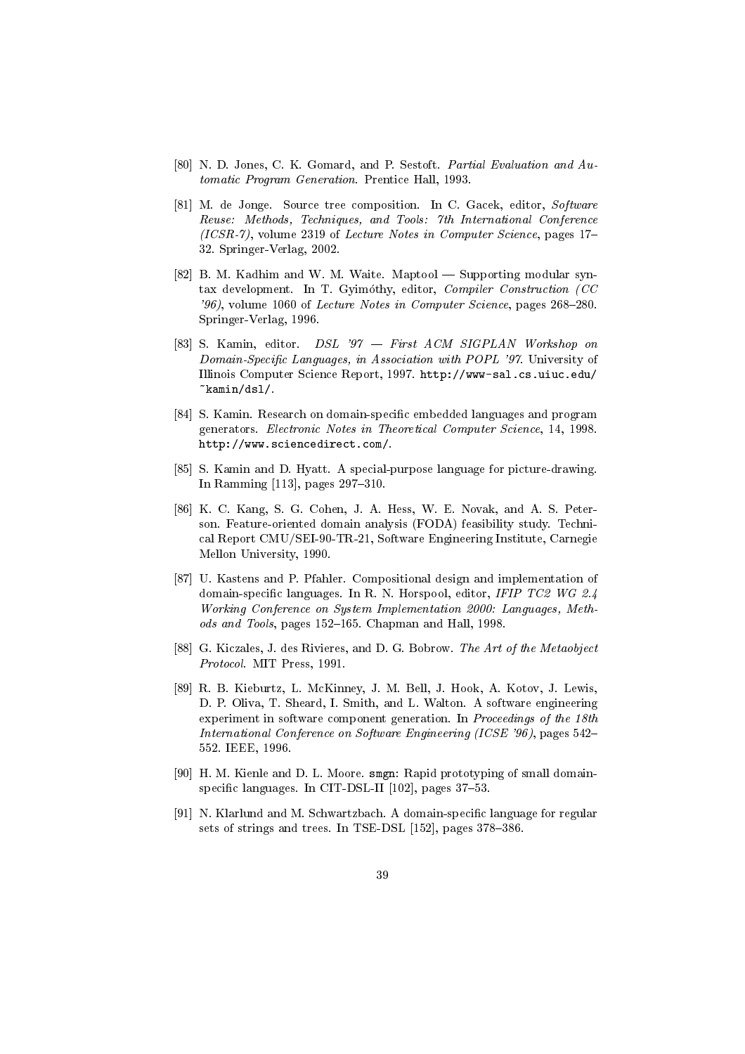[80] N. D. Jones, C. K. Gomard, and P. Sestoft. *Partial Evaluation and Automatic Program Generation*. Prentice Hall, 1993.

[81] M. de Jonge. Source tree composition. In C. Gacek, editor, *Software Reuse: Methods, Techniques, and Tools: 7th International Conference (ICSR-7)*, volume 2319 of *Lecture Notes in Computer Science*, pages 17–32. Springer-Verlag, 2002.

[82] B. M. Kadhim and W. M. Waite. Maptool — Supporting modular syntax development. In T. Gyimóthy, editor, *Compiler Construction (CC '96)*, volume 1060 of *Lecture Notes in Computer Science*, pages 268–280. Springer-Verlag, 1996.

[83] S. Kamin, editor. *DSL '97 — First ACM SIGPLAN Workshop on Domain-Specific Languages, in Association with POPL '97*. University of Illinois Computer Science Report, 1997. `http://www-sal.cs.uiuc.edu/~kamin/dsl/`.

[84] S. Kamin. Research on domain-specific embedded languages and program generators. *Electronic Notes in Theoretical Computer Science*, 14, 1998. `http://www.sciencedirect.com/`.

[85] S. Kamin and D. Hyatt. A special-purpose language for picture-drawing. In Ramming [113], pages 297–310.

[86] K. C. Kang, S. G. Cohen, J. A. Hess, W. E. Novak, and A. S. Peterson. Feature-oriented domain analysis (FODA) feasibility study. Technical Report CMU/SEI-90-TR-21, Software Engineering Institute, Carnegie Mellon University, 1990.

[87] U. Kastens and P. Pfahler. Compositional design and implementation of domain-specific languages. In R. N. Horspool, editor, *IFIP TC2 WG 2.4 Working Conference on System Implementation 2000: Languages, Methods and Tools*, pages 152–165. Chapman and Hall, 1998.

[88] G. Kiczales, J. des Rivieres, and D. G. Bobrow. *The Art of the Metaobject Protocol*. MIT Press, 1991.

[89] R. B. Kieburtz, L. McKinney, J. M. Bell, J. Hook, A. Kotov, J. Lewis, D. P. Oliva, T. Sheard, I. Smith, and L. Walton. A software engineering experiment in software component generation. In *Proceedings of the 18th International Conference on Software Engineering (ICSE '96)*, pages 542–552. IEEE, 1996.

[90] H. M. Kienle and D. L. Moore. `smgn`: Rapid prototyping of small domain-specific languages. In CIT-DSL-II [102], pages 37–53.

[91] N. Klarlund and M. Schwartzbach. A domain-specific language for regular sets of strings and trees. In TSE-DSL [152], pages 378–386.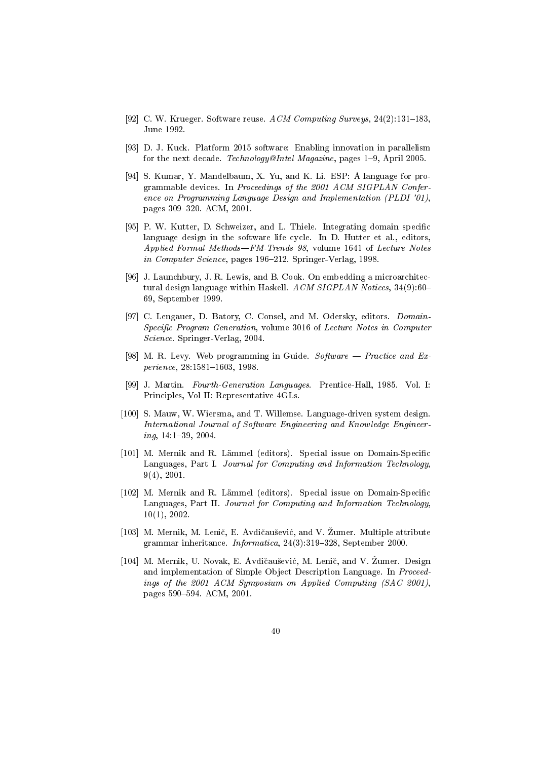[92] C. W. Krueger. Software reuse. *ACM Computing Surveys*, 24(2):131–183, June 1992.

[93] D. J. Kuck. Platform 2015 software: Enabling innovation in parallelism for the next decade. *Technology@Intel Magazine*, pages 1–9, April 2005.

[94] S. Kumar, Y. Mandelbaum, X. Yu, and K. Li. ESP: A language for programmable devices. In *Proceedings of the 2001 ACM SIGPLAN Conference on Programming Language Design and Implementation (PLDI '01)*, pages 309–320. ACM, 2001.

[95] P. W. Kutter, D. Schweizer, and L. Thiele. Integrating domain specific language design in the software life cycle. In D. Hutter et al., editors, *Applied Formal Methods—FM-Trends 98*, volume 1641 of *Lecture Notes in Computer Science*, pages 196–212. Springer-Verlag, 1998.

[96] J. Launchbury, J. R. Lewis, and B. Cook. On embedding a microarchitectural design language within Haskell. *ACM SIGPLAN Notices*, 34(9):60–69, September 1999.

[97] C. Lengauer, D. Batory, C. Consel, and M. Odersky, editors. *Domain-Specific Program Generation*, volume 3016 of *Lecture Notes in Computer Science*. Springer-Verlag, 2004.

[98] M. R. Levy. Web programming in Guide. *Software — Practice and Experience*, 28:1581–1603, 1998.

[99] J. Martin. *Fourth-Generation Languages*. Prentice-Hall, 1985. Vol. I: Principles, Vol II: Representative 4GLs.

[100] S. Mauw, W. Wiersma, and T. Willemse. Language-driven system design. *International Journal of Software Engineering and Knowledge Engineering*, 14:1–39, 2004.

[101] M. Mernik and R. Lämmel (editors). Special issue on Domain-Specific Languages, Part I. *Journal for Computing and Information Technology*, 9(4), 2001.

[102] M. Mernik and R. Lämmel (editors). Special issue on Domain-Specific Languages, Part II. *Journal for Computing and Information Technology*, 10(1), 2002.

[103] M. Mernik, M. Lenič, E. Avdičaušević, and V. Žumer. Multiple attribute grammar inheritance. *Informatica*, 24(3):319–328, September 2000.

[104] M. Mernik, U. Novak, E. Avdičaušević, M. Lenič, and V. Žumer. Design and implementation of Simple Object Description Language. In *Proceedings of the 2001 ACM Symposium on Applied Computing (SAC 2001)*, pages 590–594. ACM, 2001.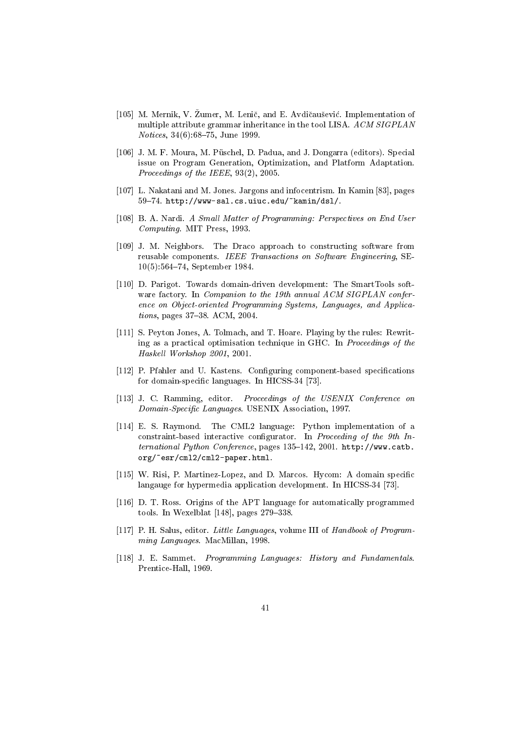[105] M. Mernik, V. Žumer, M. Lenič, and E. Avdičaušević. Implementation of multiple attribute grammar inheritance in the tool LISA. *ACM SIGPLAN Notices*, 34(6):68–75, June 1999.

[106] J. M. F. Moura, M. Püschel, D. Padua, and J. Dongarra (editors). Special issue on Program Generation, Optimization, and Platform Adaptation. *Proceedings of the IEEE*, 93(2), 2005.

[107] L. Nakatani and M. Jones. Jargons and infocentrism. In Kamin [83], pages 59–74. `http://www-sal.cs.uiuc.edu/~kamin/dsl/`.

[108] B. A. Nardi. *A Small Matter of Programming: Perspectives on End User Computing*. MIT Press, 1993.

[109] J. M. Neighbors. The Draco approach to constructing software from reusable components. *IEEE Transactions on Software Engineering*, SE-10(5):564–74, September 1984.

[110] D. Parigot. Towards domain-driven development: The SmartTools software factory. In *Companion to the 19th annual ACM SIGPLAN conference on Object-oriented Programming Systems, Languages, and Applications*, pages 37–38. ACM, 2004.

[111] S. Peyton Jones, A. Tolmach, and T. Hoare. Playing by the rules: Rewriting as a practical optimisation technique in GHC. In *Proceedings of the Haskell Workshop 2001*, 2001.

[112] P. Pfahler and U. Kastens. Configuring component-based specifications for domain-specific languages. In HICSS-34 [73].

[113] J. C. Ramming, editor. *Proceedings of the USENIX Conference on Domain-Specific Languages*. USENIX Association, 1997.

[114] E. S. Raymond. The CML2 language: Python implementation of a constraint-based interactive configurator. In *Proceeding of the 9th International Python Conference*, pages 135–142, 2001. `http://www.catb.org/~esr/cml2/cml2-paper.html`.

[115] W. Risi, P. Martinez-Lopez, and D. Marcos. Hycom: A domain specific langauge for hypermedia application development. In HICSS-34 [73].

[116] D. T. Ross. Origins of the APT language for automatically programmed tools. In Wexelblat [148], pages 279–338.

[117] P. H. Salus, editor. *Little Languages*, volume III of *Handbook of Programming Languages*. MacMillan, 1998.

[118] J. E. Sammet. *Programming Languages: History and Fundamentals*. Prentice-Hall, 1969.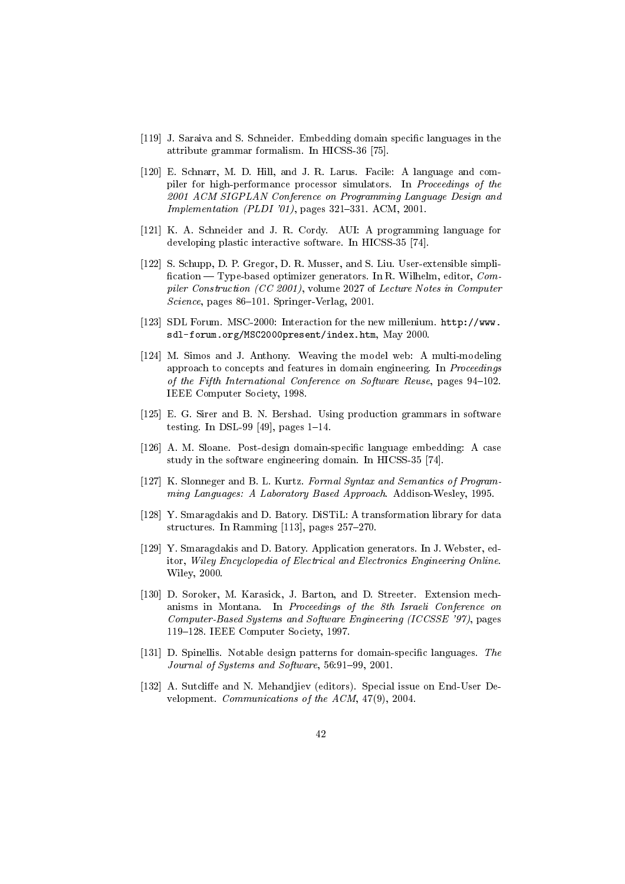[119] J. Saraiva and S. Schneider. Embedding domain specific languages in the attribute grammar formalism. In HICSS-36 [75].

[120] E. Schnarr, M. D. Hill, and J. R. Larus. Facile: A language and compiler for high-performance processor simulators. In *Proceedings of the 2001 ACM SIGPLAN Conference on Programming Language Design and Implementation (PLDI '01)*, pages 321–331. ACM, 2001.

[121] K. A. Schneider and J. R. Cordy. AUI: A programming language for developing plastic interactive software. In HICSS-35 [74].

[122] S. Schupp, D. P. Gregor, D. R. Musser, and S. Liu. User-extensible simplification — Type-based optimizer generators. In R. Wilhelm, editor, *Compiler Construction (CC 2001)*, volume 2027 of *Lecture Notes in Computer Science*, pages 86–101. Springer-Verlag, 2001.

[123] SDL Forum. MSC-2000: Interaction for the new millenium. `http://www.sdl-forum.org/MSC2000present/index.htm`, May 2000.

[124] M. Simos and J. Anthony. Weaving the model web: A multi-modeling approach to concepts and features in domain engineering. In *Proceedings of the Fifth International Conference on Software Reuse*, pages 94–102. IEEE Computer Society, 1998.

[125] E. G. Sirer and B. N. Bershad. Using production grammars in software testing. In DSL-99 [49], pages 1–14.

[126] A. M. Sloane. Post-design domain-specific language embedding: A case study in the software engineering domain. In HICSS-35 [74].

[127] K. Slonneger and B. L. Kurtz. *Formal Syntax and Semantics of Programming Languages: A Laboratory Based Approach*. Addison-Wesley, 1995.

[128] Y. Smaragdakis and D. Batory. DiSTiL: A transformation library for data structures. In Ramming [113], pages 257–270.

[129] Y. Smaragdakis and D. Batory. Application generators. In J. Webster, editor, *Wiley Encyclopedia of Electrical and Electronics Engineering Online*. Wiley, 2000.

[130] D. Soroker, M. Karasick, J. Barton, and D. Streeter. Extension mechanisms in Montana. In *Proceedings of the 8th Israeli Conference on Computer-Based Systems and Software Engineering (ICCSSE '97)*, pages 119–128. IEEE Computer Society, 1997.

[131] D. Spinellis. Notable design patterns for domain-specific languages. *The Journal of Systems and Software*, 56:91–99, 2001.

[132] A. Sutcliffe and N. Mehandjiev (editors). Special issue on End-User Development. *Communications of the ACM*, 47(9), 2004.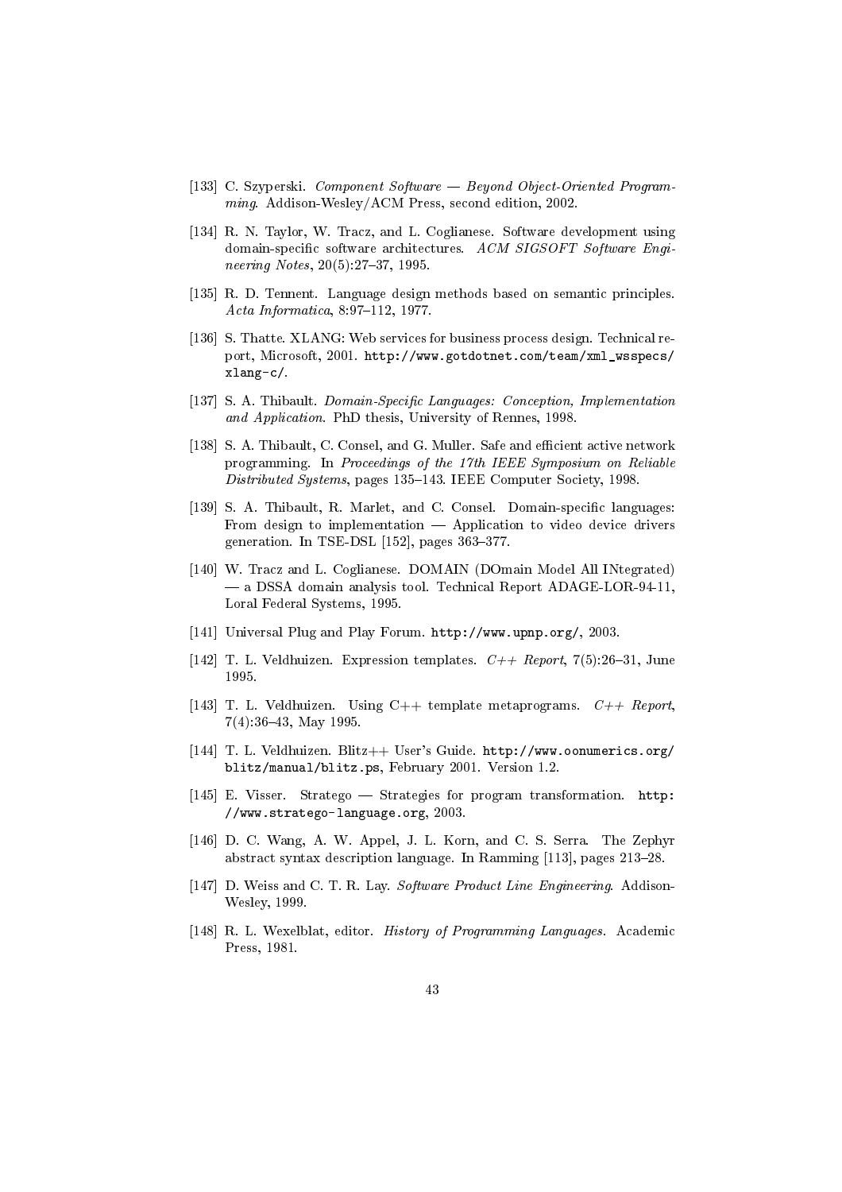[133] C. Szyperski. *Component Software — Beyond Object-Oriented Programming*. Addison-Wesley/ACM Press, second edition, 2002.

[134] R. N. Taylor, W. Tracz, and L. Coglianese. Software development using domain-specific software architectures. *ACM SIGSOFT Software Engineering Notes*, 20(5):27–37, 1995.

[135] R. D. Tennent. Language design methods based on semantic principles. *Acta Informatica*, 8:97–112, 1977.

[136] S. Thatte. XLANG: Web services for business process design. Technical report, Microsoft, 2001. `http://www.gotdotnet.com/team/xml_wsspecs/xlang-c/`.

[137] S. A. Thibault. *Domain-Specific Languages: Conception, Implementation and Application*. PhD thesis, University of Rennes, 1998.

[138] S. A. Thibault, C. Consel, and G. Muller. Safe and efficient active network programming. In *Proceedings of the 17th IEEE Symposium on Reliable Distributed Systems*, pages 135–143. IEEE Computer Society, 1998.

[139] S. A. Thibault, R. Marlet, and C. Consel. Domain-specific languages: From design to implementation — Application to video device drivers generation. In TSE-DSL [152], pages 363–377.

[140] W. Tracz and L. Coglianese. DOMAIN (DOmain Model All INtegrated) — a DSSA domain analysis tool. Technical Report ADAGE-LOR-94-11, Loral Federal Systems, 1995.

[141] Universal Plug and Play Forum. `http://www.upnp.org/`, 2003.

[142] T. L. Veldhuizen. Expression templates. *C++ Report*, 7(5):26–31, June 1995.

[143] T. L. Veldhuizen. Using C++ template metaprograms. *C++ Report*, 7(4):36–43, May 1995.

[144] T. L. Veldhuizen. Blitz++ User's Guide. `http://www.oonumerics.org/blitz/manual/blitz.ps`, February 2001. Version 1.2.

[145] E. Visser. Stratego — Strategies for program transformation. `http://www.stratego-language.org`, 2003.

[146] D. C. Wang, A. W. Appel, J. L. Korn, and C. S. Serra. The Zephyr abstract syntax description language. In Ramming [113], pages 213–28.

[147] D. Weiss and C. T. R. Lay. *Software Product Line Engineering*. Addison-Wesley, 1999.

[148] R. L. Wexelblat, editor. *History of Programming Languages*. Academic Press, 1981.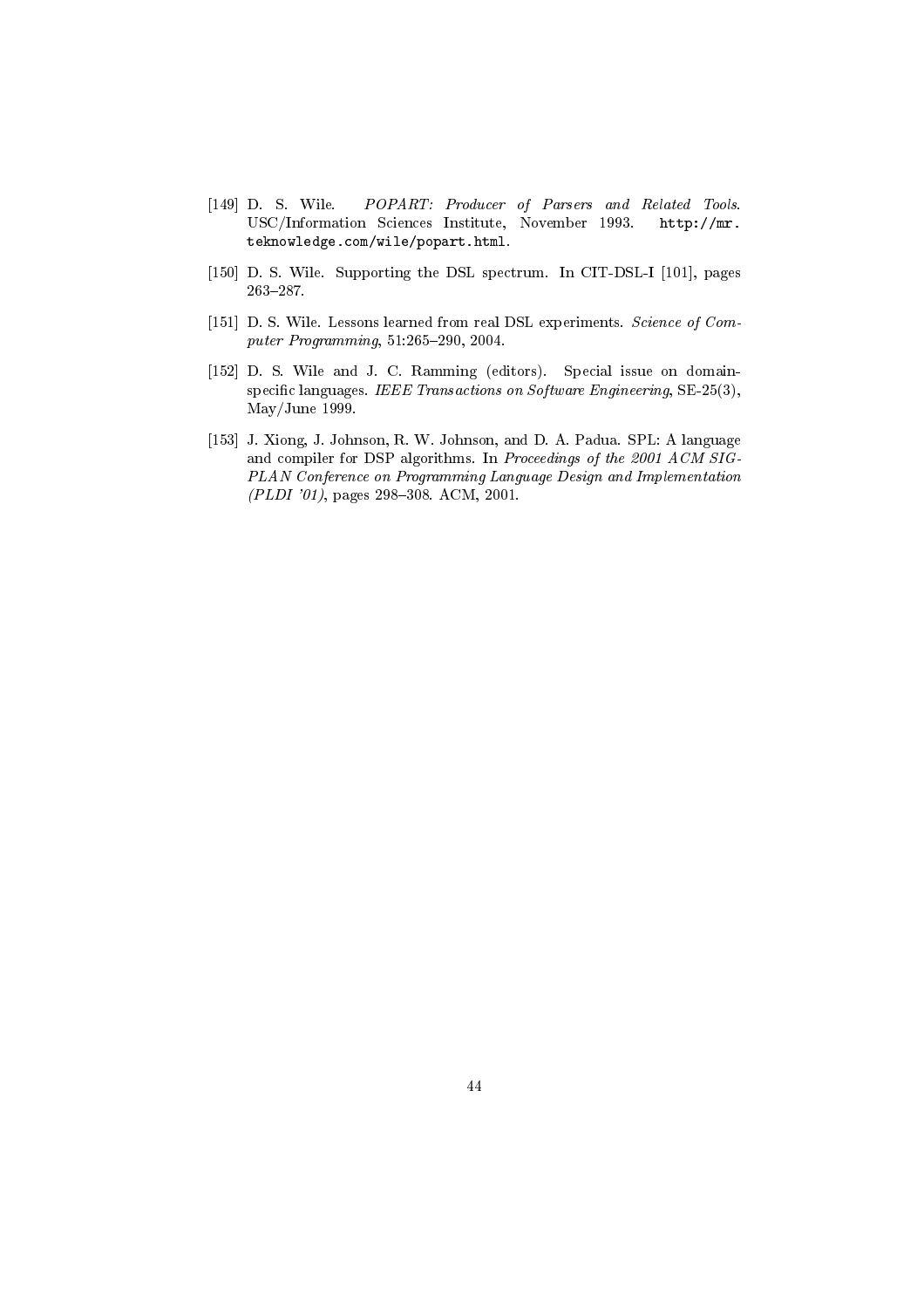[149] D. S. Wile. *POPART: Producer of Parsers and Related Tools*. USC/Information Sciences Institute, November 1993. `http://mr.teknowledge.com/wile/popart.html`.

[150] D. S. Wile. Supporting the DSL spectrum. In CIT-DSL-I [101], pages 263–287.

[151] D. S. Wile. Lessons learned from real DSL experiments. *Science of Computer Programming*, 51:265–290, 2004.

[152] D. S. Wile and J. C. Ramming (editors). Special issue on domain-specific languages. *IEEE Transactions on Software Engineering*, SE-25(3), May/June 1999.

[153] J. Xiong, J. Johnson, R. W. Johnson, and D. A. Padua. SPL: A language and compiler for DSP algorithms. In *Proceedings of the 2001 ACM SIGPLAN Conference on Programming Language Design and Implementation (PLDI '01)*, pages 298–308. ACM, 2001.